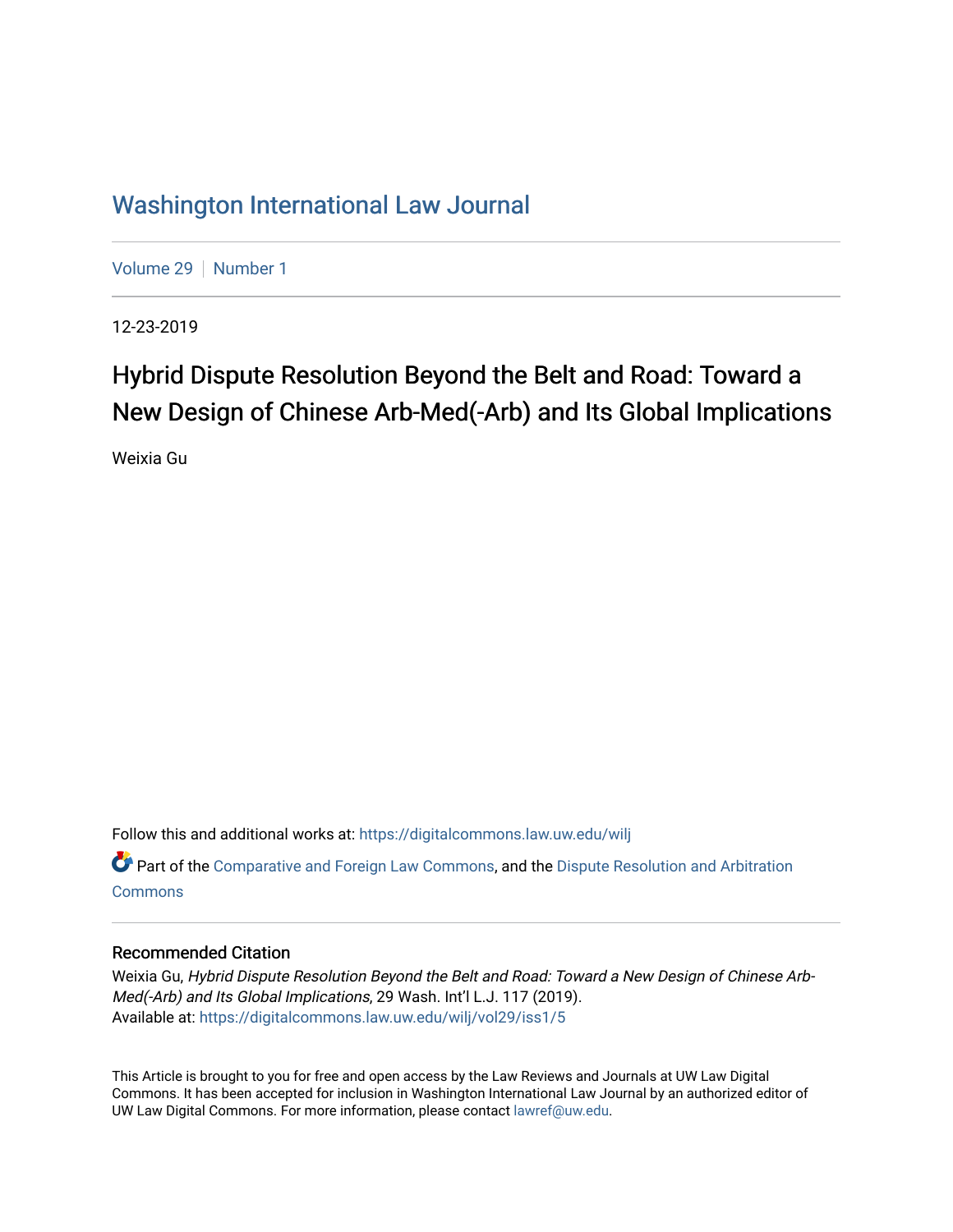# Washington International Law Journal

Volume 29 | Number 1

12-23-2019

## Hybrid Dispute Resolution Beyond the Belt and Road: Toward a New Design of Chinese Arb-Med(-Arb) and Its Global Implications

Weixia Gu

Follow this and additional works at: https://digitalcommons.law.uw.edu/wilj

Part of the Comparative and Foreign Law Commons, and the Dispute Resolution and Arbitration Commons

### Recommended Citation

Weixia Gu, *Hybrid Dispute Resolution Beyond the Belt and Road: Toward a New Design of Chinese Arb-Med(-Arb) and Its Global Implications*, 29 Wash. Int'l L.J. 117 (2019).
Available at: https://digitalcommons.law.uw.edu/wilj/vol29/iss1/5

This Article is brought to you for free and open access by the Law Reviews and Journals at UW Law Digital Commons. It has been accepted for inclusion in Washington International Law Journal by an authorized editor of UW Law Digital Commons. For more information, please contact lawref@uw.edu.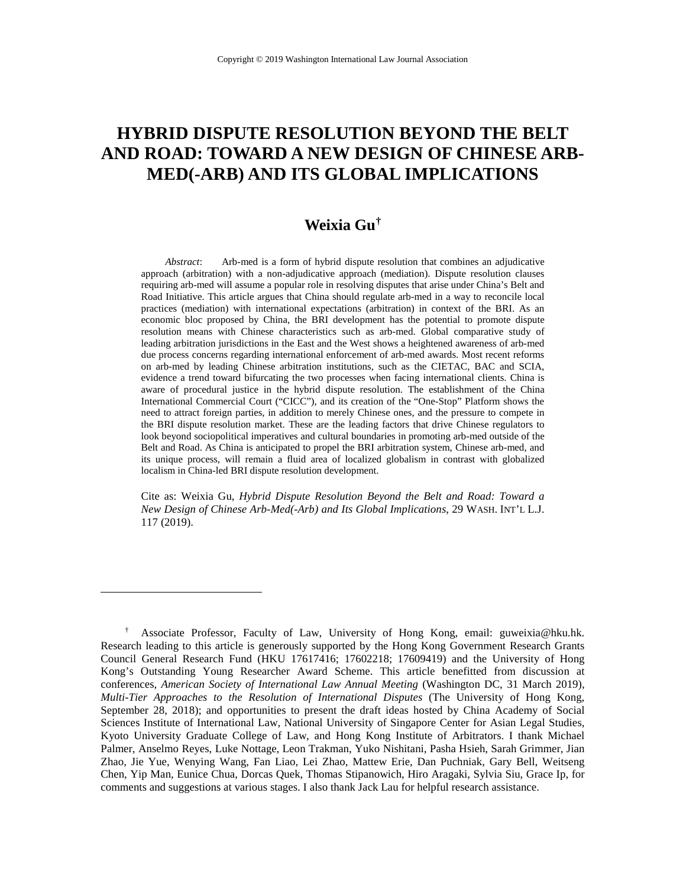# HYBRID DISPUTE RESOLUTION BEYOND THE BELT AND ROAD: TOWARD A NEW DESIGN OF CHINESE ARB-MED(-ARB) AND ITS GLOBAL IMPLICATIONS

**Weixia Gu**[†]

*Abstract*: Arb-med is a form of hybrid dispute resolution that combines an adjudicative approach (arbitration) with a non-adjudicative approach (mediation). Dispute resolution clauses requiring arb-med will assume a popular role in resolving disputes that arise under China's Belt and Road Initiative. This article argues that China should regulate arb-med in a way to reconcile local practices (mediation) with international expectations (arbitration) in context of the BRI. As an economic bloc proposed by China, the BRI development has the potential to promote dispute resolution means with Chinese characteristics such as arb-med. Global comparative study of leading arbitration jurisdictions in the East and the West shows a heightened awareness of arb-med due process concerns regarding international enforcement of arb-med awards. Most recent reforms on arb-med by leading Chinese arbitration institutions, such as the CIETAC, BAC and SCIA, evidence a trend toward bifurcating the two processes when facing international clients. China is aware of procedural justice in the hybrid dispute resolution. The establishment of the China International Commercial Court ("CICC"), and its creation of the "One-Stop" Platform shows the need to attract foreign parties, in addition to merely Chinese ones, and the pressure to compete in the BRI dispute resolution market. These are the leading factors that drive Chinese regulators to look beyond sociopolitical imperatives and cultural boundaries in promoting arb-med outside of the Belt and Road. As China is anticipated to propel the BRI arbitration system, Chinese arb-med, and its unique process, will remain a fluid area of localized globalism in contrast with globalized localism in China-led BRI dispute resolution development.

Cite as: Weixia Gu, *Hybrid Dispute Resolution Beyond the Belt and Road: Toward a New Design of Chinese Arb-Med(-Arb) and Its Global Implications*, 29 WASH. INT'L L.J. 117 (2019).

---

[†] Associate Professor, Faculty of Law, University of Hong Kong, email: guweixia@hku.hk. Research leading to this article is generously supported by the Hong Kong Government Research Grants Council General Research Fund (HKU 17617416; 17602218; 17609419) and the University of Hong Kong's Outstanding Young Researcher Award Scheme. This article benefitted from discussion at conferences, *American Society of International Law Annual Meeting* (Washington DC, 31 March 2019), *Multi-Tier Approaches to the Resolution of International Disputes* (The University of Hong Kong, September 28, 2018); and opportunities to present the draft ideas hosted by China Academy of Social Sciences Institute of International Law, National University of Singapore Center for Asian Legal Studies, Kyoto University Graduate College of Law, and Hong Kong Institute of Arbitrators. I thank Michael Palmer, Anselmo Reyes, Luke Nottage, Leon Trakman, Yuko Nishitani, Pasha Hsieh, Sarah Grimmer, Jian Zhao, Jie Yue, Wenying Wang, Fan Liao, Lei Zhao, Mattew Erie, Dan Puchniak, Gary Bell, Weitseng Chen, Yip Man, Eunice Chua, Dorcas Quek, Thomas Stipanowich, Hiro Aragaki, Sylvia Siu, Grace Ip, for comments and suggestions at various stages. I also thank Jack Lau for helpful research assistance.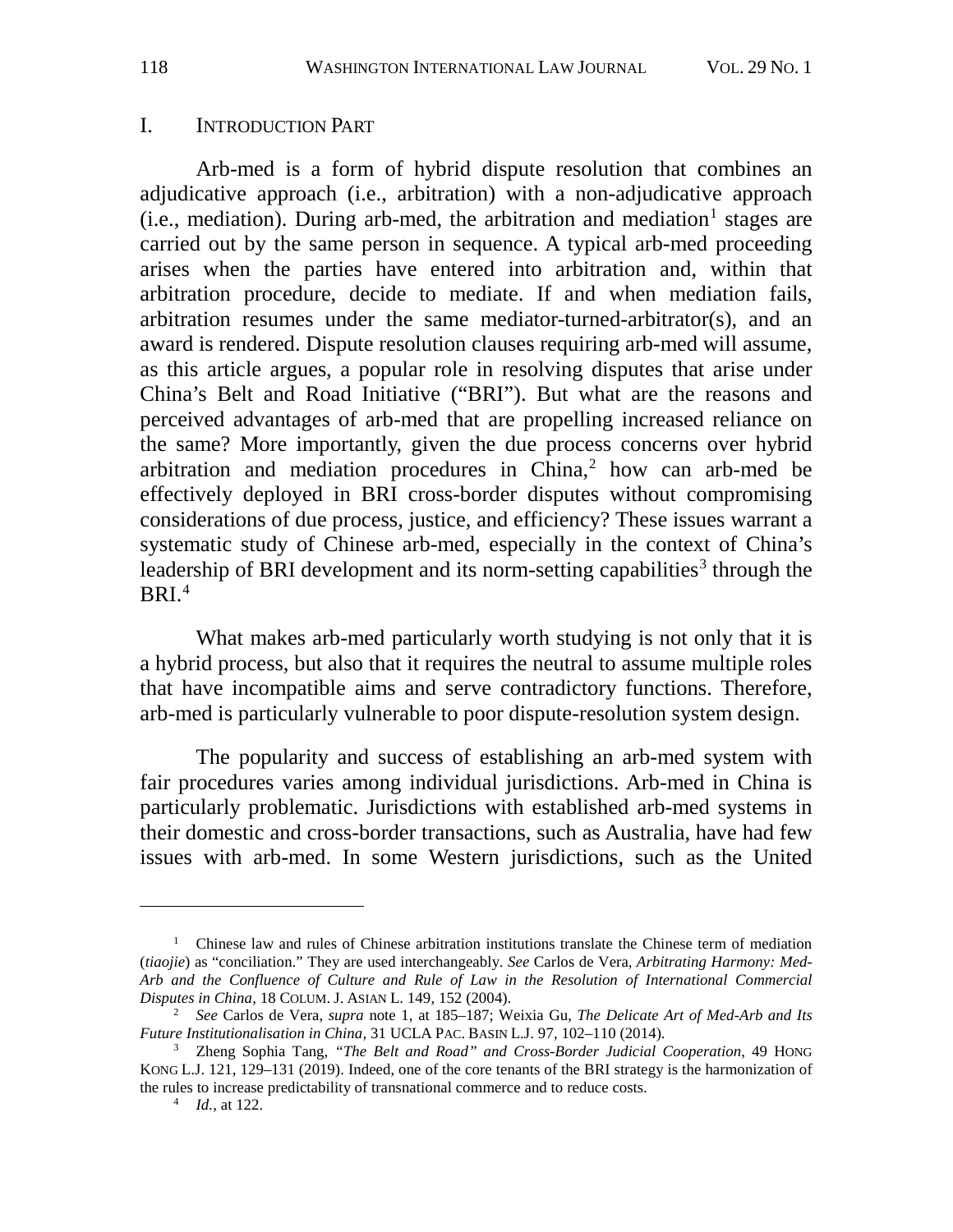## I. INTRODUCTION PART

Arb-med is a form of hybrid dispute resolution that combines an adjudicative approach (i.e., arbitration) with a non-adjudicative approach (i.e., mediation). During arb-med, the arbitration and mediation[1] stages are carried out by the same person in sequence. A typical arb-med proceeding arises when the parties have entered into arbitration and, within that arbitration procedure, decide to mediate. If and when mediation fails, arbitration resumes under the same mediator-turned-arbitrator(s), and an award is rendered. Dispute resolution clauses requiring arb-med will assume, as this article argues, a popular role in resolving disputes that arise under China's Belt and Road Initiative ("BRI"). But what are the reasons and perceived advantages of arb-med that are propelling increased reliance on the same? More importantly, given the due process concerns over hybrid arbitration and mediation procedures in China,[2] how can arb-med be effectively deployed in BRI cross-border disputes without compromising considerations of due process, justice, and efficiency? These issues warrant a systematic study of Chinese arb-med, especially in the context of China's leadership of BRI development and its norm-setting capabilities[3] through the BRI.[4]

What makes arb-med particularly worth studying is not only that it is a hybrid process, but also that it requires the neutral to assume multiple roles that have incompatible aims and serve contradictory functions. Therefore, arb-med is particularly vulnerable to poor dispute-resolution system design.

The popularity and success of establishing an arb-med system with fair procedures varies among individual jurisdictions. Arb-med in China is particularly problematic. Jurisdictions with established arb-med systems in their domestic and cross-border transactions, such as Australia, have had few issues with arb-med. In some Western jurisdictions, such as the United

---

[1] Chinese law and rules of Chinese arbitration institutions translate the Chinese term of mediation (*tiaojie*) as "conciliation." They are used interchangeably. *See* Carlos de Vera, *Arbitrating Harmony: Med-Arb and the Confluence of Culture and Rule of Law in the Resolution of International Commercial Disputes in China*, 18 COLUM. J. ASIAN L. 149, 152 (2004).

[2] *See* Carlos de Vera, *supra* note 1, at 185–187; Weixia Gu, *The Delicate Art of Med-Arb and Its Future Institutionalisation in China,* 31 UCLA PAC. BASIN L.J. 97, 102–110 (2014).

[3] Zheng Sophia Tang, *"The Belt and Road" and Cross-Border Judicial Cooperation*, 49 HONG KONG L.J. 121, 129–131 (2019). Indeed, one of the core tenants of the BRI strategy is the harmonization of the rules to increase predictability of transnational commerce and to reduce costs.

[4] *Id.*, at 122.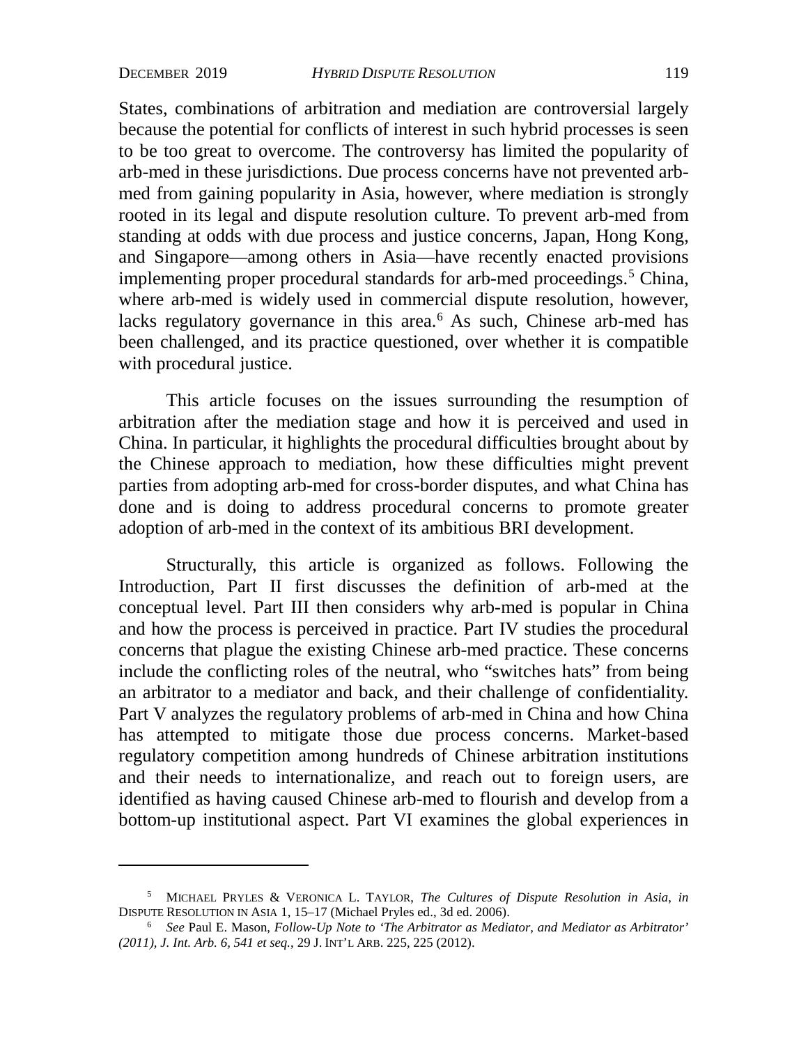States, combinations of arbitration and mediation are controversial largely because the potential for conflicts of interest in such hybrid processes is seen to be too great to overcome. The controversy has limited the popularity of arb-med in these jurisdictions. Due process concerns have not prevented arb-med from gaining popularity in Asia, however, where mediation is strongly rooted in its legal and dispute resolution culture. To prevent arb-med from standing at odds with due process and justice concerns, Japan, Hong Kong, and Singapore—among others in Asia—have recently enacted provisions implementing proper procedural standards for arb-med proceedings.[5] China, where arb-med is widely used in commercial dispute resolution, however, lacks regulatory governance in this area.[6] As such, Chinese arb-med has been challenged, and its practice questioned, over whether it is compatible with procedural justice.

This article focuses on the issues surrounding the resumption of arbitration after the mediation stage and how it is perceived and used in China. In particular, it highlights the procedural difficulties brought about by the Chinese approach to mediation, how these difficulties might prevent parties from adopting arb-med for cross-border disputes, and what China has done and is doing to address procedural concerns to promote greater adoption of arb-med in the context of its ambitious BRI development.

Structurally, this article is organized as follows. Following the Introduction, Part II first discusses the definition of arb-med at the conceptual level. Part III then considers why arb-med is popular in China and how the process is perceived in practice. Part IV studies the procedural concerns that plague the existing Chinese arb-med practice. These concerns include the conflicting roles of the neutral, who "switches hats" from being an arbitrator to a mediator and back, and their challenge of confidentiality. Part V analyzes the regulatory problems of arb-med in China and how China has attempted to mitigate those due process concerns. Market-based regulatory competition among hundreds of Chinese arbitration institutions and their needs to internationalize, and reach out to foreign users, are identified as having caused Chinese arb-med to flourish and develop from a bottom-up institutional aspect. Part VI examines the global experiences in

---

[5] MICHAEL PRYLES & VERONICA L. TAYLOR, *The Cultures of Dispute Resolution in Asia*, *in* DISPUTE RESOLUTION IN ASIA 1, 15–17 (Michael Pryles ed., 3d ed. 2006).

[6] *See* Paul E. Mason, *Follow-Up Note to 'The Arbitrator as Mediator, and Mediator as Arbitrator' (2011), J. Int. Arb. 6, 541 et seq.*, 29 J. INT'L ARB. 225, 225 (2012).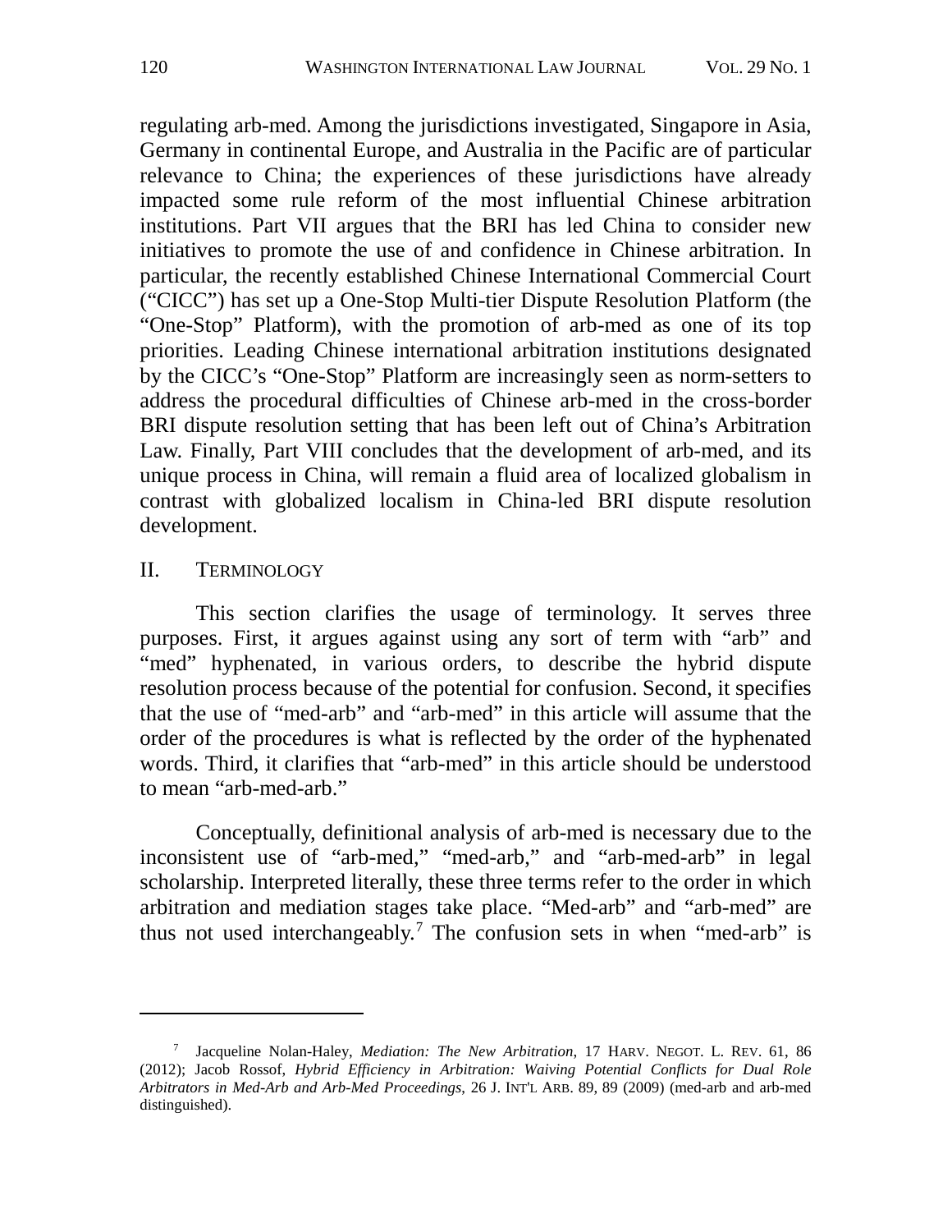regulating arb-med. Among the jurisdictions investigated, Singapore in Asia, Germany in continental Europe, and Australia in the Pacific are of particular relevance to China; the experiences of these jurisdictions have already impacted some rule reform of the most influential Chinese arbitration institutions. Part VII argues that the BRI has led China to consider new initiatives to promote the use of and confidence in Chinese arbitration. In particular, the recently established Chinese International Commercial Court ("CICC") has set up a One-Stop Multi-tier Dispute Resolution Platform (the "One-Stop" Platform), with the promotion of arb-med as one of its top priorities. Leading Chinese international arbitration institutions designated by the CICC's "One-Stop" Platform are increasingly seen as norm-setters to address the procedural difficulties of Chinese arb-med in the cross-border BRI dispute resolution setting that has been left out of China's Arbitration Law. Finally, Part VIII concludes that the development of arb-med, and its unique process in China, will remain a fluid area of localized globalism in contrast with globalized localism in China-led BRI dispute resolution development.

## II. TERMINOLOGY

This section clarifies the usage of terminology. It serves three purposes. First, it argues against using any sort of term with "arb" and "med" hyphenated, in various orders, to describe the hybrid dispute resolution process because of the potential for confusion. Second, it specifies that the use of "med-arb" and "arb-med" in this article will assume that the order of the procedures is what is reflected by the order of the hyphenated words. Third, it clarifies that "arb-med" in this article should be understood to mean "arb-med-arb."

Conceptually, definitional analysis of arb-med is necessary due to the inconsistent use of "arb-med," "med-arb," and "arb-med-arb" in legal scholarship. Interpreted literally, these three terms refer to the order in which arbitration and mediation stages take place. "Med-arb" and "arb-med" are thus not used interchangeably.[7] The confusion sets in when "med-arb" is

---

[7] Jacqueline Nolan-Haley, *Mediation: The New Arbitration*, 17 HARV. NEGOT. L. REV. 61, 86 (2012); Jacob Rossof, *Hybrid Efficiency in Arbitration: Waiving Potential Conflicts for Dual Role Arbitrators in Med-Arb and Arb-Med Proceedings*, 26 J. INT'L ARB. 89, 89 (2009) (med-arb and arb-med distinguished).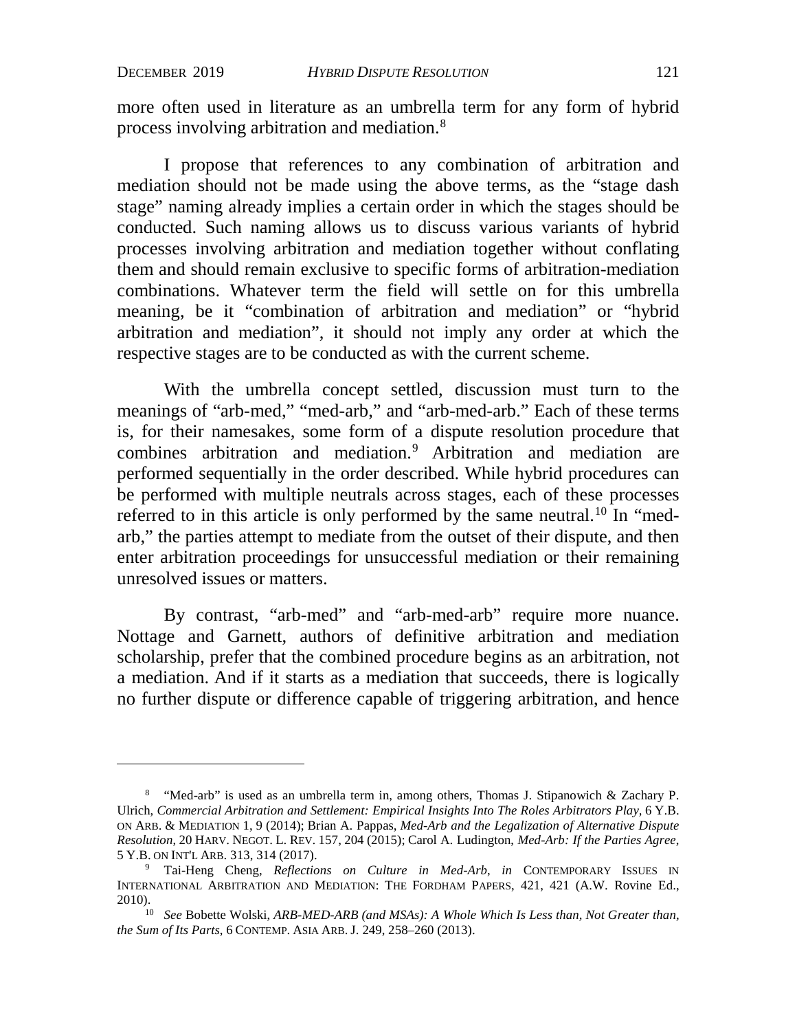more often used in literature as an umbrella term for any form of hybrid process involving arbitration and mediation.[8]

I propose that references to any combination of arbitration and mediation should not be made using the above terms, as the "stage dash stage" naming already implies a certain order in which the stages should be conducted. Such naming allows us to discuss various variants of hybrid processes involving arbitration and mediation together without conflating them and should remain exclusive to specific forms of arbitration-mediation combinations. Whatever term the field will settle on for this umbrella meaning, be it "combination of arbitration and mediation" or "hybrid arbitration and mediation", it should not imply any order at which the respective stages are to be conducted as with the current scheme.

With the umbrella concept settled, discussion must turn to the meanings of "arb-med," "med-arb," and "arb-med-arb." Each of these terms is, for their namesakes, some form of a dispute resolution procedure that combines arbitration and mediation.[9] Arbitration and mediation are performed sequentially in the order described. While hybrid procedures can be performed with multiple neutrals across stages, each of these processes referred to in this article is only performed by the same neutral.[10] In "med-arb," the parties attempt to mediate from the outset of their dispute, and then enter arbitration proceedings for unsuccessful mediation or their remaining unresolved issues or matters.

By contrast, "arb-med" and "arb-med-arb" require more nuance. Nottage and Garnett, authors of definitive arbitration and mediation scholarship, prefer that the combined procedure begins as an arbitration, not a mediation. And if it starts as a mediation that succeeds, there is logically no further dispute or difference capable of triggering arbitration, and hence

---

[8] "Med-arb" is used as an umbrella term in, among others, Thomas J. Stipanowich & Zachary P. Ulrich, *Commercial Arbitration and Settlement: Empirical Insights Into The Roles Arbitrators Play*, 6 Y.B. ON ARB. & MEDIATION 1, 9 (2014); Brian A. Pappas, *Med-Arb and the Legalization of Alternative Dispute Resolution*, 20 HARV. NEGOT. L. REV. 157, 204 (2015); Carol A. Ludington, *Med-Arb: If the Parties Agree*, 5 Y.B. ON INT'L ARB. 313, 314 (2017).

[9] Tai-Heng Cheng, *Reflections on Culture in Med-Arb*, *in* CONTEMPORARY ISSUES IN INTERNATIONAL ARBITRATION AND MEDIATION: THE FORDHAM PAPERS, 421, 421 (A.W. Rovine Ed., 2010).

[10] *See* Bobette Wolski, *ARB-MED-ARB (and MSAs): A Whole Which Is Less than, Not Greater than, the Sum of Its Parts*, 6 CONTEMP. ASIA ARB. J. 249, 258–260 (2013).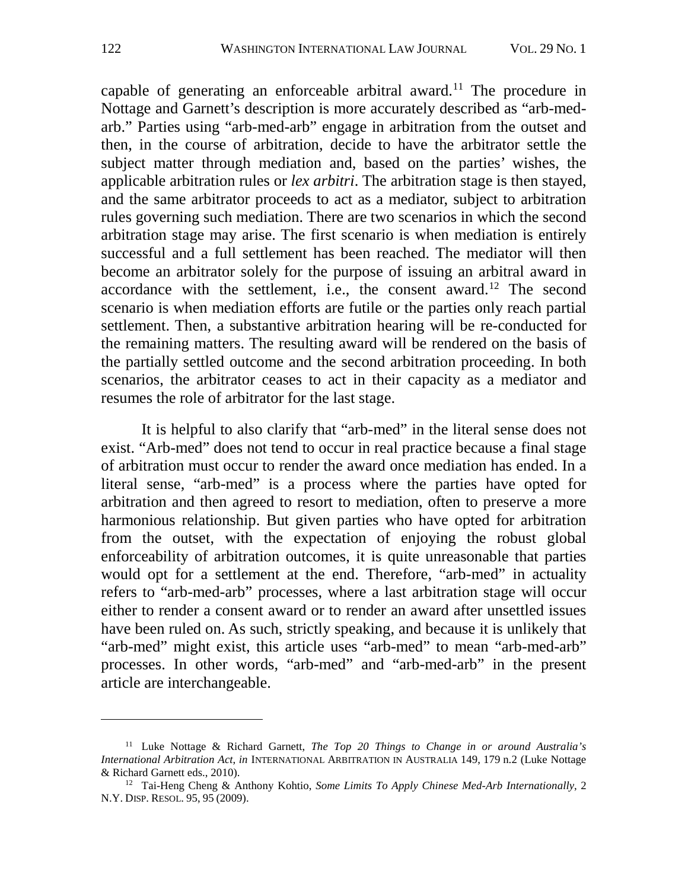capable of generating an enforceable arbitral award.[11] The procedure in Nottage and Garnett's description is more accurately described as "arb-med-arb." Parties using "arb-med-arb" engage in arbitration from the outset and then, in the course of arbitration, decide to have the arbitrator settle the subject matter through mediation and, based on the parties' wishes, the applicable arbitration rules or *lex arbitri*. The arbitration stage is then stayed, and the same arbitrator proceeds to act as a mediator, subject to arbitration rules governing such mediation. There are two scenarios in which the second arbitration stage may arise. The first scenario is when mediation is entirely successful and a full settlement has been reached. The mediator will then become an arbitrator solely for the purpose of issuing an arbitral award in accordance with the settlement, i.e., the consent award.[12] The second scenario is when mediation efforts are futile or the parties only reach partial settlement. Then, a substantive arbitration hearing will be re-conducted for the remaining matters. The resulting award will be rendered on the basis of the partially settled outcome and the second arbitration proceeding. In both scenarios, the arbitrator ceases to act in their capacity as a mediator and resumes the role of arbitrator for the last stage.

It is helpful to also clarify that "arb-med" in the literal sense does not exist. "Arb-med" does not tend to occur in real practice because a final stage of arbitration must occur to render the award once mediation has ended. In a literal sense, "arb-med" is a process where the parties have opted for arbitration and then agreed to resort to mediation, often to preserve a more harmonious relationship. But given parties who have opted for arbitration from the outset, with the expectation of enjoying the robust global enforceability of arbitration outcomes, it is quite unreasonable that parties would opt for a settlement at the end. Therefore, "arb-med" in actuality refers to "arb-med-arb" processes, where a last arbitration stage will occur either to render a consent award or to render an award after unsettled issues have been ruled on. As such, strictly speaking, and because it is unlikely that "arb-med" might exist, this article uses "arb-med" to mean "arb-med-arb" processes. In other words, "arb-med" and "arb-med-arb" in the present article are interchangeable.

---

[11] Luke Nottage & Richard Garnett, *The Top 20 Things to Change in or around Australia's International Arbitration Act*, *in* INTERNATIONAL ARBITRATION IN AUSTRALIA 149, 179 n.2 (Luke Nottage & Richard Garnett eds., 2010).

[12] Tai-Heng Cheng & Anthony Kohtio, *Some Limits To Apply Chinese Med-Arb Internationally*, 2 N.Y. DISP. RESOL. 95, 95 (2009).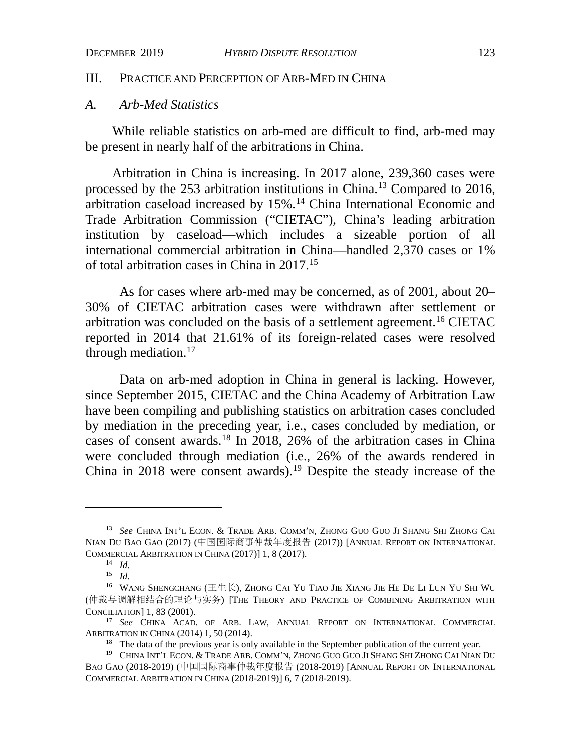## III. Practice and Perception of Arb-Med in China

### *A. Arb-Med Statistics*

While reliable statistics on arb-med are difficult to find, arb-med may be present in nearly half of the arbitrations in China.

Arbitration in China is increasing. In 2017 alone, 239,360 cases were processed by the 253 arbitration institutions in China.[13] Compared to 2016, arbitration caseload increased by 15%.[14] China International Economic and Trade Arbitration Commission ("CIETAC"), China's leading arbitration institution by caseload—which includes a sizeable portion of all international commercial arbitration in China—handled 2,370 cases or 1% of total arbitration cases in China in 2017.[15]

As for cases where arb-med may be concerned, as of 2001, about 20–30% of CIETAC arbitration cases were withdrawn after settlement or arbitration was concluded on the basis of a settlement agreement.[16] CIETAC reported in 2014 that 21.61% of its foreign-related cases were resolved through mediation.[17]

Data on arb-med adoption in China in general is lacking. However, since September 2015, CIETAC and the China Academy of Arbitration Law have been compiling and publishing statistics on arbitration cases concluded by mediation in the preceding year, i.e., cases concluded by mediation, or cases of consent awards.[18] In 2018, 26% of the arbitration cases in China were concluded through mediation (i.e., 26% of the awards rendered in China in 2018 were consent awards).[19] Despite the steady increase of the

---

[13] *See* China Int'l Econ. & Trade Arb. Comm'n, Zhong Guo Guo Ji Shang Shi Zhong Cai Nian Du Bao Gao (2017) (中国国际商事仲裁年度报告 (2017)) [Annual Report on International Commercial Arbitration in China (2017)] 1, 8 (2017).

[14] *Id.*

[15] *Id.*

[16] Wang Shengchang (王生长), Zhong Cai Yu Tiao Jie Xiang Jie He De Li Lun Yu Shi Wu (仲裁与调解相结合的理论与实务) [The Theory and Practice of Combining Arbitration with Conciliation] 1, 83 (2001).

[17] *See* China Acad. of Arb. Law, Annual Report on International Commercial Arbitration in China (2014) 1, 50 (2014).

[18] The data of the previous year is only available in the September publication of the current year.

[19] China Int'l Econ. & Trade Arb. Comm'n, Zhong Guo Guo Ji Shang Shi Zhong Cai Nian Du Bao Gao (2018-2019) (中国国际商事仲裁年度报告 (2018-2019) [Annual Report on International Commercial Arbitration in China (2018-2019)] 6, 7 (2018-2019).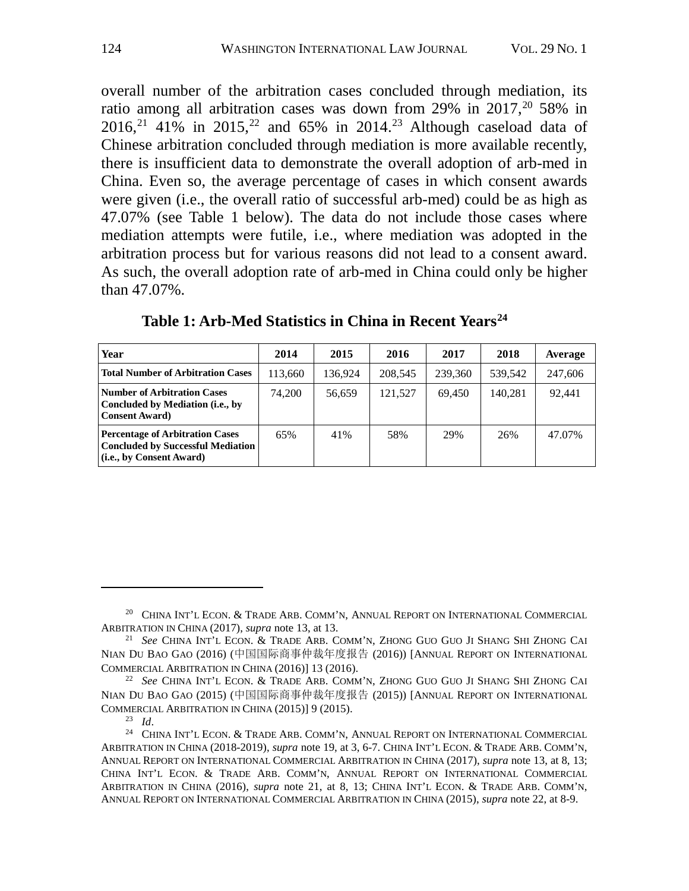overall number of the arbitration cases concluded through mediation, its ratio among all arbitration cases was down from 29% in 2017,[20] 58% in 2016,[21] 41% in 2015,[22] and 65% in 2014.[23] Although caseload data of Chinese arbitration concluded through mediation is more available recently, there is insufficient data to demonstrate the overall adoption of arb-med in China. Even so, the average percentage of cases in which consent awards were given (i.e., the overall ratio of successful arb-med) could be as high as 47.07% (see Table 1 below). The data do not include those cases where mediation attempts were futile, i.e., where mediation was adopted in the arbitration process but for various reasons did not lead to a consent award. As such, the overall adoption rate of arb-med in China could only be higher than 47.07%.

**Table 1: Arb-Med Statistics in China in Recent Years[24]**

| **Year** | **2014** | **2015** | **2016** | **2017** | **2018** | **Average** |
|---|---|---|---|---|---|---|
| **Total Number of Arbitration Cases** | 113,660 | 136,924 | 208,545 | 239,360 | 539,542 | 247,606 |
| **Number of Arbitration Cases Concluded by Mediation (i.e., by Consent Award)** | 74,200 | 56,659 | 121,527 | 69,450 | 140,281 | 92,441 |
| **Percentage of Arbitration Cases Concluded by Successful Mediation (i.e., by Consent Award)** | 65% | 41% | 58% | 29% | 26% | 47.07% |

---

[20] CHINA INT'L ECON. & TRADE ARB. COMM'N, ANNUAL REPORT ON INTERNATIONAL COMMERCIAL ARBITRATION IN CHINA (2017), *supra* note 13, at 13.

[21] *See* CHINA INT'L ECON. & TRADE ARB. COMM'N, ZHONG GUO GUO JI SHANG SHI ZHONG CAI NIAN DU BAO GAO (2016) (中国国际商事仲裁年度报告 (2016)) [ANNUAL REPORT ON INTERNATIONAL COMMERCIAL ARBITRATION IN CHINA (2016)] 13 (2016).

[22] *See* CHINA INT'L ECON. & TRADE ARB. COMM'N, ZHONG GUO GUO JI SHANG SHI ZHONG CAI NIAN DU BAO GAO (2015) (中国国际商事仲裁年度报告 (2015)) [ANNUAL REPORT ON INTERNATIONAL COMMERCIAL ARBITRATION IN CHINA (2015)] 9 (2015).

[23] *Id*.

[24] CHINA INT'L ECON. & TRADE ARB. COMM'N, ANNUAL REPORT ON INTERNATIONAL COMMERCIAL ARBITRATION IN CHINA (2018-2019), *supra* note 19, at 3, 6-7. CHINA INT'L ECON. & TRADE ARB. COMM'N, ANNUAL REPORT ON INTERNATIONAL COMMERCIAL ARBITRATION IN CHINA (2017), *supra* note 13, at 8, 13; CHINA INT'L ECON. & TRADE ARB. COMM'N, ANNUAL REPORT ON INTERNATIONAL COMMERCIAL ARBITRATION IN CHINA (2016), *supra* note 21, at 8, 13; CHINA INT'L ECON. & TRADE ARB. COMM'N, ANNUAL REPORT ON INTERNATIONAL COMMERCIAL ARBITRATION IN CHINA (2015), *supra* note 22, at 8-9.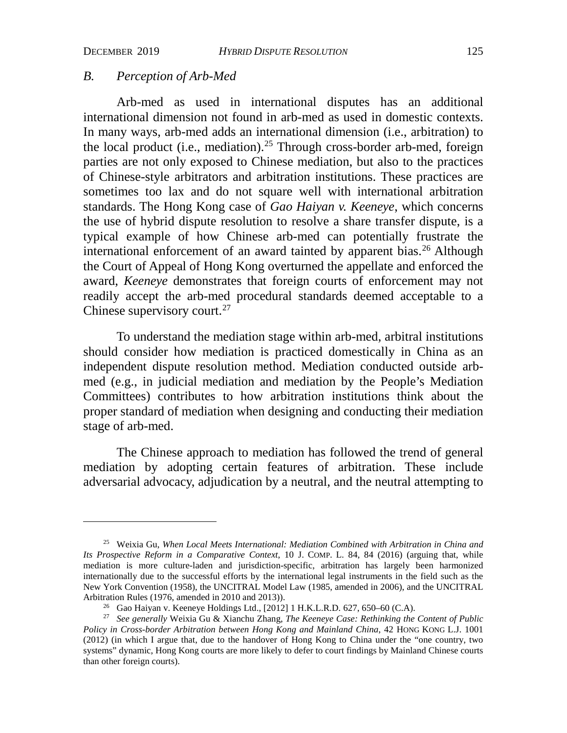## B. *Perception of Arb-Med*

Arb-med as used in international disputes has an additional international dimension not found in arb-med as used in domestic contexts. In many ways, arb-med adds an international dimension (i.e., arbitration) to the local product (i.e., mediation).[25] Through cross-border arb-med, foreign parties are not only exposed to Chinese mediation, but also to the practices of Chinese-style arbitrators and arbitration institutions. These practices are sometimes too lax and do not square well with international arbitration standards. The Hong Kong case of *Gao Haiyan v. Keeneye*, which concerns the use of hybrid dispute resolution to resolve a share transfer dispute, is a typical example of how Chinese arb-med can potentially frustrate the international enforcement of an award tainted by apparent bias.[26] Although the Court of Appeal of Hong Kong overturned the appellate and enforced the award, *Keeneye* demonstrates that foreign courts of enforcement may not readily accept the arb-med procedural standards deemed acceptable to a Chinese supervisory court.[27]

To understand the mediation stage within arb-med, arbitral institutions should consider how mediation is practiced domestically in China as an independent dispute resolution method. Mediation conducted outside arb-med (e.g., in judicial mediation and mediation by the People's Mediation Committees) contributes to how arbitration institutions think about the proper standard of mediation when designing and conducting their mediation stage of arb-med.

The Chinese approach to mediation has followed the trend of general mediation by adopting certain features of arbitration. These include adversarial advocacy, adjudication by a neutral, and the neutral attempting to

---

[25] Weixia Gu, *When Local Meets International: Mediation Combined with Arbitration in China and Its Prospective Reform in a Comparative Context*, 10 J. COMP. L. 84, 84 (2016) (arguing that, while mediation is more culture-laden and jurisdiction-specific, arbitration has largely been harmonized internationally due to the successful efforts by the international legal instruments in the field such as the New York Convention (1958), the UNCITRAL Model Law (1985, amended in 2006), and the UNCITRAL Arbitration Rules (1976, amended in 2010 and 2013)).

[26] Gao Haiyan v. Keeneye Holdings Ltd., [2012] 1 H.K.L.R.D. 627, 650–60 (C.A).

[27] *See generally* Weixia Gu & Xianchu Zhang, *The Keeneye Case: Rethinking the Content of Public Policy in Cross-border Arbitration between Hong Kong and Mainland China*, 42 HONG KONG L.J. 1001 (2012) (in which I argue that, due to the handover of Hong Kong to China under the "one country, two systems" dynamic, Hong Kong courts are more likely to defer to court findings by Mainland Chinese courts than other foreign courts).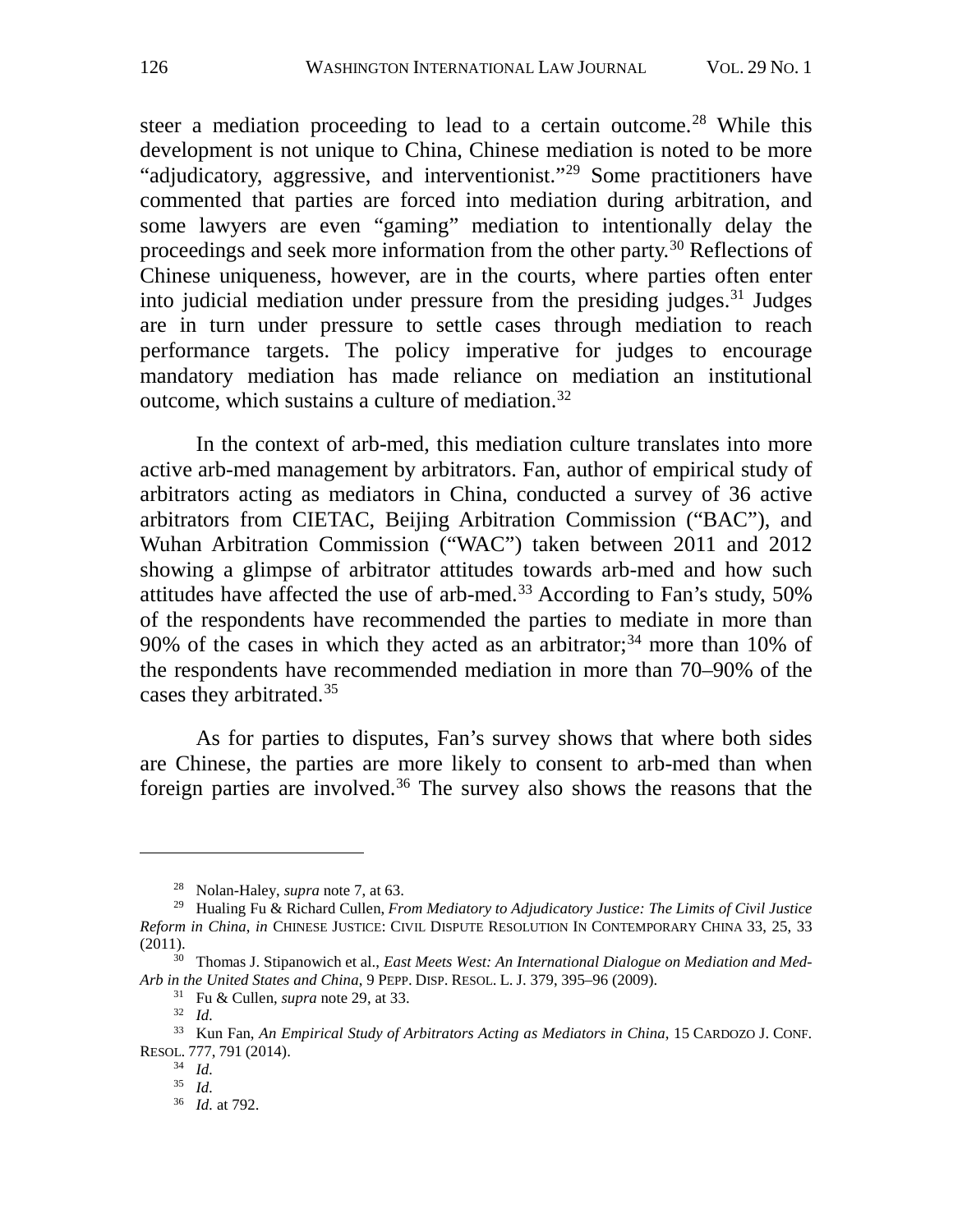steer a mediation proceeding to lead to a certain outcome.[28] While this development is not unique to China, Chinese mediation is noted to be more "adjudicatory, aggressive, and interventionist."[29] Some practitioners have commented that parties are forced into mediation during arbitration, and some lawyers are even "gaming" mediation to intentionally delay the proceedings and seek more information from the other party.[30] Reflections of Chinese uniqueness, however, are in the courts, where parties often enter into judicial mediation under pressure from the presiding judges.[31] Judges are in turn under pressure to settle cases through mediation to reach performance targets. The policy imperative for judges to encourage mandatory mediation has made reliance on mediation an institutional outcome, which sustains a culture of mediation.[32]

In the context of arb-med, this mediation culture translates into more active arb-med management by arbitrators. Fan, author of empirical study of arbitrators acting as mediators in China, conducted a survey of 36 active arbitrators from CIETAC, Beijing Arbitration Commission ("BAC"), and Wuhan Arbitration Commission ("WAC") taken between 2011 and 2012 showing a glimpse of arbitrator attitudes towards arb-med and how such attitudes have affected the use of arb-med.[33] According to Fan's study, 50% of the respondents have recommended the parties to mediate in more than 90% of the cases in which they acted as an arbitrator;[34] more than 10% of the respondents have recommended mediation in more than 70–90% of the cases they arbitrated.[35]

As for parties to disputes, Fan's survey shows that where both sides are Chinese, the parties are more likely to consent to arb-med than when foreign parties are involved.[36] The survey also shows the reasons that the

---

[28] Nolan-Haley, *supra* note 7, at 63.

[29] Hualing Fu & Richard Cullen, *From Mediatory to Adjudicatory Justice: The Limits of Civil Justice Reform in China*, *in* CHINESE JUSTICE: CIVIL DISPUTE RESOLUTION IN CONTEMPORARY CHINA 33, 25, 33 (2011).

[30] Thomas J. Stipanowich et al., *East Meets West: An International Dialogue on Mediation and Med-Arb in the United States and China*, 9 PEPP. DISP. RESOL. L. J. 379, 395–96 (2009).

[31] Fu & Cullen, *supra* note 29, at 33.

[32] *Id.*

[33] Kun Fan, *An Empirical Study of Arbitrators Acting as Mediators in China*, 15 CARDOZO J. CONF. RESOL. 777, 791 (2014).

[34] *Id.*

[35] *Id.*

[36] *Id.* at 792.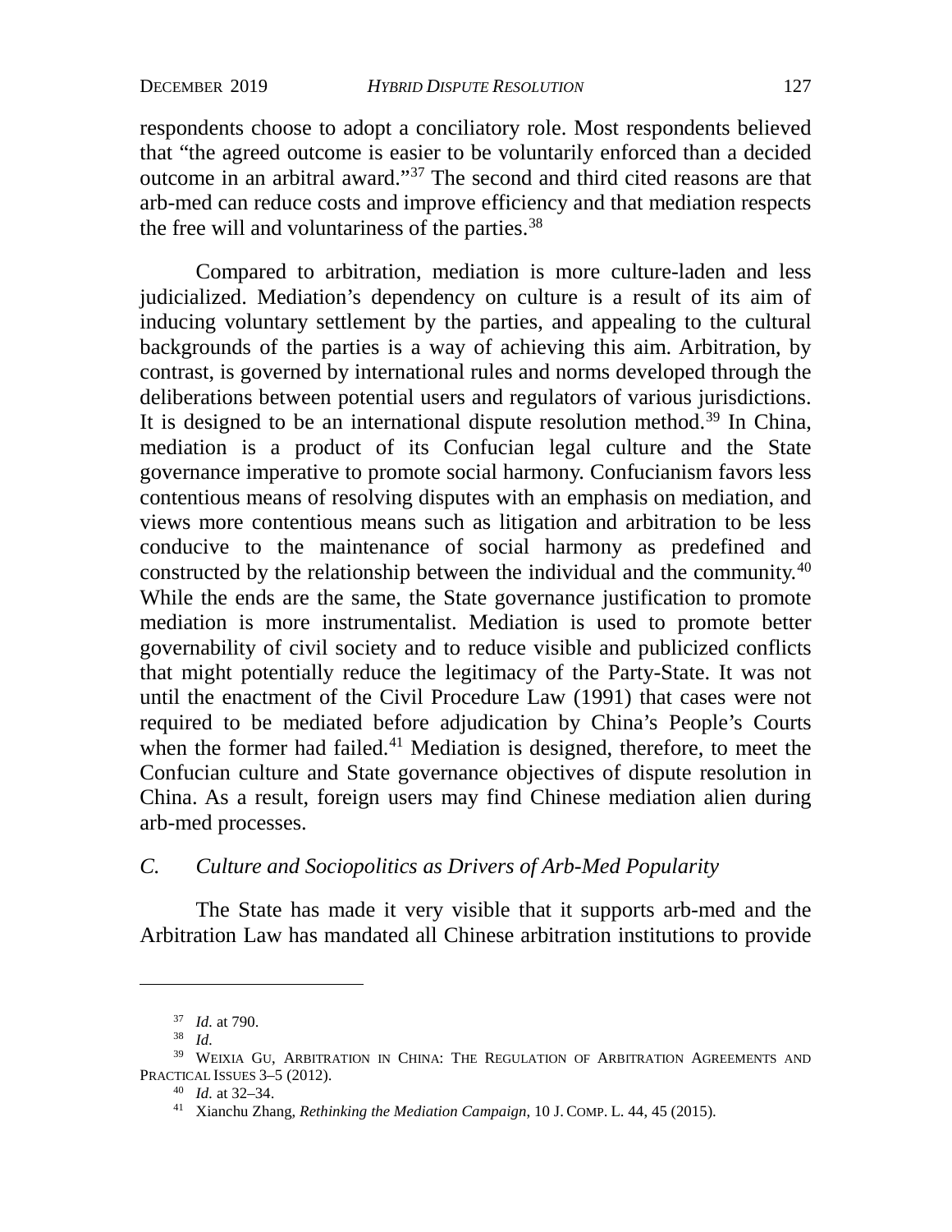respondents choose to adopt a conciliatory role. Most respondents believed that "the agreed outcome is easier to be voluntarily enforced than a decided outcome in an arbitral award."[37] The second and third cited reasons are that arb-med can reduce costs and improve efficiency and that mediation respects the free will and voluntariness of the parties.[38]

Compared to arbitration, mediation is more culture-laden and less judicialized. Mediation's dependency on culture is a result of its aim of inducing voluntary settlement by the parties, and appealing to the cultural backgrounds of the parties is a way of achieving this aim. Arbitration, by contrast, is governed by international rules and norms developed through the deliberations between potential users and regulators of various jurisdictions. It is designed to be an international dispute resolution method.[39] In China, mediation is a product of its Confucian legal culture and the State governance imperative to promote social harmony. Confucianism favors less contentious means of resolving disputes with an emphasis on mediation, and views more contentious means such as litigation and arbitration to be less conducive to the maintenance of social harmony as predefined and constructed by the relationship between the individual and the community.[40] While the ends are the same, the State governance justification to promote mediation is more instrumentalist. Mediation is used to promote better governability of civil society and to reduce visible and publicized conflicts that might potentially reduce the legitimacy of the Party-State. It was not until the enactment of the Civil Procedure Law (1991) that cases were not required to be mediated before adjudication by China's People's Courts when the former had failed.[41] Mediation is designed, therefore, to meet the Confucian culture and State governance objectives of dispute resolution in China. As a result, foreign users may find Chinese mediation alien during arb-med processes.

### *C. Culture and Sociopolitics as Drivers of Arb-Med Popularity*

The State has made it very visible that it supports arb-med and the Arbitration Law has mandated all Chinese arbitration institutions to provide

---

[37] *Id.* at 790.

[38] *Id.*

[39] WEIXIA GU, ARBITRATION IN CHINA: THE REGULATION OF ARBITRATION AGREEMENTS AND PRACTICAL ISSUES 3–5 (2012).

[40] *Id.* at 32–34.

[41] Xianchu Zhang, *Rethinking the Mediation Campaign*, 10 J. COMP. L. 44, 45 (2015).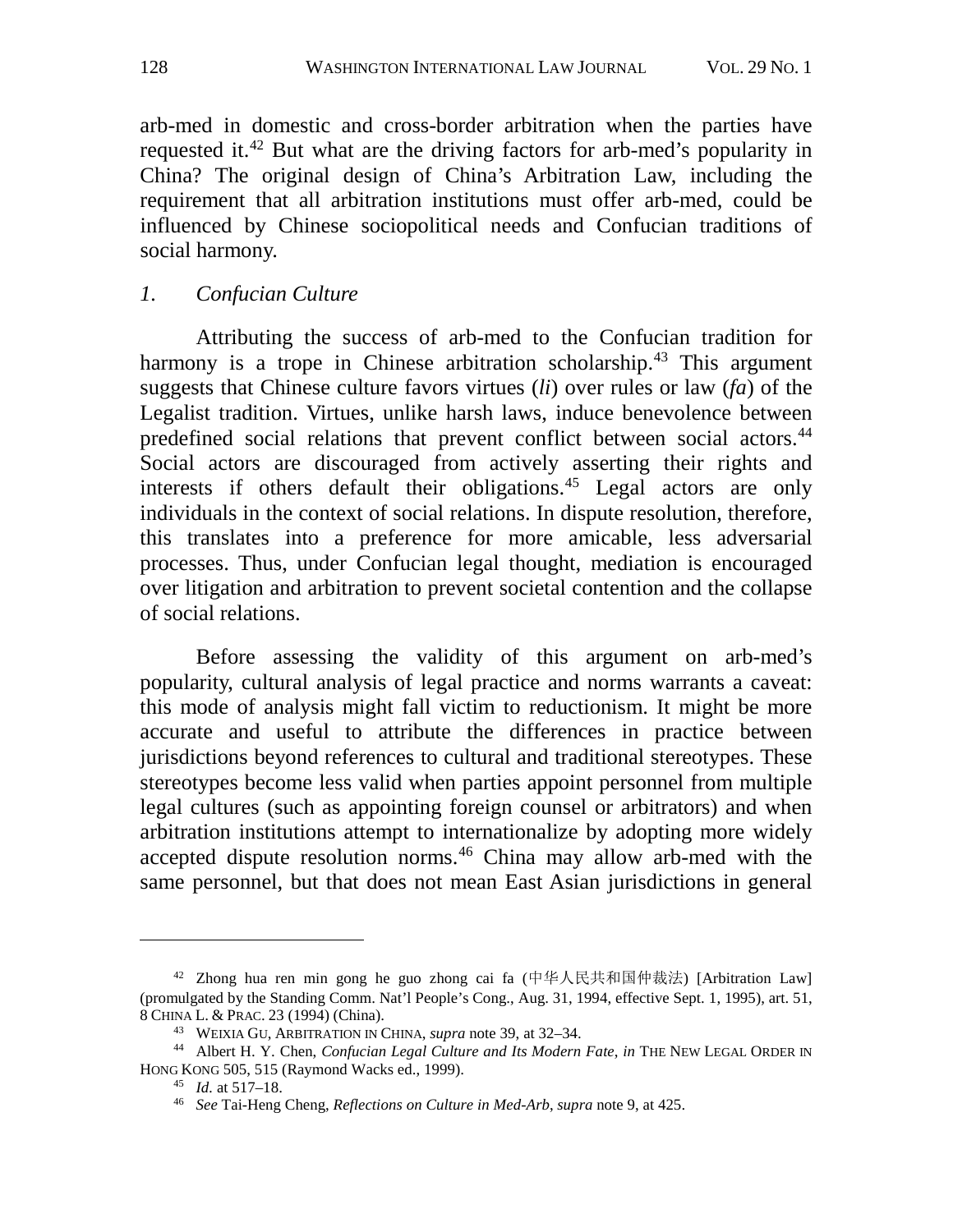arb-med in domestic and cross-border arbitration when the parties have requested it.[42] But what are the driving factors for arb-med's popularity in China? The original design of China's Arbitration Law, including the requirement that all arbitration institutions must offer arb-med, could be influenced by Chinese sociopolitical needs and Confucian traditions of social harmony.

### *1. Confucian Culture*

Attributing the success of arb-med to the Confucian tradition for harmony is a trope in Chinese arbitration scholarship.[43] This argument suggests that Chinese culture favors virtues (*li*) over rules or law (*fa*) of the Legalist tradition. Virtues, unlike harsh laws, induce benevolence between predefined social relations that prevent conflict between social actors.[44] Social actors are discouraged from actively asserting their rights and interests if others default their obligations.[45] Legal actors are only individuals in the context of social relations. In dispute resolution, therefore, this translates into a preference for more amicable, less adversarial processes. Thus, under Confucian legal thought, mediation is encouraged over litigation and arbitration to prevent societal contention and the collapse of social relations.

Before assessing the validity of this argument on arb-med's popularity, cultural analysis of legal practice and norms warrants a caveat: this mode of analysis might fall victim to reductionism. It might be more accurate and useful to attribute the differences in practice between jurisdictions beyond references to cultural and traditional stereotypes. These stereotypes become less valid when parties appoint personnel from multiple legal cultures (such as appointing foreign counsel or arbitrators) and when arbitration institutions attempt to internationalize by adopting more widely accepted dispute resolution norms.[46] China may allow arb-med with the same personnel, but that does not mean East Asian jurisdictions in general

---

[42] Zhong hua ren min gong he guo zhong cai fa (中华人民共和国仲裁法) [Arbitration Law] (promulgated by the Standing Comm. Nat'l People's Cong., Aug. 31, 1994, effective Sept. 1, 1995), art. 51, 8 CHINA L. & PRAC. 23 (1994) (China).

[43] WEIXIA GU, ARBITRATION IN CHINA, *supra* note 39, at 32–34.

[44] Albert H. Y. Chen, *Confucian Legal Culture and Its Modern Fate*, *in* THE NEW LEGAL ORDER IN HONG KONG 505, 515 (Raymond Wacks ed., 1999).

[45] *Id.* at 517–18.

[46] *See* Tai-Heng Cheng, *Reflections on Culture in Med-Arb*, *supra* note 9, at 425.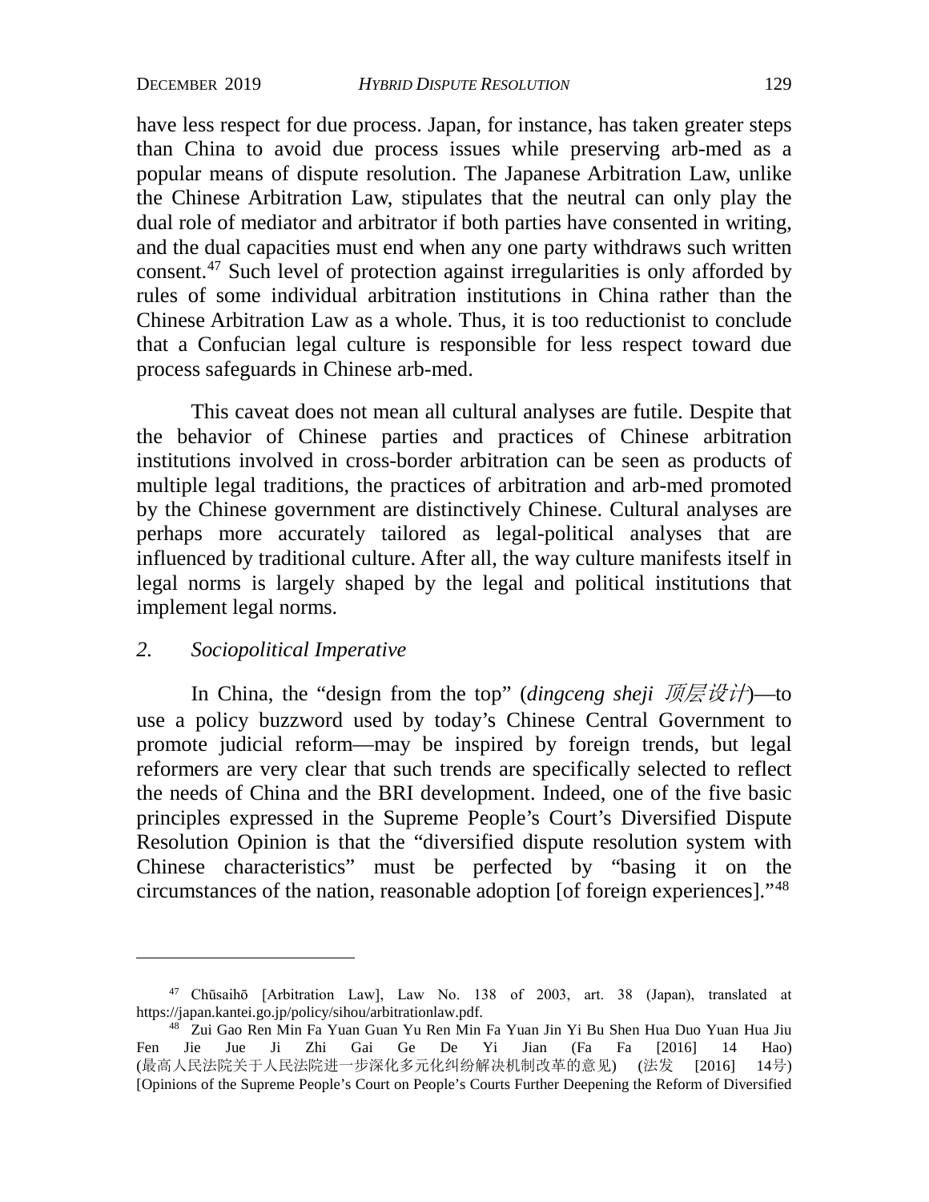have less respect for due process. Japan, for instance, has taken greater steps than China to avoid due process issues while preserving arb-med as a popular means of dispute resolution. The Japanese Arbitration Law, unlike the Chinese Arbitration Law, stipulates that the neutral can only play the dual role of mediator and arbitrator if both parties have consented in writing, and the dual capacities must end when any one party withdraws such written consent.[47] Such level of protection against irregularities is only afforded by rules of some individual arbitration institutions in China rather than the Chinese Arbitration Law as a whole. Thus, it is too reductionist to conclude that a Confucian legal culture is responsible for less respect toward due process safeguards in Chinese arb-med.

This caveat does not mean all cultural analyses are futile. Despite that the behavior of Chinese parties and practices of Chinese arbitration institutions involved in cross-border arbitration can be seen as products of multiple legal traditions, the practices of arbitration and arb-med promoted by the Chinese government are distinctively Chinese. Cultural analyses are perhaps more accurately tailored as legal-political analyses that are influenced by traditional culture. After all, the way culture manifests itself in legal norms is largely shaped by the legal and political institutions that implement legal norms.

### *2. Sociopolitical Imperative*

In China, the "design from the top" (*dingceng sheji 顶层设计*)—to use a policy buzzword used by today's Chinese Central Government to promote judicial reform—may be inspired by foreign trends, but legal reformers are very clear that such trends are specifically selected to reflect the needs of China and the BRI development. Indeed, one of the five basic principles expressed in the Supreme People's Court's Diversified Dispute Resolution Opinion is that the "diversified dispute resolution system with Chinese characteristics" must be perfected by "basing it on the circumstances of the nation, reasonable adoption [of foreign experiences]."[48]

---

[47] Chūsaihō [Arbitration Law], Law No. 138 of 2003, art. 38 (Japan), translated at https://japan.kantei.go.jp/policy/sihou/arbitrationlaw.pdf.

[48] Zui Gao Ren Min Fa Yuan Guan Yu Ren Min Fa Yuan Jin Yi Bu Shen Hua Duo Yuan Hua Jiu Fen Jie Jue Ji Zhi Gai Ge De Yi Jian (Fa Fa [2016] 14 Hao) (最高人民法院关于人民法院进一步深化多元化纠纷解决机制改革的意见) (法发 [2016] 14号) [Opinions of the Supreme People's Court on People's Courts Further Deepening the Reform of Diversified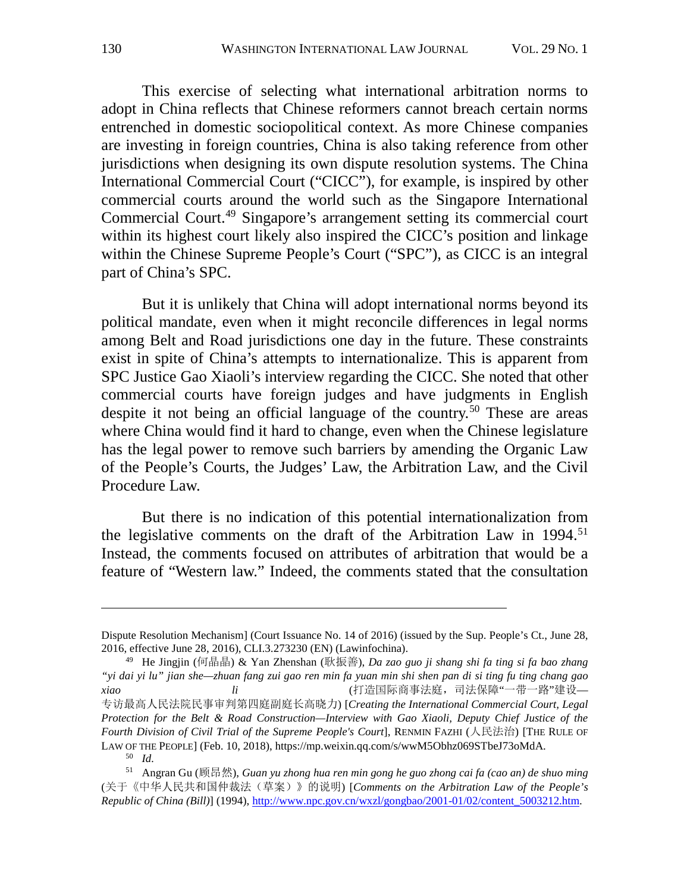This exercise of selecting what international arbitration norms to adopt in China reflects that Chinese reformers cannot breach certain norms entrenched in domestic sociopolitical context. As more Chinese companies are investing in foreign countries, China is also taking reference from other jurisdictions when designing its own dispute resolution systems. The China International Commercial Court ("CICC"), for example, is inspired by other commercial courts around the world such as the Singapore International Commercial Court.[49] Singapore's arrangement setting its commercial court within its highest court likely also inspired the CICC's position and linkage within the Chinese Supreme People's Court ("SPC"), as CICC is an integral part of China's SPC.

But it is unlikely that China will adopt international norms beyond its political mandate, even when it might reconcile differences in legal norms among Belt and Road jurisdictions one day in the future. These constraints exist in spite of China's attempts to internationalize. This is apparent from SPC Justice Gao Xiaoli's interview regarding the CICC. She noted that other commercial courts have foreign judges and have judgments in English despite it not being an official language of the country.[50] These are areas where China would find it hard to change, even when the Chinese legislature has the legal power to remove such barriers by amending the Organic Law of the People's Courts, the Judges' Law, the Arbitration Law, and the Civil Procedure Law.

But there is no indication of this potential internationalization from the legislative comments on the draft of the Arbitration Law in 1994.[51] Instead, the comments focused on attributes of arbitration that would be a feature of "Western law." Indeed, the comments stated that the consultation

---

Dispute Resolution Mechanism] (Court Issuance No. 14 of 2016) (issued by the Sup. People's Ct., June 28, 2016, effective June 28, 2016), CLI.3.273230 (EN) (Lawinfochina).

[49] He Jingjin (何晶晶) & Yan Zhenshan (耿振善), *Da zao guo ji shang shi fa ting si fa bao zhang "yi dai yi lu" jian she—zhuan fang zui gao ren min fa yuan min shi shen pan di si ting fu ting chang gao xiao li* (打造国际商事法庭，司法保障"一带一路"建设—专访最高人民法院民事审判第四庭副庭长高晓力) [*Creating the International Commercial Court, Legal Protection for the Belt & Road Construction—Interview with Gao Xiaoli, Deputy Chief Justice of the Fourth Division of Civil Trial of the Supreme People's Court*], RENMIN FAZHI (人民法治) [THE RULE OF LAW OF THE PEOPLE] (Feb. 10, 2018), https://mp.weixin.qq.com/s/wwM5Obhz069STbeJ73oMdA.

[50] *Id.*

[51] Angran Gu (顾昂然), *Guan yu zhong hua ren min gong he guo zhong cai fa (cao an) de shuo ming* (关于《中华人民共和国仲裁法（草案）》的说明) [*Comments on the Arbitration Law of the People's Republic of China (Bill)*] (1994), http://www.npc.gov.cn/wxzl/gongbao/2001-01/02/content_5003212.htm.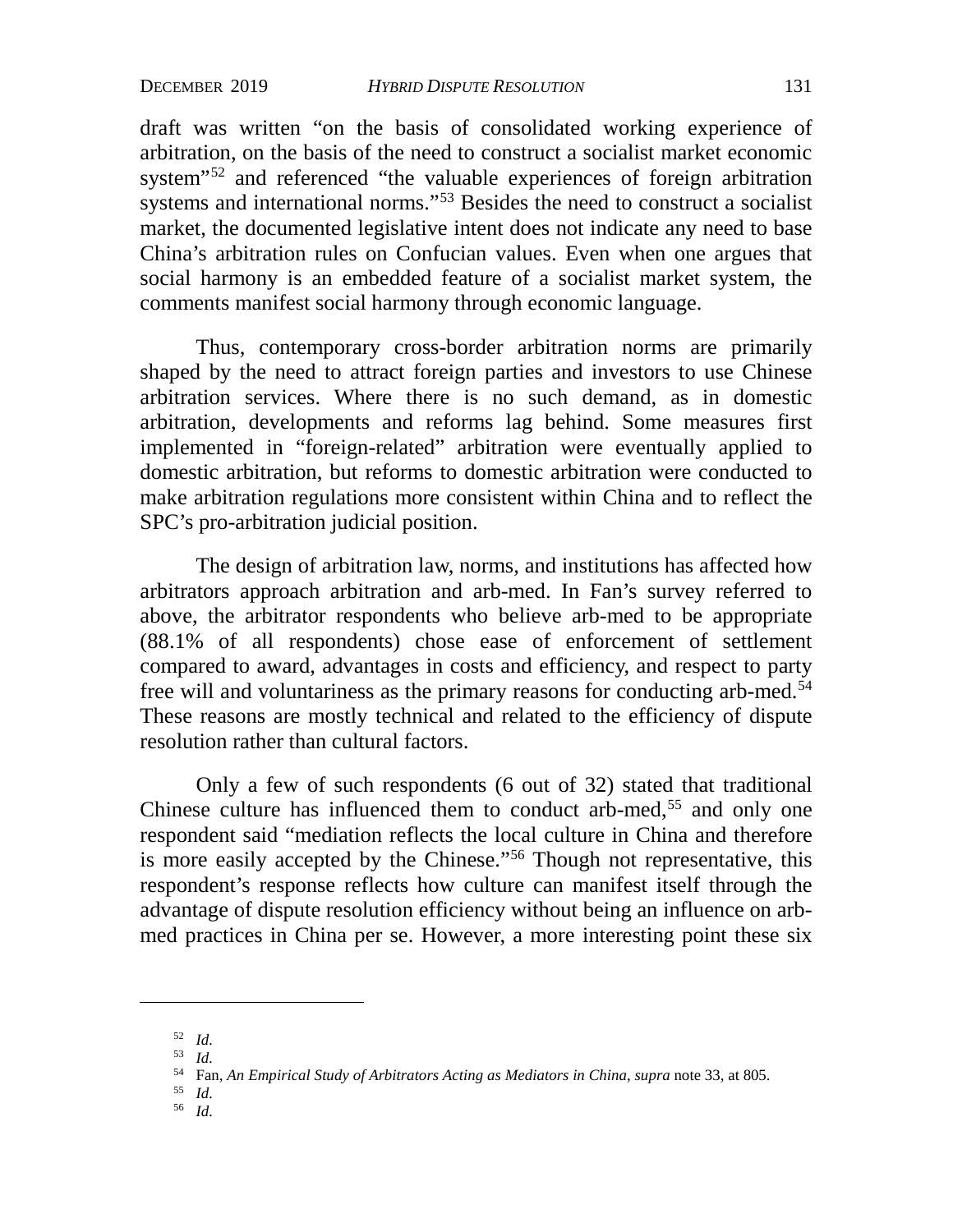draft was written "on the basis of consolidated working experience of arbitration, on the basis of the need to construct a socialist market economic system"[52] and referenced "the valuable experiences of foreign arbitration systems and international norms."[53] Besides the need to construct a socialist market, the documented legislative intent does not indicate any need to base China's arbitration rules on Confucian values. Even when one argues that social harmony is an embedded feature of a socialist market system, the comments manifest social harmony through economic language.

Thus, contemporary cross-border arbitration norms are primarily shaped by the need to attract foreign parties and investors to use Chinese arbitration services. Where there is no such demand, as in domestic arbitration, developments and reforms lag behind. Some measures first implemented in "foreign-related" arbitration were eventually applied to domestic arbitration, but reforms to domestic arbitration were conducted to make arbitration regulations more consistent within China and to reflect the SPC's pro-arbitration judicial position.

The design of arbitration law, norms, and institutions has affected how arbitrators approach arbitration and arb-med. In Fan's survey referred to above, the arbitrator respondents who believe arb-med to be appropriate (88.1% of all respondents) chose ease of enforcement of settlement compared to award, advantages in costs and efficiency, and respect to party free will and voluntariness as the primary reasons for conducting arb-med.[54] These reasons are mostly technical and related to the efficiency of dispute resolution rather than cultural factors.

Only a few of such respondents (6 out of 32) stated that traditional Chinese culture has influenced them to conduct arb-med,[55] and only one respondent said "mediation reflects the local culture in China and therefore is more easily accepted by the Chinese."[56] Though not representative, this respondent's response reflects how culture can manifest itself through the advantage of dispute resolution efficiency without being an influence on arb-med practices in China per se. However, a more interesting point these six

---

[52] *Id.*

[53] *Id.*

[54] Fan, *An Empirical Study of Arbitrators Acting as Mediators in China*, *supra* note 33, at 805.

[55] *Id.*

[56] *Id.*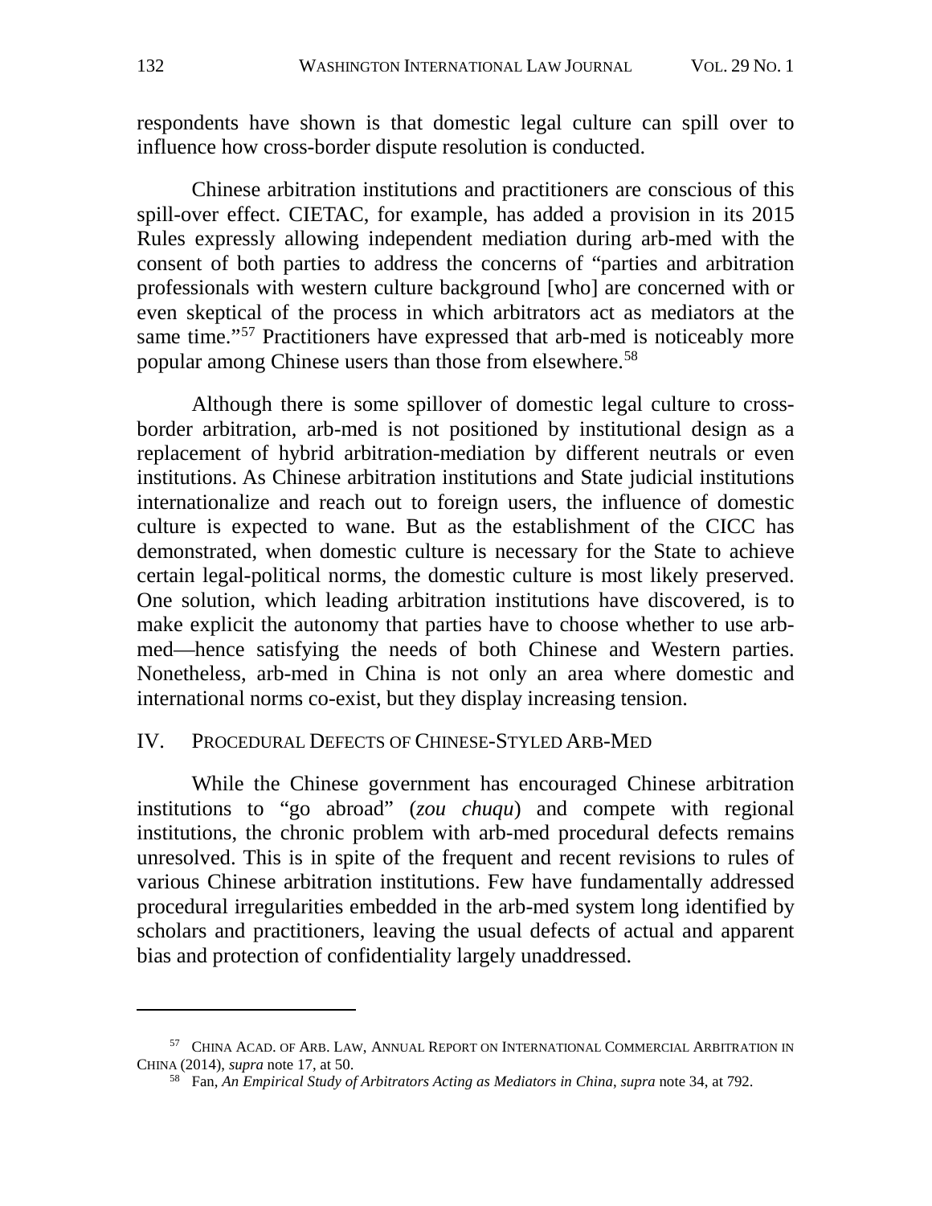respondents have shown is that domestic legal culture can spill over to influence how cross-border dispute resolution is conducted.

Chinese arbitration institutions and practitioners are conscious of this spill-over effect. CIETAC, for example, has added a provision in its 2015 Rules expressly allowing independent mediation during arb-med with the consent of both parties to address the concerns of "parties and arbitration professionals with western culture background [who] are concerned with or even skeptical of the process in which arbitrators act as mediators at the same time."[57] Practitioners have expressed that arb-med is noticeably more popular among Chinese users than those from elsewhere.[58]

Although there is some spillover of domestic legal culture to cross-border arbitration, arb-med is not positioned by institutional design as a replacement of hybrid arbitration-mediation by different neutrals or even institutions. As Chinese arbitration institutions and State judicial institutions internationalize and reach out to foreign users, the influence of domestic culture is expected to wane. But as the establishment of the CICC has demonstrated, when domestic culture is necessary for the State to achieve certain legal-political norms, the domestic culture is most likely preserved. One solution, which leading arbitration institutions have discovered, is to make explicit the autonomy that parties have to choose whether to use arb-med—hence satisfying the needs of both Chinese and Western parties. Nonetheless, arb-med in China is not only an area where domestic and international norms co-exist, but they display increasing tension.

## IV. Procedural Defects of Chinese-Styled Arb-Med

While the Chinese government has encouraged Chinese arbitration institutions to "go abroad" (*zou chuqu*) and compete with regional institutions, the chronic problem with arb-med procedural defects remains unresolved. This is in spite of the frequent and recent revisions to rules of various Chinese arbitration institutions. Few have fundamentally addressed procedural irregularities embedded in the arb-med system long identified by scholars and practitioners, leaving the usual defects of actual and apparent bias and protection of confidentiality largely unaddressed.

---

[57] China Acad. of Arb. Law, Annual Report on International Commercial Arbitration in China (2014), *supra* note 17, at 50.

[58] Fan, *An Empirical Study of Arbitrators Acting as Mediators in China*, *supra* note 34, at 792.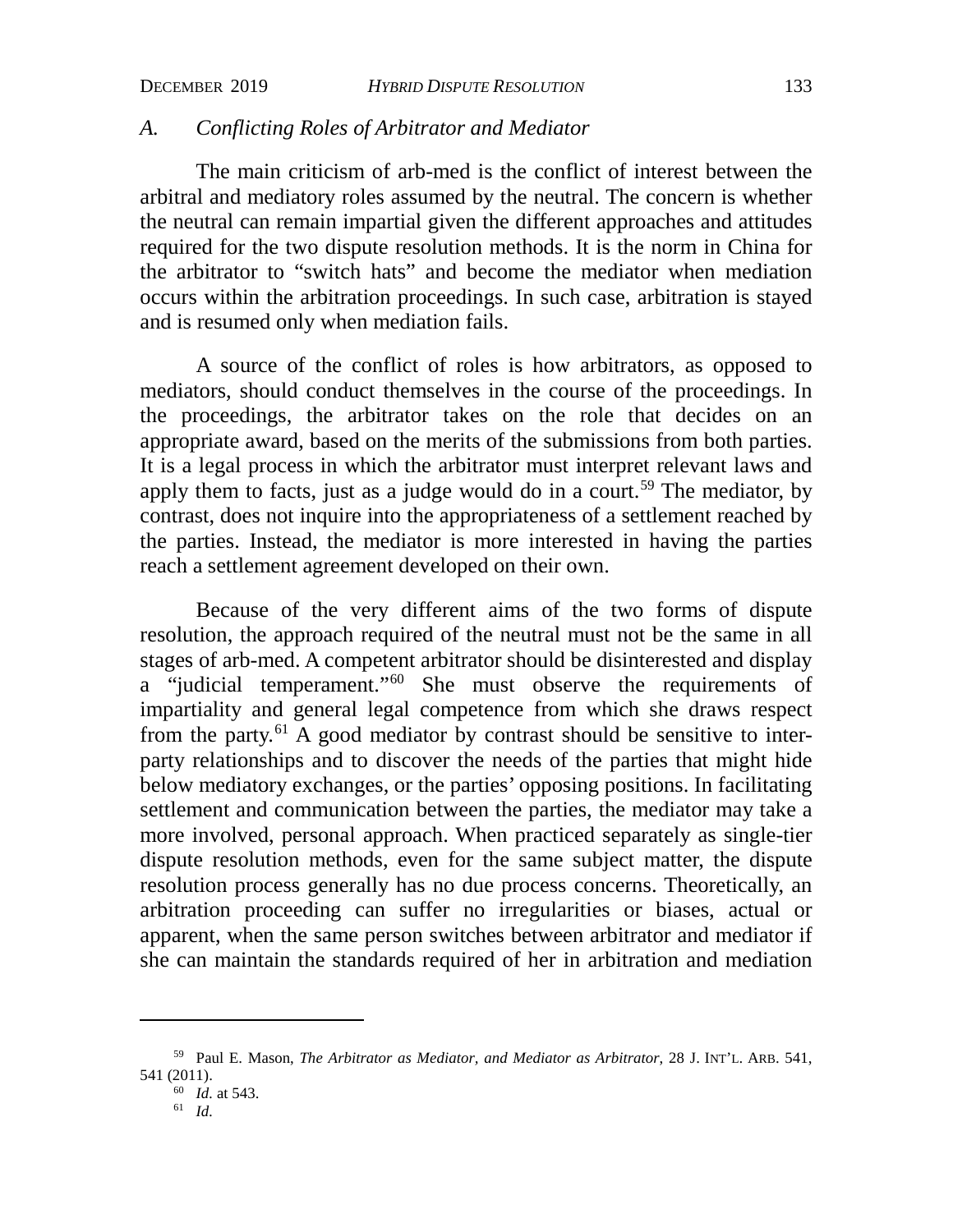### *A. Conflicting Roles of Arbitrator and Mediator*

The main criticism of arb-med is the conflict of interest between the arbitral and mediatory roles assumed by the neutral. The concern is whether the neutral can remain impartial given the different approaches and attitudes required for the two dispute resolution methods. It is the norm in China for the arbitrator to "switch hats" and become the mediator when mediation occurs within the arbitration proceedings. In such case, arbitration is stayed and is resumed only when mediation fails.

A source of the conflict of roles is how arbitrators, as opposed to mediators, should conduct themselves in the course of the proceedings. In the proceedings, the arbitrator takes on the role that decides on an appropriate award, based on the merits of the submissions from both parties. It is a legal process in which the arbitrator must interpret relevant laws and apply them to facts, just as a judge would do in a court.[59] The mediator, by contrast, does not inquire into the appropriateness of a settlement reached by the parties. Instead, the mediator is more interested in having the parties reach a settlement agreement developed on their own.

Because of the very different aims of the two forms of dispute resolution, the approach required of the neutral must not be the same in all stages of arb-med. A competent arbitrator should be disinterested and display a "judicial temperament."[60] She must observe the requirements of impartiality and general legal competence from which she draws respect from the party.[61] A good mediator by contrast should be sensitive to inter-party relationships and to discover the needs of the parties that might hide below mediatory exchanges, or the parties' opposing positions. In facilitating settlement and communication between the parties, the mediator may take a more involved, personal approach. When practiced separately as single-tier dispute resolution methods, even for the same subject matter, the dispute resolution process generally has no due process concerns. Theoretically, an arbitration proceeding can suffer no irregularities or biases, actual or apparent, when the same person switches between arbitrator and mediator if she can maintain the standards required of her in arbitration and mediation

---

[59] Paul E. Mason, *The Arbitrator as Mediator, and Mediator as Arbitrator*, 28 J. INT'L. ARB. 541, 541 (2011).

[60] *Id.* at 543.

[61] *Id.*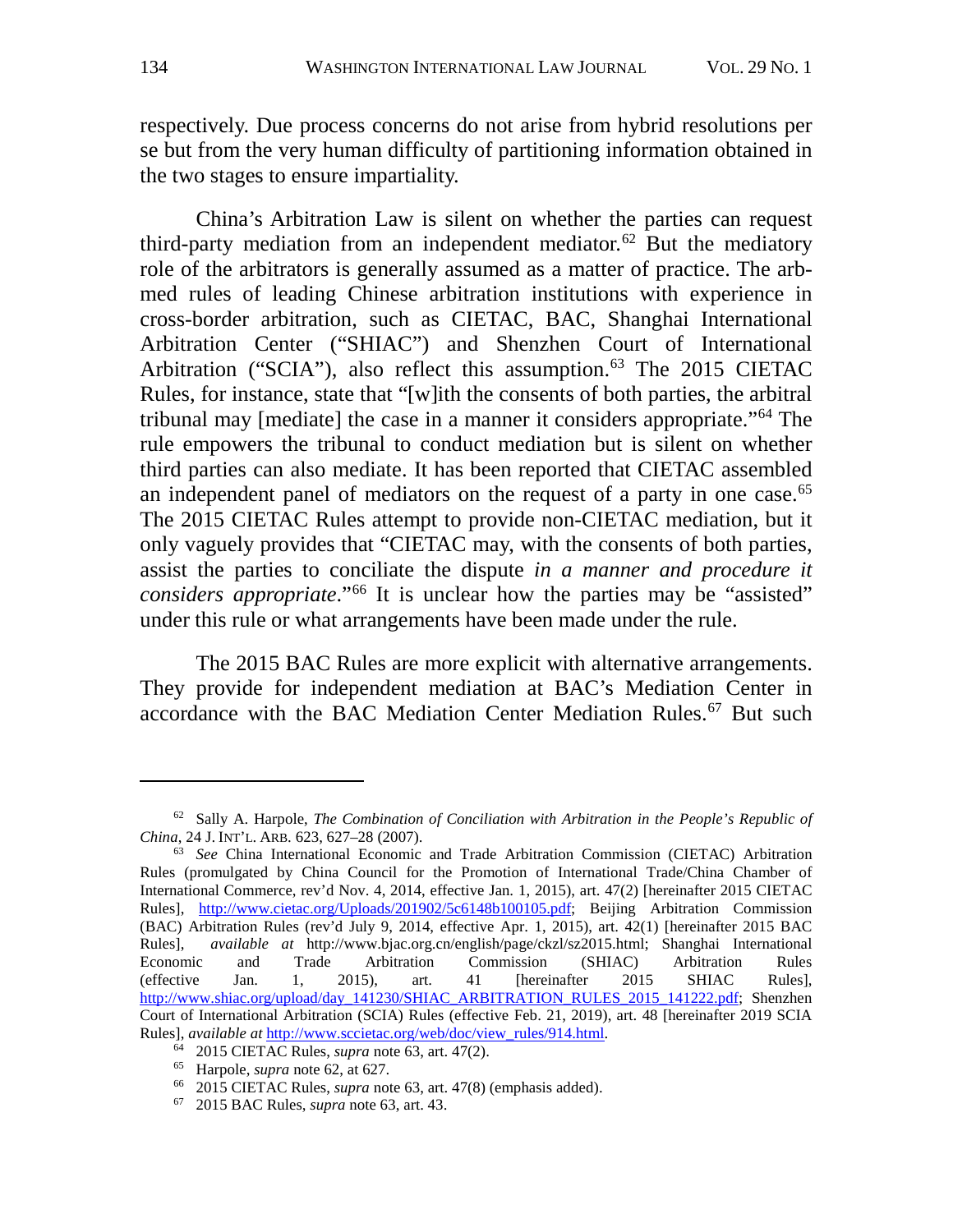respectively. Due process concerns do not arise from hybrid resolutions per se but from the very human difficulty of partitioning information obtained in the two stages to ensure impartiality.

China's Arbitration Law is silent on whether the parties can request third-party mediation from an independent mediator.[62] But the mediatory role of the arbitrators is generally assumed as a matter of practice. The arb-med rules of leading Chinese arbitration institutions with experience in cross-border arbitration, such as CIETAC, BAC, Shanghai International Arbitration Center ("SHIAC") and Shenzhen Court of International Arbitration ("SCIA"), also reflect this assumption.[63] The 2015 CIETAC Rules, for instance, state that "[w]ith the consents of both parties, the arbitral tribunal may [mediate] the case in a manner it considers appropriate."[64] The rule empowers the tribunal to conduct mediation but is silent on whether third parties can also mediate. It has been reported that CIETAC assembled an independent panel of mediators on the request of a party in one case.[65] The 2015 CIETAC Rules attempt to provide non-CIETAC mediation, but it only vaguely provides that "CIETAC may, with the consents of both parties, assist the parties to conciliate the dispute *in a manner and procedure it considers appropriate*."[66] It is unclear how the parties may be "assisted" under this rule or what arrangements have been made under the rule.

The 2015 BAC Rules are more explicit with alternative arrangements. They provide for independent mediation at BAC's Mediation Center in accordance with the BAC Mediation Center Mediation Rules.[67] But such

---

[62] Sally A. Harpole, *The Combination of Conciliation with Arbitration in the People's Republic of China*, 24 J. INT'L. ARB. 623, 627–28 (2007).

[63] *See* China International Economic and Trade Arbitration Commission (CIETAC) Arbitration Rules (promulgated by China Council for the Promotion of International Trade/China Chamber of International Commerce, rev'd Nov. 4, 2014, effective Jan. 1, 2015), art. 47(2) [hereinafter 2015 CIETAC Rules], http://www.cietac.org/Uploads/201902/5c6148b100105.pdf; Beijing Arbitration Commission (BAC) Arbitration Rules (rev'd July 9, 2014, effective Apr. 1, 2015), art. 42(1) [hereinafter 2015 BAC Rules], *available at* http://www.bjac.org.cn/english/page/ckzl/sz2015.html; Shanghai International Economic and Trade Arbitration Commission (SHIAC) Arbitration Rules (effective Jan. 1, 2015), art. 41 [hereinafter 2015 SHIAC Rules], http://www.shiac.org/upload/day_141230/SHIAC_ARBITRATION_RULES_2015_141222.pdf; Shenzhen Court of International Arbitration (SCIA) Rules (effective Feb. 21, 2019), art. 48 [hereinafter 2019 SCIA Rules], *available at* http://www.sccietac.org/web/doc/view_rules/914.html.

[64] 2015 CIETAC Rules, *supra* note 63, art. 47(2).

[65] Harpole, *supra* note 62, at 627.

[66] 2015 CIETAC Rules, *supra* note 63, art. 47(8) (emphasis added).

[67] 2015 BAC Rules, *supra* note 63, art. 43.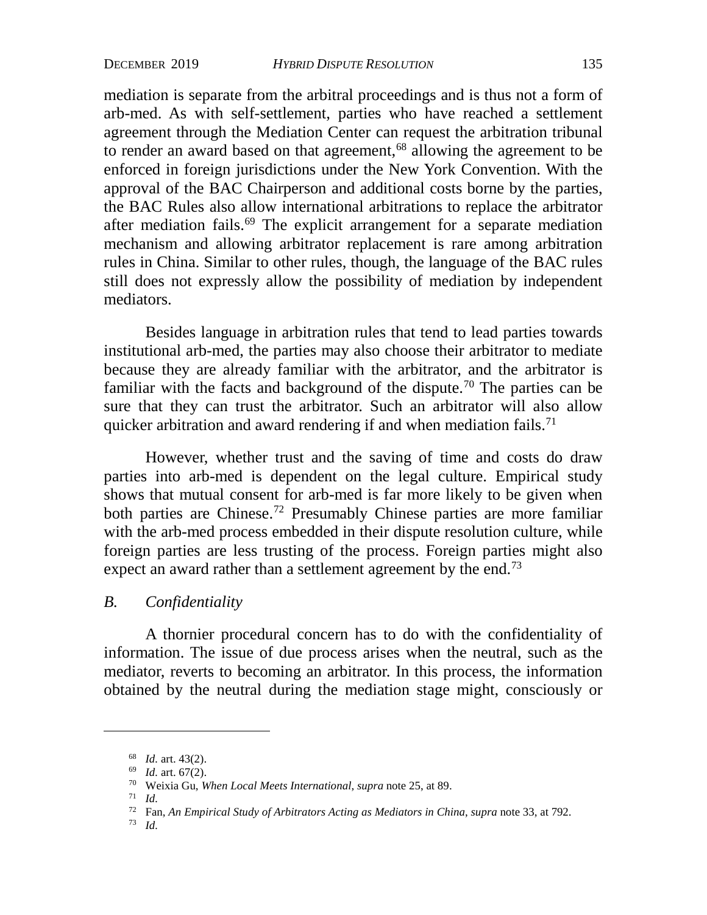mediation is separate from the arbitral proceedings and is thus not a form of arb-med. As with self-settlement, parties who have reached a settlement agreement through the Mediation Center can request the arbitration tribunal to render an award based on that agreement,[68] allowing the agreement to be enforced in foreign jurisdictions under the New York Convention. With the approval of the BAC Chairperson and additional costs borne by the parties, the BAC Rules also allow international arbitrations to replace the arbitrator after mediation fails.[69] The explicit arrangement for a separate mediation mechanism and allowing arbitrator replacement is rare among arbitration rules in China. Similar to other rules, though, the language of the BAC rules still does not expressly allow the possibility of mediation by independent mediators.

Besides language in arbitration rules that tend to lead parties towards institutional arb-med, the parties may also choose their arbitrator to mediate because they are already familiar with the arbitrator, and the arbitrator is familiar with the facts and background of the dispute.[70] The parties can be sure that they can trust the arbitrator. Such an arbitrator will also allow quicker arbitration and award rendering if and when mediation fails.[71]

However, whether trust and the saving of time and costs do draw parties into arb-med is dependent on the legal culture. Empirical study shows that mutual consent for arb-med is far more likely to be given when both parties are Chinese.[72] Presumably Chinese parties are more familiar with the arb-med process embedded in their dispute resolution culture, while foreign parties are less trusting of the process. Foreign parties might also expect an award rather than a settlement agreement by the end.[73]

### *B. Confidentiality*

A thornier procedural concern has to do with the confidentiality of information. The issue of due process arises when the neutral, such as the mediator, reverts to becoming an arbitrator. In this process, the information obtained by the neutral during the mediation stage might, consciously or

---

[68] *Id.* art. 43(2).

[69] *Id.* art. 67(2).

[70] Weixia Gu, *When Local Meets International*, *supra* note 25, at 89.

[71] *Id.*

[72] Fan, *An Empirical Study of Arbitrators Acting as Mediators in China*, *supra* note 33, at 792.

[73] *Id.*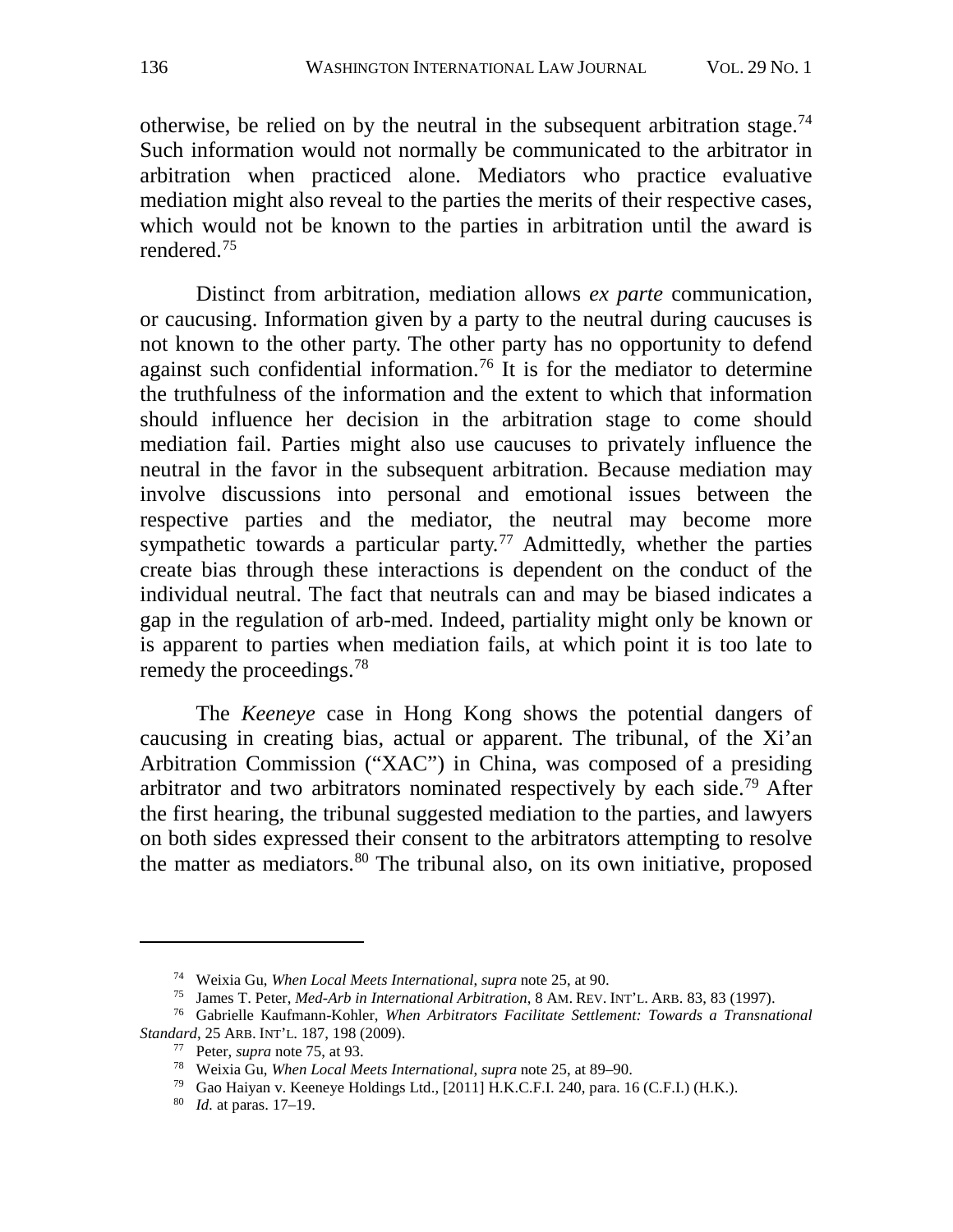otherwise, be relied on by the neutral in the subsequent arbitration stage.[74] Such information would not normally be communicated to the arbitrator in arbitration when practiced alone. Mediators who practice evaluative mediation might also reveal to the parties the merits of their respective cases, which would not be known to the parties in arbitration until the award is rendered.[75]

Distinct from arbitration, mediation allows *ex parte* communication, or caucusing. Information given by a party to the neutral during caucuses is not known to the other party. The other party has no opportunity to defend against such confidential information.[76] It is for the mediator to determine the truthfulness of the information and the extent to which that information should influence her decision in the arbitration stage to come should mediation fail. Parties might also use caucuses to privately influence the neutral in the favor in the subsequent arbitration. Because mediation may involve discussions into personal and emotional issues between the respective parties and the mediator, the neutral may become more sympathetic towards a particular party.[77] Admittedly, whether the parties create bias through these interactions is dependent on the conduct of the individual neutral. The fact that neutrals can and may be biased indicates a gap in the regulation of arb-med. Indeed, partiality might only be known or is apparent to parties when mediation fails, at which point it is too late to remedy the proceedings.[78]

The *Keeneye* case in Hong Kong shows the potential dangers of caucusing in creating bias, actual or apparent. The tribunal, of the Xi'an Arbitration Commission ("XAC") in China, was composed of a presiding arbitrator and two arbitrators nominated respectively by each side.[79] After the first hearing, the tribunal suggested mediation to the parties, and lawyers on both sides expressed their consent to the arbitrators attempting to resolve the matter as mediators.[80] The tribunal also, on its own initiative, proposed

---

[74] Weixia Gu, *When Local Meets International*, *supra* note 25, at 90.

[75] James T. Peter, *Med-Arb in International Arbitration*, 8 AM. REV. INT'L. ARB. 83, 83 (1997).

[76] Gabrielle Kaufmann-Kohler, *When Arbitrators Facilitate Settlement: Towards a Transnational Standard*, 25 ARB. INT'L. 187, 198 (2009).

[77] Peter, *supra* note 75, at 93.

[78] Weixia Gu, *When Local Meets International*, *supra* note 25, at 89–90.

[79] Gao Haiyan v. Keeneye Holdings Ltd., [2011] H.K.C.F.I. 240, para. 16 (C.F.I.) (H.K.).

[80] *Id.* at paras. 17–19.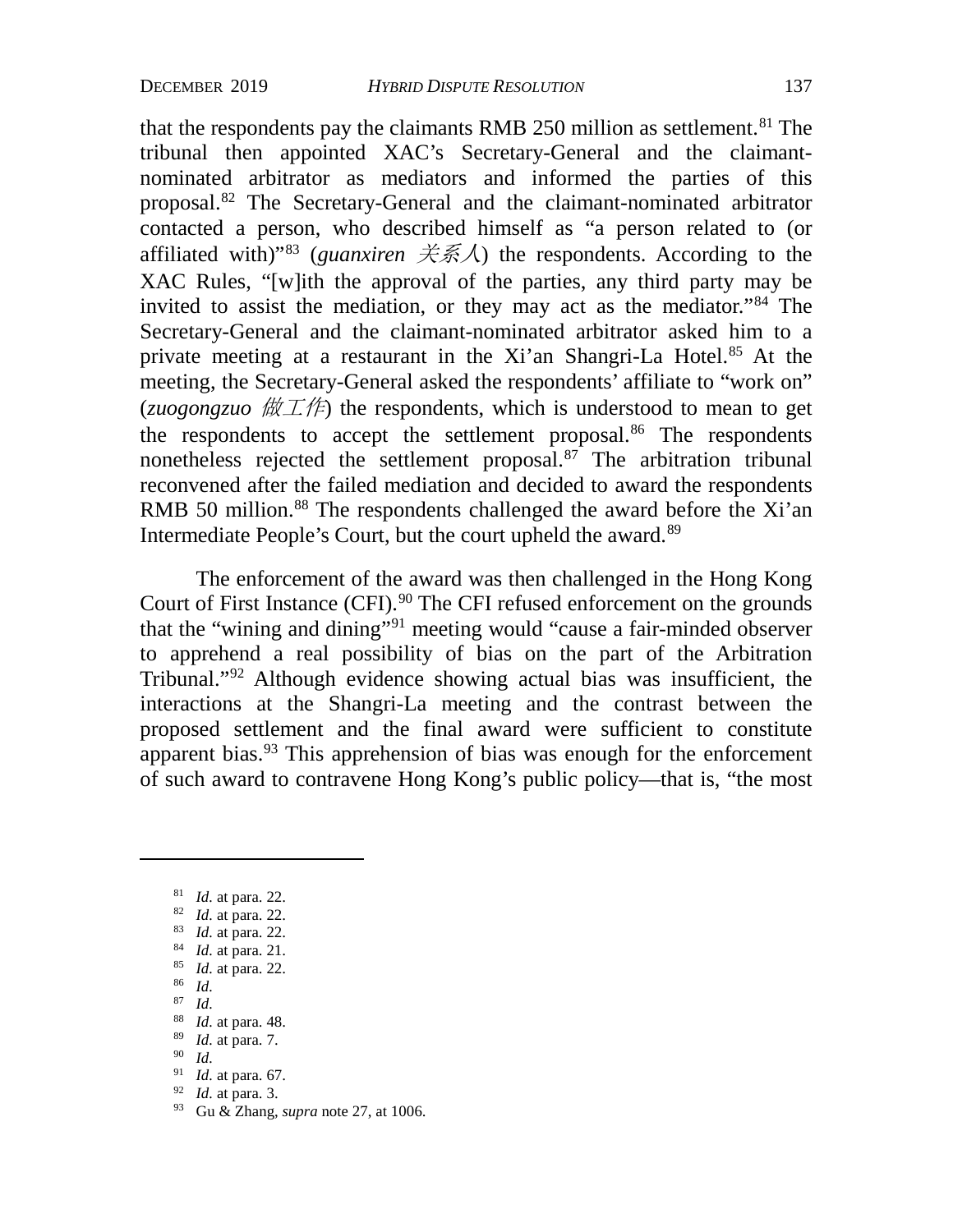that the respondents pay the claimants RMB 250 million as settlement.[81] The tribunal then appointed XAC's Secretary-General and the claimant-nominated arbitrator as mediators and informed the parties of this proposal.[82] The Secretary-General and the claimant-nominated arbitrator contacted a person, who described himself as "a person related to (or affiliated with)"[83] (*guanxiren* 关系人) the respondents. According to the XAC Rules, "[w]ith the approval of the parties, any third party may be invited to assist the mediation, or they may act as the mediator."[84] The Secretary-General and the claimant-nominated arbitrator asked him to a private meeting at a restaurant in the Xi'an Shangri-La Hotel.[85] At the meeting, the Secretary-General asked the respondents' affiliate to "work on" (*zuogongzuo* 做工作) the respondents, which is understood to mean to get the respondents to accept the settlement proposal.[86] The respondents nonetheless rejected the settlement proposal.[87] The arbitration tribunal reconvened after the failed mediation and decided to award the respondents RMB 50 million.[88] The respondents challenged the award before the Xi'an Intermediate People's Court, but the court upheld the award.[89]

The enforcement of the award was then challenged in the Hong Kong Court of First Instance (CFI).[90] The CFI refused enforcement on the grounds that the "wining and dining"[91] meeting would "cause a fair-minded observer to apprehend a real possibility of bias on the part of the Arbitration Tribunal."[92] Although evidence showing actual bias was insufficient, the interactions at the Shangri-La meeting and the contrast between the proposed settlement and the final award were sufficient to constitute apparent bias.[93] This apprehension of bias was enough for the enforcement of such award to contravene Hong Kong's public policy—that is, "the most

---

[81] *Id.* at para. 22.
[82] *Id.* at para. 22.
[83] *Id.* at para. 22.
[84] *Id.* at para. 21.
[85] *Id.* at para. 22.
[86] *Id.*
[87] *Id.*
[88] *Id.* at para. 48.
[89] *Id.* at para. 7.
[90] *Id.*
[91] *Id.* at para. 67.
[92] *Id.* at para. 3.
[93] Gu & Zhang, *supra* note 27, at 1006.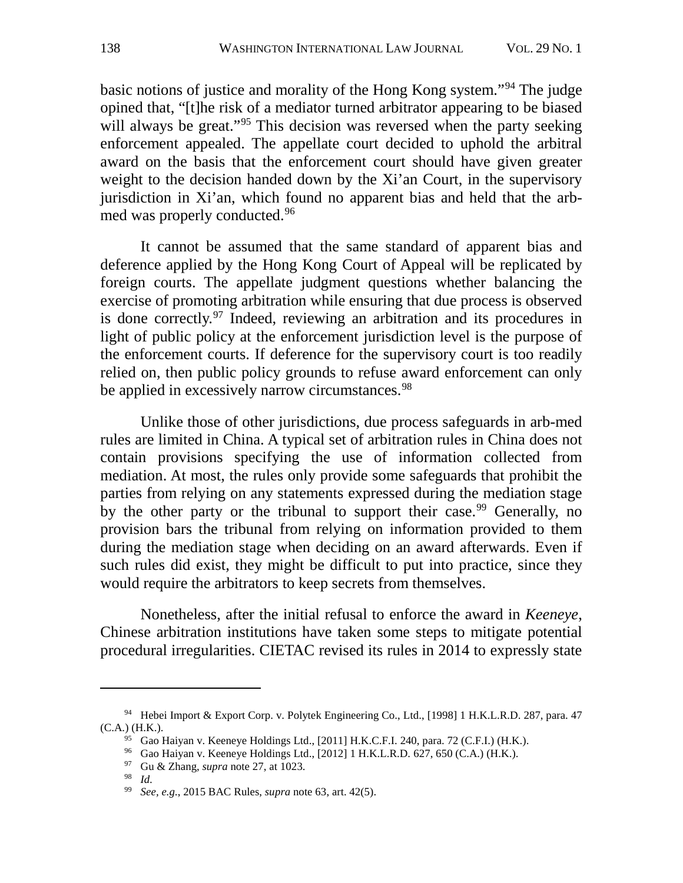basic notions of justice and morality of the Hong Kong system."[94] The judge opined that, "[t]he risk of a mediator turned arbitrator appearing to be biased will always be great."[95] This decision was reversed when the party seeking enforcement appealed. The appellate court decided to uphold the arbitral award on the basis that the enforcement court should have given greater weight to the decision handed down by the Xi'an Court, in the supervisory jurisdiction in Xi'an, which found no apparent bias and held that the arb-med was properly conducted.[96]

It cannot be assumed that the same standard of apparent bias and deference applied by the Hong Kong Court of Appeal will be replicated by foreign courts. The appellate judgment questions whether balancing the exercise of promoting arbitration while ensuring that due process is observed is done correctly.[97] Indeed, reviewing an arbitration and its procedures in light of public policy at the enforcement jurisdiction level is the purpose of the enforcement courts. If deference for the supervisory court is too readily relied on, then public policy grounds to refuse award enforcement can only be applied in excessively narrow circumstances.[98]

Unlike those of other jurisdictions, due process safeguards in arb-med rules are limited in China. A typical set of arbitration rules in China does not contain provisions specifying the use of information collected from mediation. At most, the rules only provide some safeguards that prohibit the parties from relying on any statements expressed during the mediation stage by the other party or the tribunal to support their case.[99] Generally, no provision bars the tribunal from relying on information provided to them during the mediation stage when deciding on an award afterwards. Even if such rules did exist, they might be difficult to put into practice, since they would require the arbitrators to keep secrets from themselves.

Nonetheless, after the initial refusal to enforce the award in *Keeneye*, Chinese arbitration institutions have taken some steps to mitigate potential procedural irregularities. CIETAC revised its rules in 2014 to expressly state

---

[94] Hebei Import & Export Corp. v. Polytek Engineering Co., Ltd., [1998] 1 H.K.L.R.D. 287, para. 47 (C.A.) (H.K.).

[95] Gao Haiyan v. Keeneye Holdings Ltd., [2011] H.K.C.F.I. 240, para. 72 (C.F.I.) (H.K.).

[96] Gao Haiyan v. Keeneye Holdings Ltd., [2012] 1 H.K.L.R.D. 627, 650 (C.A.) (H.K.).

[97] Gu & Zhang, *supra* note 27, at 1023.

[98] *Id.*

[99] *See, e.g.*, 2015 BAC Rules, *supra* note 63, art. 42(5).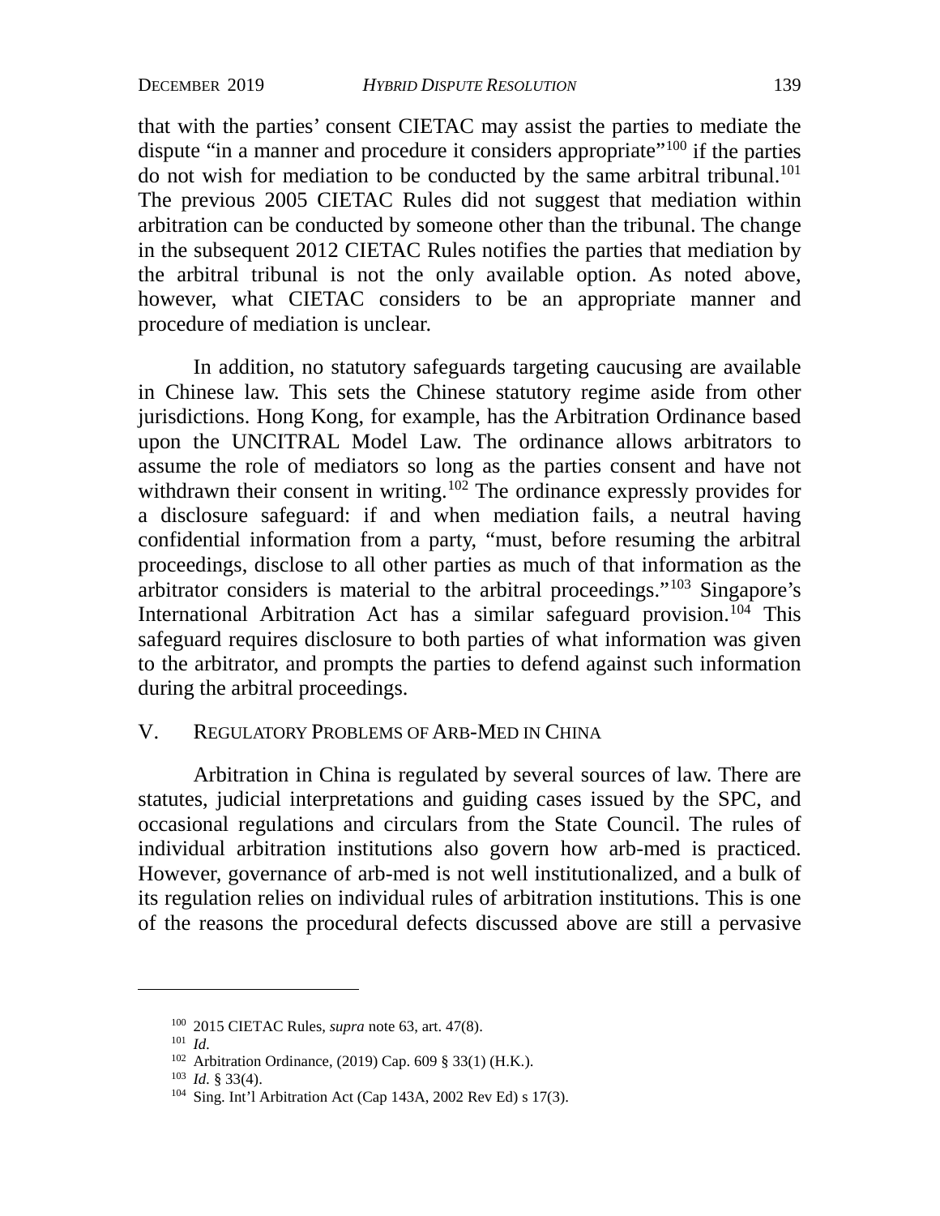that with the parties' consent CIETAC may assist the parties to mediate the dispute "in a manner and procedure it considers appropriate"[100] if the parties do not wish for mediation to be conducted by the same arbitral tribunal.[101] The previous 2005 CIETAC Rules did not suggest that mediation within arbitration can be conducted by someone other than the tribunal. The change in the subsequent 2012 CIETAC Rules notifies the parties that mediation by the arbitral tribunal is not the only available option. As noted above, however, what CIETAC considers to be an appropriate manner and procedure of mediation is unclear.

In addition, no statutory safeguards targeting caucusing are available in Chinese law. This sets the Chinese statutory regime aside from other jurisdictions. Hong Kong, for example, has the Arbitration Ordinance based upon the UNCITRAL Model Law. The ordinance allows arbitrators to assume the role of mediators so long as the parties consent and have not withdrawn their consent in writing.[102] The ordinance expressly provides for a disclosure safeguard: if and when mediation fails, a neutral having confidential information from a party, "must, before resuming the arbitral proceedings, disclose to all other parties as much of that information as the arbitrator considers is material to the arbitral proceedings."[103] Singapore's International Arbitration Act has a similar safeguard provision.[104] This safeguard requires disclosure to both parties of what information was given to the arbitrator, and prompts the parties to defend against such information during the arbitral proceedings.

## V. REGULATORY PROBLEMS OF ARB-MED IN CHINA

Arbitration in China is regulated by several sources of law. There are statutes, judicial interpretations and guiding cases issued by the SPC, and occasional regulations and circulars from the State Council. The rules of individual arbitration institutions also govern how arb-med is practiced. However, governance of arb-med is not well institutionalized, and a bulk of its regulation relies on individual rules of arbitration institutions. This is one of the reasons the procedural defects discussed above are still a pervasive

---

[100] 2015 CIETAC Rules, *supra* note 63, art. 47(8).

[101] *Id.*

[102] Arbitration Ordinance, (2019) Cap. 609 § 33(1) (H.K.).

[103] *Id.* § 33(4).

[104] Sing. Int'l Arbitration Act (Cap 143A, 2002 Rev Ed) s 17(3).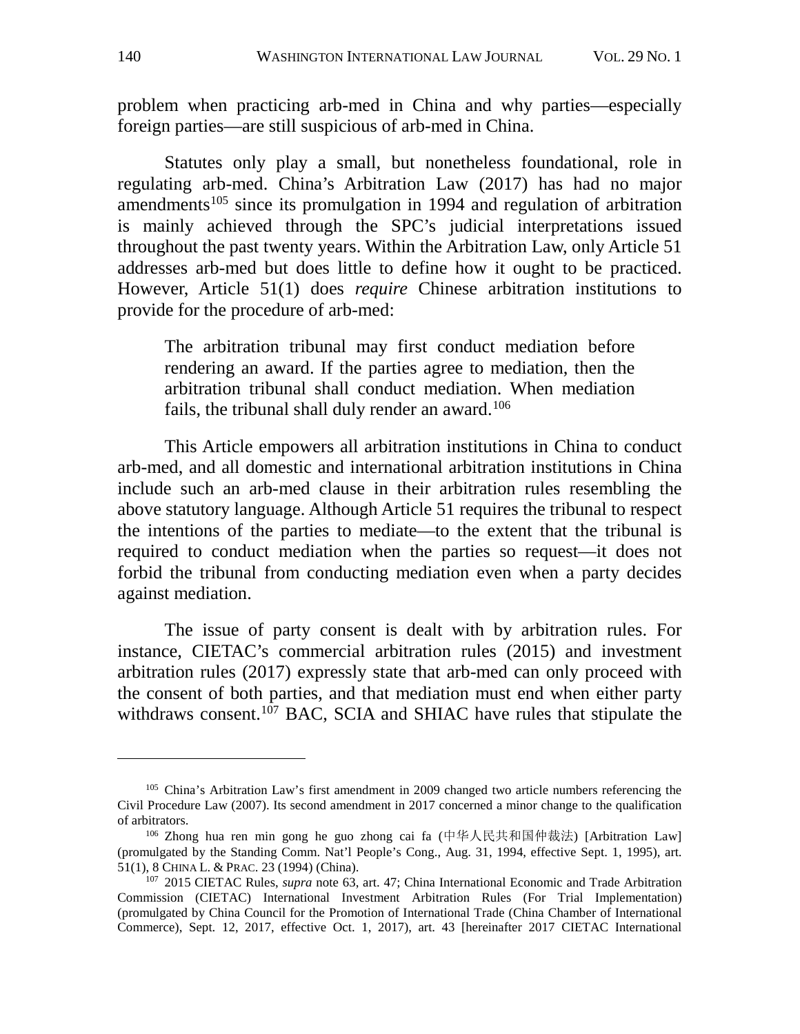problem when practicing arb-med in China and why parties—especially foreign parties—are still suspicious of arb-med in China.

Statutes only play a small, but nonetheless foundational, role in regulating arb-med. China's Arbitration Law (2017) has had no major amendments[105] since its promulgation in 1994 and regulation of arbitration is mainly achieved through the SPC's judicial interpretations issued throughout the past twenty years. Within the Arbitration Law, only Article 51 addresses arb-med but does little to define how it ought to be practiced. However, Article 51(1) does *require* Chinese arbitration institutions to provide for the procedure of arb-med:

> The arbitration tribunal may first conduct mediation before rendering an award. If the parties agree to mediation, then the arbitration tribunal shall conduct mediation. When mediation fails, the tribunal shall duly render an award.[106]

This Article empowers all arbitration institutions in China to conduct arb-med, and all domestic and international arbitration institutions in China include such an arb-med clause in their arbitration rules resembling the above statutory language. Although Article 51 requires the tribunal to respect the intentions of the parties to mediate—to the extent that the tribunal is required to conduct mediation when the parties so request—it does not forbid the tribunal from conducting mediation even when a party decides against mediation.

The issue of party consent is dealt with by arbitration rules. For instance, CIETAC's commercial arbitration rules (2015) and investment arbitration rules (2017) expressly state that arb-med can only proceed with the consent of both parties, and that mediation must end when either party withdraws consent.[107] BAC, SCIA and SHIAC have rules that stipulate the

---

[105] China's Arbitration Law's first amendment in 2009 changed two article numbers referencing the Civil Procedure Law (2007). Its second amendment in 2017 concerned a minor change to the qualification of arbitrators.

[106] Zhong hua ren min gong he guo zhong cai fa (中华人民共和国仲裁法) [Arbitration Law] (promulgated by the Standing Comm. Nat'l People's Cong., Aug. 31, 1994, effective Sept. 1, 1995), art. 51(1), 8 CHINA L. & PRAC. 23 (1994) (China).

[107] 2015 CIETAC Rules, *supra* note 63, art. 47; China International Economic and Trade Arbitration Commission (CIETAC) International Investment Arbitration Rules (For Trial Implementation) (promulgated by China Council for the Promotion of International Trade (China Chamber of International Commerce), Sept. 12, 2017, effective Oct. 1, 2017), art. 43 [hereinafter 2017 CIETAC International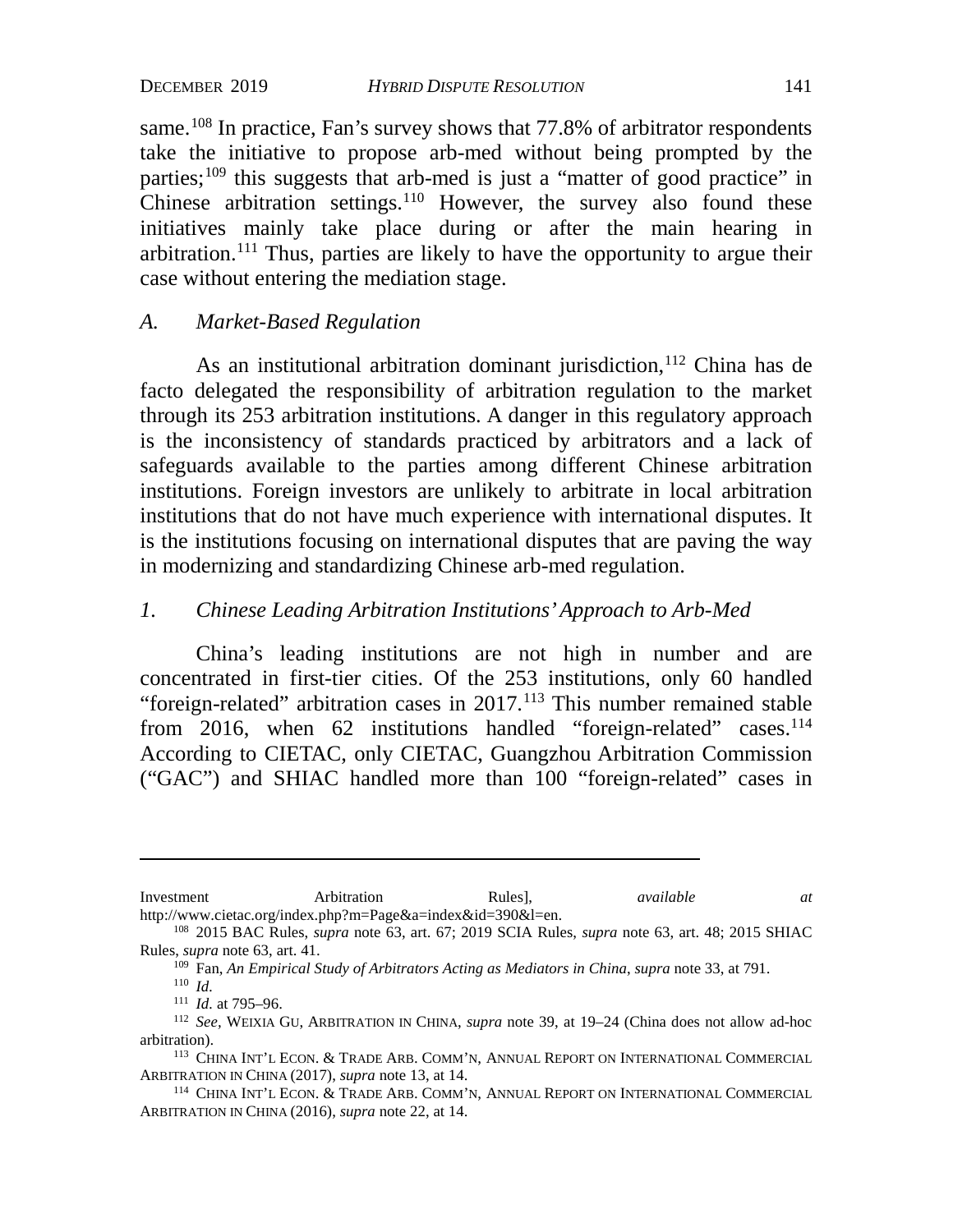same.[108] In practice, Fan's survey shows that 77.8% of arbitrator respondents take the initiative to propose arb-med without being prompted by the parties;[109] this suggests that arb-med is just a "matter of good practice" in Chinese arbitration settings.[110] However, the survey also found these initiatives mainly take place during or after the main hearing in arbitration.[111] Thus, parties are likely to have the opportunity to argue their case without entering the mediation stage.

### *A. Market-Based Regulation*

As an institutional arbitration dominant jurisdiction,[112] China has de facto delegated the responsibility of arbitration regulation to the market through its 253 arbitration institutions. A danger in this regulatory approach is the inconsistency of standards practiced by arbitrators and a lack of safeguards available to the parties among different Chinese arbitration institutions. Foreign investors are unlikely to arbitrate in local arbitration institutions that do not have much experience with international disputes. It is the institutions focusing on international disputes that are paving the way in modernizing and standardizing Chinese arb-med regulation.

#### *1. Chinese Leading Arbitration Institutions' Approach to Arb-Med*

China's leading institutions are not high in number and are concentrated in first-tier cities. Of the 253 institutions, only 60 handled "foreign-related" arbitration cases in 2017.[113] This number remained stable from 2016, when 62 institutions handled "foreign-related" cases.[114] According to CIETAC, only CIETAC, Guangzhou Arbitration Commission ("GAC") and SHIAC handled more than 100 "foreign-related" cases in

---

Investment Arbitration Rules], *available at* http://www.cietac.org/index.php?m=Page&a=index&id=390&l=en.

[108] 2015 BAC Rules, *supra* note 63, art. 67; 2019 SCIA Rules, *supra* note 63, art. 48; 2015 SHIAC Rules, *supra* note 63, art. 41.

[109] Fan, *An Empirical Study of Arbitrators Acting as Mediators in China*, *supra* note 33, at 791.

[110] *Id.*

[111] *Id.* at 795–96.

[112] *See*, WEIXIA GU, ARBITRATION IN CHINA, *supra* note 39, at 19–24 (China does not allow ad-hoc arbitration).

[113] CHINA INT'L ECON. & TRADE ARB. COMM'N, ANNUAL REPORT ON INTERNATIONAL COMMERCIAL ARBITRATION IN CHINA (2017), *supra* note 13, at 14.

[114] CHINA INT'L ECON. & TRADE ARB. COMM'N, ANNUAL REPORT ON INTERNATIONAL COMMERCIAL ARBITRATION IN CHINA (2016), *supra* note 22, at 14.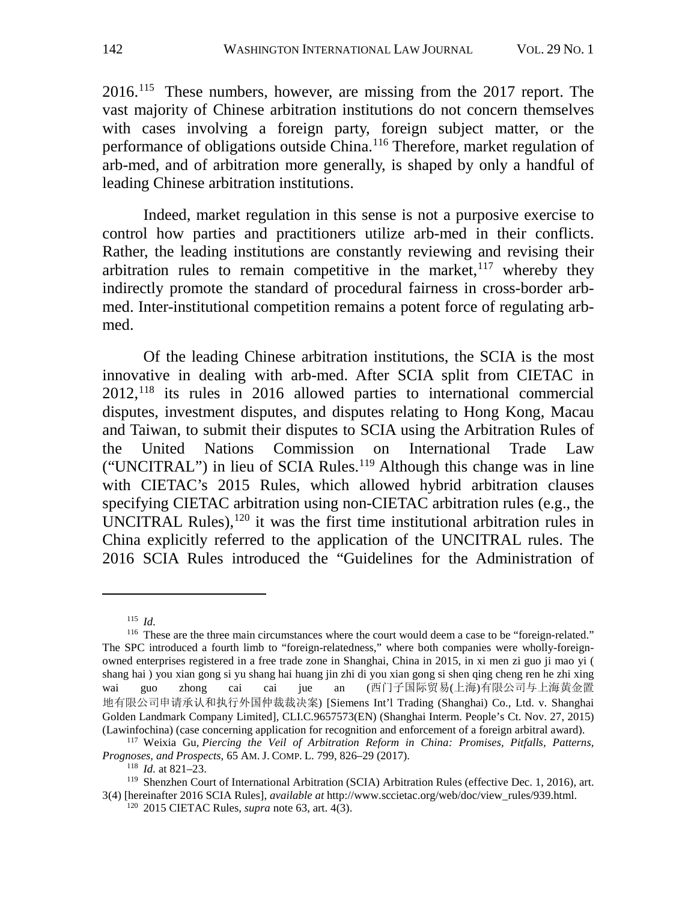2016.[115] These numbers, however, are missing from the 2017 report. The vast majority of Chinese arbitration institutions do not concern themselves with cases involving a foreign party, foreign subject matter, or the performance of obligations outside China.[116] Therefore, market regulation of arb-med, and of arbitration more generally, is shaped by only a handful of leading Chinese arbitration institutions.

Indeed, market regulation in this sense is not a purposive exercise to control how parties and practitioners utilize arb-med in their conflicts. Rather, the leading institutions are constantly reviewing and revising their arbitration rules to remain competitive in the market,[117] whereby they indirectly promote the standard of procedural fairness in cross-border arb-med. Inter-institutional competition remains a potent force of regulating arb-med.

Of the leading Chinese arbitration institutions, the SCIA is the most innovative in dealing with arb-med. After SCIA split from CIETAC in 2012,[118] its rules in 2016 allowed parties to international commercial disputes, investment disputes, and disputes relating to Hong Kong, Macau and Taiwan, to submit their disputes to SCIA using the Arbitration Rules of the United Nations Commission on International Trade Law ("UNCITRAL") in lieu of SCIA Rules.[119] Although this change was in line with CIETAC's 2015 Rules, which allowed hybrid arbitration clauses specifying CIETAC arbitration using non-CIETAC arbitration rules (e.g., the UNCITRAL Rules),[120] it was the first time institutional arbitration rules in China explicitly referred to the application of the UNCITRAL rules. The 2016 SCIA Rules introduced the "Guidelines for the Administration of

---

[115] *Id.*

[116] These are the three main circumstances where the court would deem a case to be "foreign-related." The SPC introduced a fourth limb to "foreign-relatedness," where both companies were wholly-foreign-owned enterprises registered in a free trade zone in Shanghai, China in 2015, in xi men zi guo ji mao yi ( shang hai ) you xian gong si yu shang hai huang jin zhi di you xian gong si shen qing cheng ren he zhi xing wai guo zhong cai cai jue an (西门子国际贸易(上海)有限公司与上海黄金置地有限公司申请承认和执行外国仲裁裁决案) [Siemens Int'l Trading (Shanghai) Co., Ltd. v. Shanghai Golden Landmark Company Limited], CLI.C.9657573(EN) (Shanghai Interm. People's Ct. Nov. 27, 2015) (Lawinfochina) (case concerning application for recognition and enforcement of a foreign arbitral award).

[117] Weixia Gu, *Piercing the Veil of Arbitration Reform in China: Promises, Pitfalls, Patterns, Prognoses, and Prospects*, 65 AM. J. COMP. L. 799, 826–29 (2017).

[118] *Id.* at 821–23.

[119] Shenzhen Court of International Arbitration (SCIA) Arbitration Rules (effective Dec. 1, 2016), art. 3(4) [hereinafter 2016 SCIA Rules], *available at* http://www.sccietac.org/web/doc/view_rules/939.html.

[120] 2015 CIETAC Rules, *supra* note 63, art. 4(3).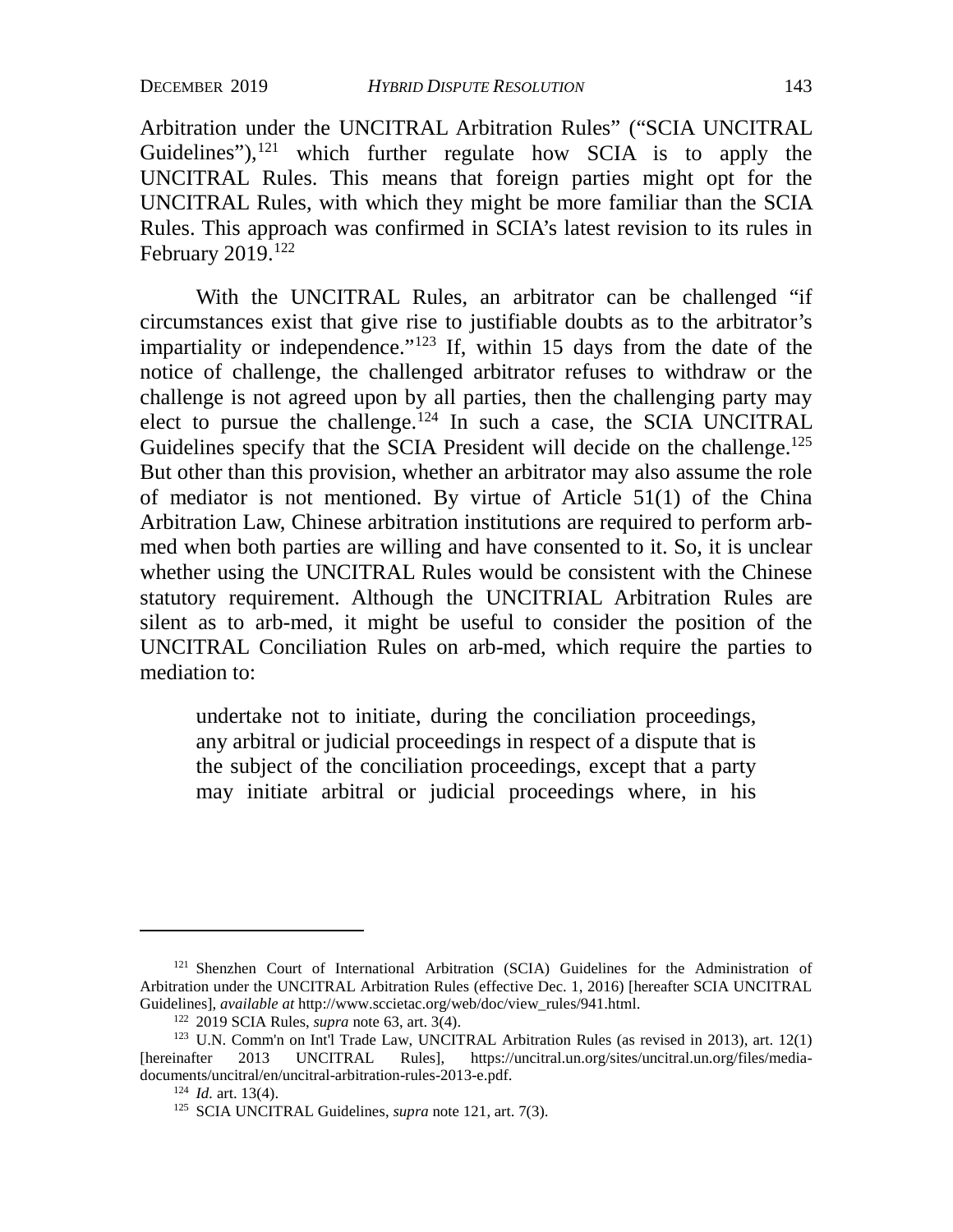Arbitration under the UNCITRAL Arbitration Rules" ("SCIA UNCITRAL Guidelines"),[121] which further regulate how SCIA is to apply the UNCITRAL Rules. This means that foreign parties might opt for the UNCITRAL Rules, with which they might be more familiar than the SCIA Rules. This approach was confirmed in SCIA's latest revision to its rules in February 2019.[122]

With the UNCITRAL Rules, an arbitrator can be challenged "if circumstances exist that give rise to justifiable doubts as to the arbitrator's impartiality or independence."[123] If, within 15 days from the date of the notice of challenge, the challenged arbitrator refuses to withdraw or the challenge is not agreed upon by all parties, then the challenging party may elect to pursue the challenge.[124] In such a case, the SCIA UNCITRAL Guidelines specify that the SCIA President will decide on the challenge.[125] But other than this provision, whether an arbitrator may also assume the role of mediator is not mentioned. By virtue of Article 51(1) of the China Arbitration Law, Chinese arbitration institutions are required to perform arb-med when both parties are willing and have consented to it. So, it is unclear whether using the UNCITRAL Rules would be consistent with the Chinese statutory requirement. Although the UNCITRIAL Arbitration Rules are silent as to arb-med, it might be useful to consider the position of the UNCITRAL Conciliation Rules on arb-med, which require the parties to mediation to:

> undertake not to initiate, during the conciliation proceedings, any arbitral or judicial proceedings in respect of a dispute that is the subject of the conciliation proceedings, except that a party may initiate arbitral or judicial proceedings where, in his

---

[121] Shenzhen Court of International Arbitration (SCIA) Guidelines for the Administration of Arbitration under the UNCITRAL Arbitration Rules (effective Dec. 1, 2016) [hereafter SCIA UNCITRAL Guidelines], *available at* http://www.sccietac.org/web/doc/view_rules/941.html.

[122] 2019 SCIA Rules, *supra* note 63, art. 3(4).

[123] U.N. Comm'n on Int'l Trade Law, UNCITRAL Arbitration Rules (as revised in 2013), art. 12(1) [hereinafter 2013 UNCITRAL Rules], https://uncitral.un.org/sites/uncitral.un.org/files/media-documents/uncitral/en/uncitral-arbitration-rules-2013-e.pdf.

[124] *Id.* art. 13(4).

[125] SCIA UNCITRAL Guidelines, *supra* note 121, art. 7(3).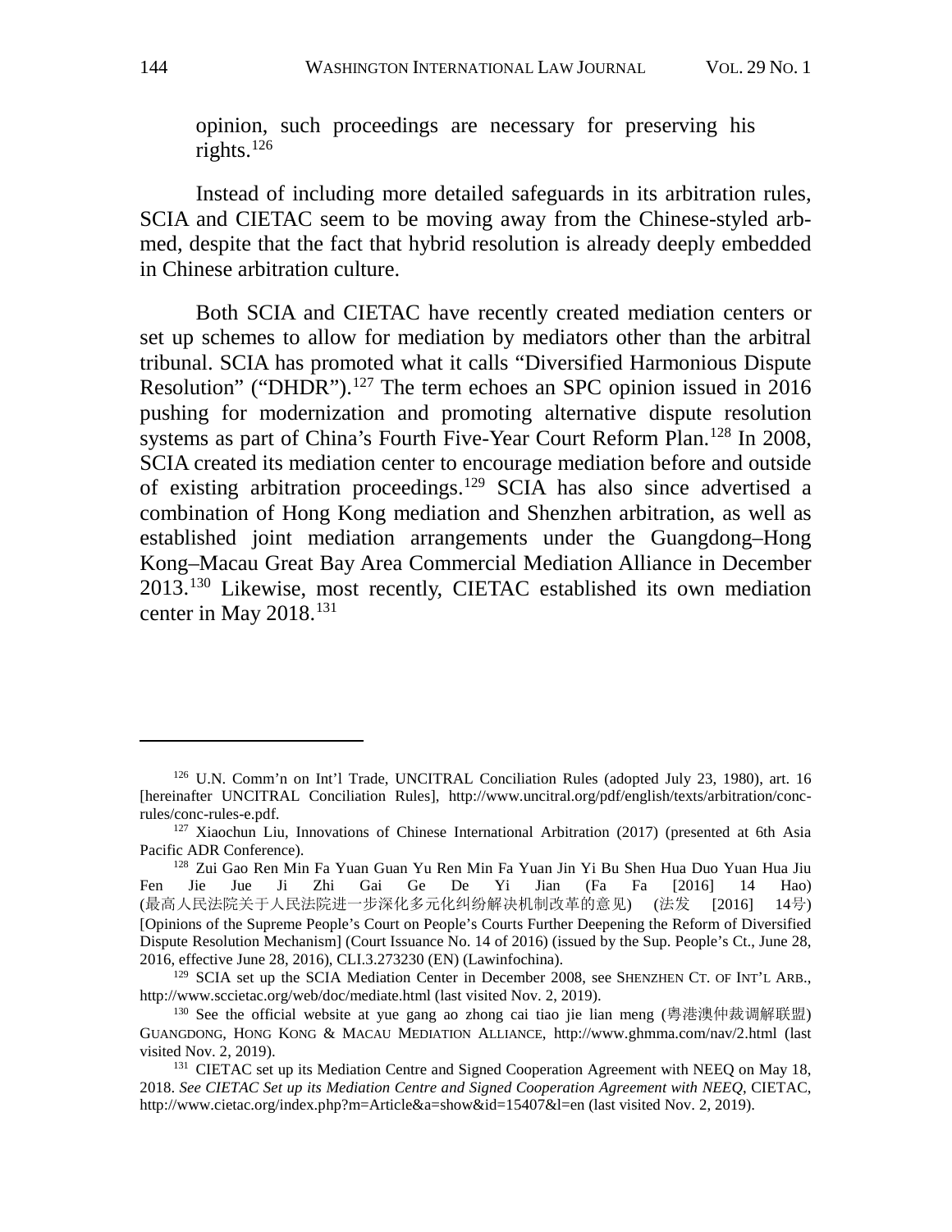opinion, such proceedings are necessary for preserving his rights.[126]

Instead of including more detailed safeguards in its arbitration rules, SCIA and CIETAC seem to be moving away from the Chinese-styled arb-med, despite that the fact that hybrid resolution is already deeply embedded in Chinese arbitration culture.

Both SCIA and CIETAC have recently created mediation centers or set up schemes to allow for mediation by mediators other than the arbitral tribunal. SCIA has promoted what it calls "Diversified Harmonious Dispute Resolution" ("DHDR").[127] The term echoes an SPC opinion issued in 2016 pushing for modernization and promoting alternative dispute resolution systems as part of China's Fourth Five-Year Court Reform Plan.[128] In 2008, SCIA created its mediation center to encourage mediation before and outside of existing arbitration proceedings.[129] SCIA has also since advertised a combination of Hong Kong mediation and Shenzhen arbitration, as well as established joint mediation arrangements under the Guangdong–Hong Kong–Macau Great Bay Area Commercial Mediation Alliance in December 2013.[130] Likewise, most recently, CIETAC established its own mediation center in May 2018.[131]

---

[126] U.N. Comm'n on Int'l Trade, UNCITRAL Conciliation Rules (adopted July 23, 1980), art. 16 [hereinafter UNCITRAL Conciliation Rules], http://www.uncitral.org/pdf/english/texts/arbitration/conc-rules/conc-rules-e.pdf.

[127] Xiaochun Liu, Innovations of Chinese International Arbitration (2017) (presented at 6th Asia Pacific ADR Conference).

[128] Zui Gao Ren Min Fa Yuan Guan Yu Ren Min Fa Yuan Jin Yi Bu Shen Hua Duo Yuan Hua Jiu Fen Jie Jue Ji Zhi Gai Ge De Yi Jian (Fa Fa [2016] 14 Hao) (最高人民法院关于人民法院进一步深化多元化纠纷解决机制改革的意见) (法发 [2016] 14号) [Opinions of the Supreme People's Court on People's Courts Further Deepening the Reform of Diversified Dispute Resolution Mechanism] (Court Issuance No. 14 of 2016) (issued by the Sup. People's Ct., June 28, 2016, effective June 28, 2016), CLI.3.273230 (EN) (Lawinfochina).

[129] SCIA set up the SCIA Mediation Center in December 2008, see SHENZHEN CT. OF INT'L ARB., http://www.sccietac.org/web/doc/mediate.html (last visited Nov. 2, 2019).

[130] See the official website at yue gang ao zhong cai tiao jie lian meng (粤港澳仲裁调解联盟) GUANGDONG, HONG KONG & MACAU MEDIATION ALLIANCE, http://www.ghmma.com/nav/2.html (last visited Nov. 2, 2019).

[131] CIETAC set up its Mediation Centre and Signed Cooperation Agreement with NEEQ on May 18, 2018. *See CIETAC Set up its Mediation Centre and Signed Cooperation Agreement with NEEQ*, CIETAC, http://www.cietac.org/index.php?m=Article&a=show&id=15407&l=en (last visited Nov. 2, 2019).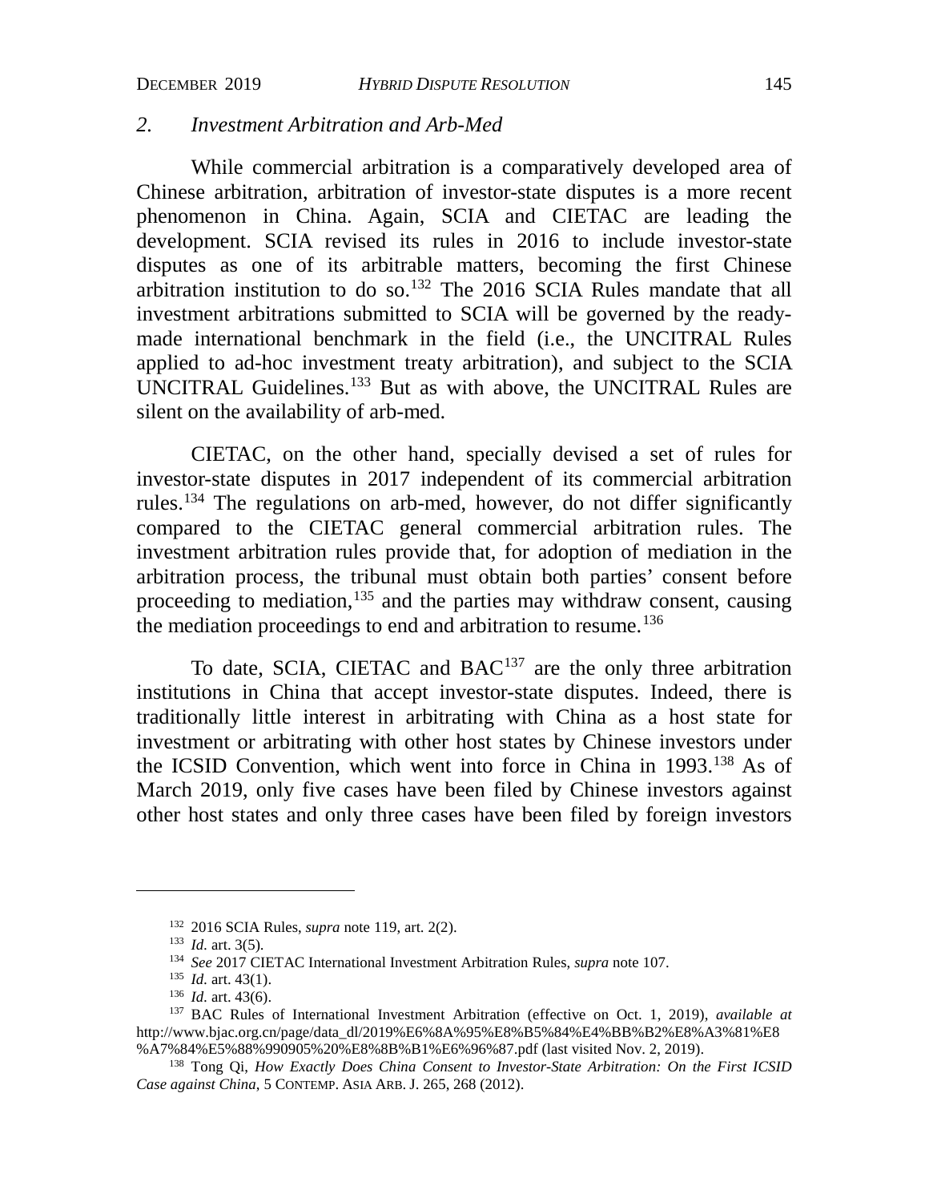### 2. *Investment Arbitration and Arb-Med*

While commercial arbitration is a comparatively developed area of Chinese arbitration, arbitration of investor-state disputes is a more recent phenomenon in China. Again, SCIA and CIETAC are leading the development. SCIA revised its rules in 2016 to include investor-state disputes as one of its arbitrable matters, becoming the first Chinese arbitration institution to do so.[132] The 2016 SCIA Rules mandate that all investment arbitrations submitted to SCIA will be governed by the ready-made international benchmark in the field (i.e., the UNCITRAL Rules applied to ad-hoc investment treaty arbitration), and subject to the SCIA UNCITRAL Guidelines.[133] But as with above, the UNCITRAL Rules are silent on the availability of arb-med.

CIETAC, on the other hand, specially devised a set of rules for investor-state disputes in 2017 independent of its commercial arbitration rules.[134] The regulations on arb-med, however, do not differ significantly compared to the CIETAC general commercial arbitration rules. The investment arbitration rules provide that, for adoption of mediation in the arbitration process, the tribunal must obtain both parties' consent before proceeding to mediation,[135] and the parties may withdraw consent, causing the mediation proceedings to end and arbitration to resume.[136]

To date, SCIA, CIETAC and BAC[137] are the only three arbitration institutions in China that accept investor-state disputes. Indeed, there is traditionally little interest in arbitrating with China as a host state for investment or arbitrating with other host states by Chinese investors under the ICSID Convention, which went into force in China in 1993.[138] As of March 2019, only five cases have been filed by Chinese investors against other host states and only three cases have been filed by foreign investors

---

[132] 2016 SCIA Rules, *supra* note 119, art. 2(2).

[133] *Id.* art. 3(5).

[134] *See* 2017 CIETAC International Investment Arbitration Rules, *supra* note 107.

[135] *Id.* art. 43(1).

[136] *Id.* art. 43(6).

[137] BAC Rules of International Investment Arbitration (effective on Oct. 1, 2019), *available at* http://www.bjac.org.cn/page/data_dl/2019%E6%8A%95%E8%B5%84%E4%BB%B2%E8%A3%81%E8%A7%84%E5%88%990905%20%E8%8B%B1%E6%96%87.pdf (last visited Nov. 2, 2019).

[138] Tong Qi, *How Exactly Does China Consent to Investor-State Arbitration: On the First ICSID Case against China*, 5 CONTEMP. ASIA ARB. J. 265, 268 (2012).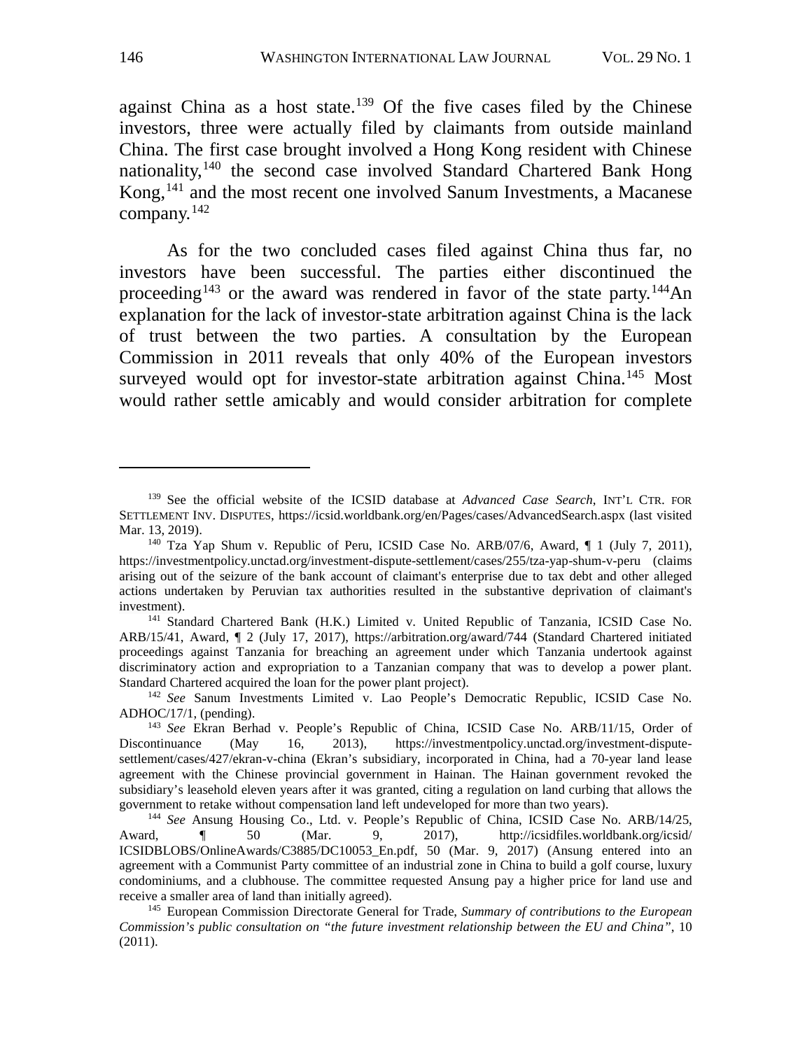against China as a host state.[139] Of the five cases filed by the Chinese investors, three were actually filed by claimants from outside mainland China. The first case brought involved a Hong Kong resident with Chinese nationality,[140] the second case involved Standard Chartered Bank Hong Kong,[141] and the most recent one involved Sanum Investments, a Macanese company.[142]

As for the two concluded cases filed against China thus far, no investors have been successful. The parties either discontinued the proceeding[143] or the award was rendered in favor of the state party.[144]An explanation for the lack of investor-state arbitration against China is the lack of trust between the two parties. A consultation by the European Commission in 2011 reveals that only 40% of the European investors surveyed would opt for investor-state arbitration against China.[145] Most would rather settle amicably and would consider arbitration for complete

---

[139] See the official website of the ICSID database at *Advanced Case Search*, INT'L CTR. FOR SETTLEMENT INV. DISPUTES, https://icsid.worldbank.org/en/Pages/cases/AdvancedSearch.aspx (last visited Mar. 13, 2019).

[140] Tza Yap Shum v. Republic of Peru, ICSID Case No. ARB/07/6, Award, ¶ 1 (July 7, 2011), https://investmentpolicy.unctad.org/investment-dispute-settlement/cases/255/tza-yap-shum-v-peru (claims arising out of the seizure of the bank account of claimant's enterprise due to tax debt and other alleged actions undertaken by Peruvian tax authorities resulted in the substantive deprivation of claimant's investment).

[141] Standard Chartered Bank (H.K.) Limited v. United Republic of Tanzania, ICSID Case No. ARB/15/41, Award, ¶ 2 (July 17, 2017), https://arbitration.org/award/744 (Standard Chartered initiated proceedings against Tanzania for breaching an agreement under which Tanzania undertook against discriminatory action and expropriation to a Tanzanian company that was to develop a power plant. Standard Chartered acquired the loan for the power plant project).

[142] *See* Sanum Investments Limited v. Lao People's Democratic Republic, ICSID Case No. ADHOC/17/1, (pending).

[143] *See* Ekran Berhad v. People's Republic of China, ICSID Case No. ARB/11/15, Order of Discontinuance (May 16, 2013), https://investmentpolicy.unctad.org/investment-dispute-settlement/cases/427/ekran-v-china (Ekran's subsidiary, incorporated in China, had a 70-year land lease agreement with the Chinese provincial government in Hainan. The Hainan government revoked the subsidiary's leasehold eleven years after it was granted, citing a regulation on land curbing that allows the government to retake without compensation land left undeveloped for more than two years).

[144] *See* Ansung Housing Co., Ltd. v. People's Republic of China, ICSID Case No. ARB/14/25, Award, ¶ 50 (Mar. 9, 2017), http://icsidfiles.worldbank.org/icsid/ICSIDBLOBS/OnlineAwards/C3885/DC10053_En.pdf, 50 (Mar. 9, 2017) (Ansung entered into an agreement with a Communist Party committee of an industrial zone in China to build a golf course, luxury condominiums, and a clubhouse. The committee requested Ansung pay a higher price for land use and receive a smaller area of land than initially agreed).

[145] European Commission Directorate General for Trade, *Summary of contributions to the European Commission's public consultation on "the future investment relationship between the EU and China"*, 10 (2011).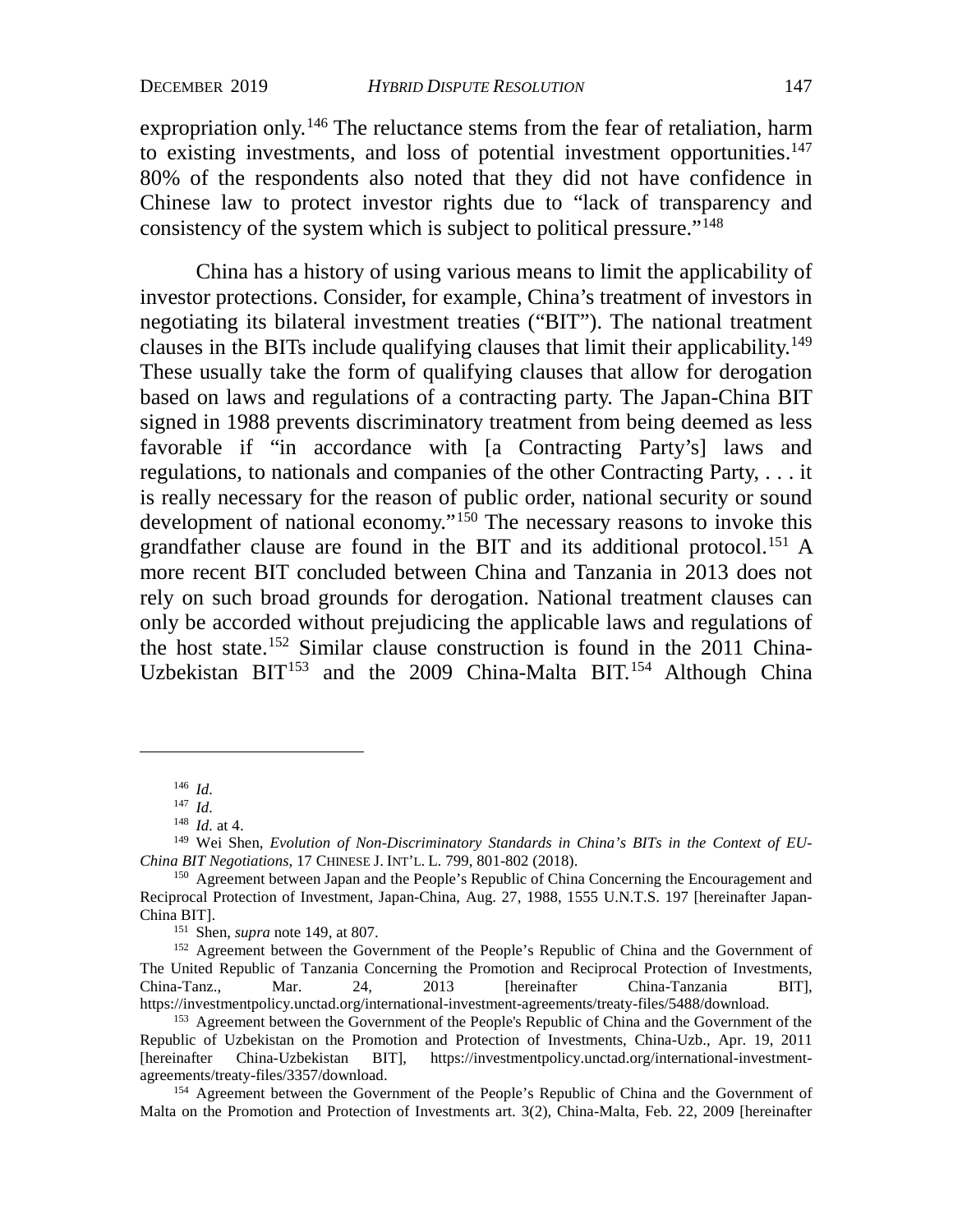expropriation only.[146] The reluctance stems from the fear of retaliation, harm to existing investments, and loss of potential investment opportunities.[147] 80% of the respondents also noted that they did not have confidence in Chinese law to protect investor rights due to "lack of transparency and consistency of the system which is subject to political pressure."[148]

China has a history of using various means to limit the applicability of investor protections. Consider, for example, China's treatment of investors in negotiating its bilateral investment treaties ("BIT"). The national treatment clauses in the BITs include qualifying clauses that limit their applicability.[149] These usually take the form of qualifying clauses that allow for derogation based on laws and regulations of a contracting party. The Japan-China BIT signed in 1988 prevents discriminatory treatment from being deemed as less favorable if "in accordance with [a Contracting Party's] laws and regulations, to nationals and companies of the other Contracting Party, . . . it is really necessary for the reason of public order, national security or sound development of national economy."[150] The necessary reasons to invoke this grandfather clause are found in the BIT and its additional protocol.[151] A more recent BIT concluded between China and Tanzania in 2013 does not rely on such broad grounds for derogation. National treatment clauses can only be accorded without prejudicing the applicable laws and regulations of the host state.[152] Similar clause construction is found in the 2011 China-Uzbekistan BIT[153] and the 2009 China-Malta BIT.[154] Although China

---

[146] *Id.*

[147] *Id.*

[148] *Id.* at 4.

[149] Wei Shen, *Evolution of Non-Discriminatory Standards in China's BITs in the Context of EU-China BIT Negotiations*, 17 CHINESE J. INT'L. L. 799, 801-802 (2018).

[150] Agreement between Japan and the People's Republic of China Concerning the Encouragement and Reciprocal Protection of Investment, Japan-China, Aug. 27, 1988, 1555 U.N.T.S. 197 [hereinafter Japan-China BIT].

[151] Shen, *supra* note 149, at 807.

[152] Agreement between the Government of the People's Republic of China and the Government of The United Republic of Tanzania Concerning the Promotion and Reciprocal Protection of Investments, China-Tanz., Mar. 24, 2013 [hereinafter China-Tanzania BIT], https://investmentpolicy.unctad.org/international-investment-agreements/treaty-files/5488/download.

[153] Agreement between the Government of the People's Republic of China and the Government of the Republic of Uzbekistan on the Promotion and Protection of Investments, China-Uzb., Apr. 19, 2011 [hereinafter China-Uzbekistan BIT], https://investmentpolicy.unctad.org/international-investment-agreements/treaty-files/3357/download.

[154] Agreement between the Government of the People's Republic of China and the Government of Malta on the Promotion and Protection of Investments art. 3(2), China-Malta, Feb. 22, 2009 [hereinafter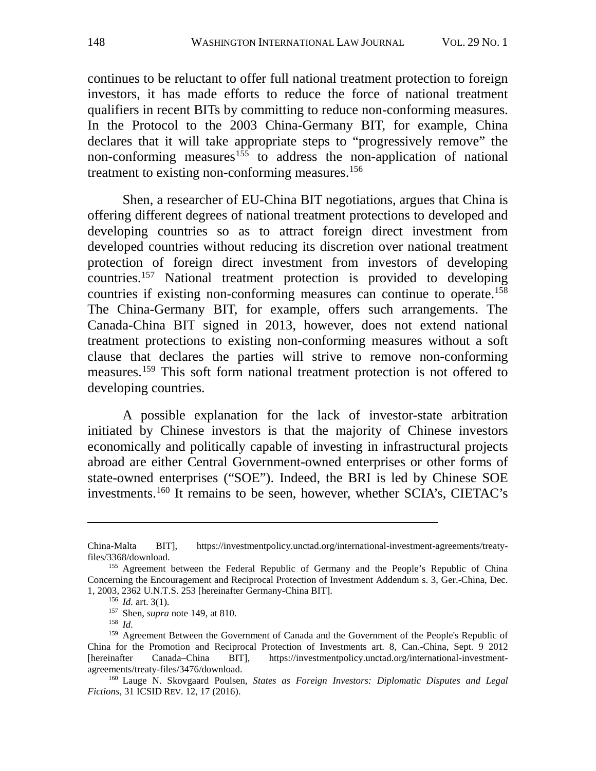continues to be reluctant to offer full national treatment protection to foreign investors, it has made efforts to reduce the force of national treatment qualifiers in recent BITs by committing to reduce non-conforming measures. In the Protocol to the 2003 China-Germany BIT, for example, China declares that it will take appropriate steps to "progressively remove" the non-conforming measures[155] to address the non-application of national treatment to existing non-conforming measures.[156]

Shen, a researcher of EU-China BIT negotiations, argues that China is offering different degrees of national treatment protections to developed and developing countries so as to attract foreign direct investment from developed countries without reducing its discretion over national treatment protection of foreign direct investment from investors of developing countries.[157] National treatment protection is provided to developing countries if existing non-conforming measures can continue to operate.[158] The China-Germany BIT, for example, offers such arrangements. The Canada-China BIT signed in 2013, however, does not extend national treatment protections to existing non-conforming measures without a soft clause that declares the parties will strive to remove non-conforming measures.[159] This soft form national treatment protection is not offered to developing countries.

A possible explanation for the lack of investor-state arbitration initiated by Chinese investors is that the majority of Chinese investors economically and politically capable of investing in infrastructural projects abroad are either Central Government-owned enterprises or other forms of state-owned enterprises ("SOE"). Indeed, the BRI is led by Chinese SOE investments.[160] It remains to be seen, however, whether SCIA's, CIETAC's

---

China-Malta BIT], https://investmentpolicy.unctad.org/international-investment-agreements/treaty-files/3368/download.

[155] Agreement between the Federal Republic of Germany and the People's Republic of China Concerning the Encouragement and Reciprocal Protection of Investment Addendum s. 3, Ger.-China, Dec. 1, 2003, 2362 U.N.T.S. 253 [hereinafter Germany-China BIT].

[156] *Id.* art. 3(1).

[157] Shen, *supra* note 149, at 810.

[158] *Id.*

[159] Agreement Between the Government of Canada and the Government of the People's Republic of China for the Promotion and Reciprocal Protection of Investments art. 8, Can.-China, Sept. 9 2012 [hereinafter Canada–China BIT], https://investmentpolicy.unctad.org/international-investment-agreements/treaty-files/3476/download.

[160] Lauge N. Skovgaard Poulsen, *States as Foreign Investors: Diplomatic Disputes and Legal Fictions*, 31 ICSID REV. 12, 17 (2016).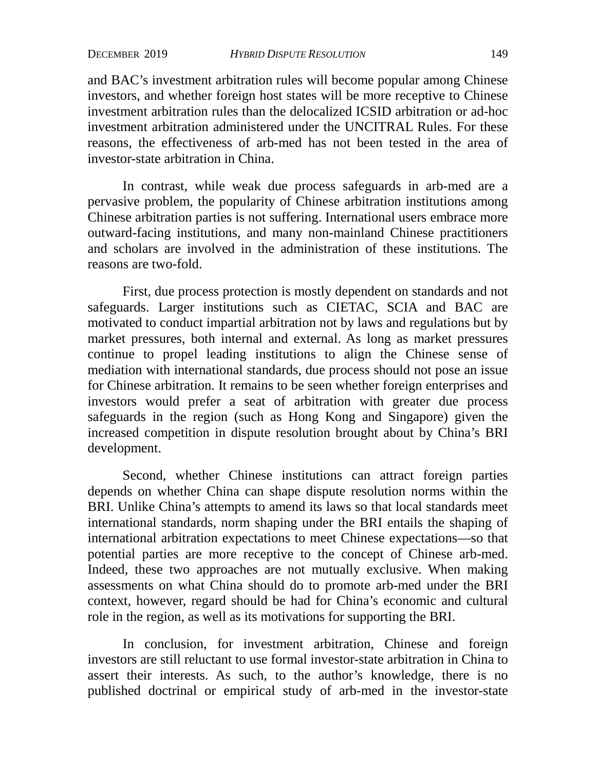and BAC's investment arbitration rules will become popular among Chinese investors, and whether foreign host states will be more receptive to Chinese investment arbitration rules than the delocalized ICSID arbitration or ad-hoc investment arbitration administered under the UNCITRAL Rules. For these reasons, the effectiveness of arb-med has not been tested in the area of investor-state arbitration in China.

In contrast, while weak due process safeguards in arb-med are a pervasive problem, the popularity of Chinese arbitration institutions among Chinese arbitration parties is not suffering. International users embrace more outward-facing institutions, and many non-mainland Chinese practitioners and scholars are involved in the administration of these institutions. The reasons are two-fold.

First, due process protection is mostly dependent on standards and not safeguards. Larger institutions such as CIETAC, SCIA and BAC are motivated to conduct impartial arbitration not by laws and regulations but by market pressures, both internal and external. As long as market pressures continue to propel leading institutions to align the Chinese sense of mediation with international standards, due process should not pose an issue for Chinese arbitration. It remains to be seen whether foreign enterprises and investors would prefer a seat of arbitration with greater due process safeguards in the region (such as Hong Kong and Singapore) given the increased competition in dispute resolution brought about by China's BRI development.

Second, whether Chinese institutions can attract foreign parties depends on whether China can shape dispute resolution norms within the BRI. Unlike China's attempts to amend its laws so that local standards meet international standards, norm shaping under the BRI entails the shaping of international arbitration expectations to meet Chinese expectations—so that potential parties are more receptive to the concept of Chinese arb-med. Indeed, these two approaches are not mutually exclusive. When making assessments on what China should do to promote arb-med under the BRI context, however, regard should be had for China's economic and cultural role in the region, as well as its motivations for supporting the BRI.

In conclusion, for investment arbitration, Chinese and foreign investors are still reluctant to use formal investor-state arbitration in China to assert their interests. As such, to the author's knowledge, there is no published doctrinal or empirical study of arb-med in the investor-state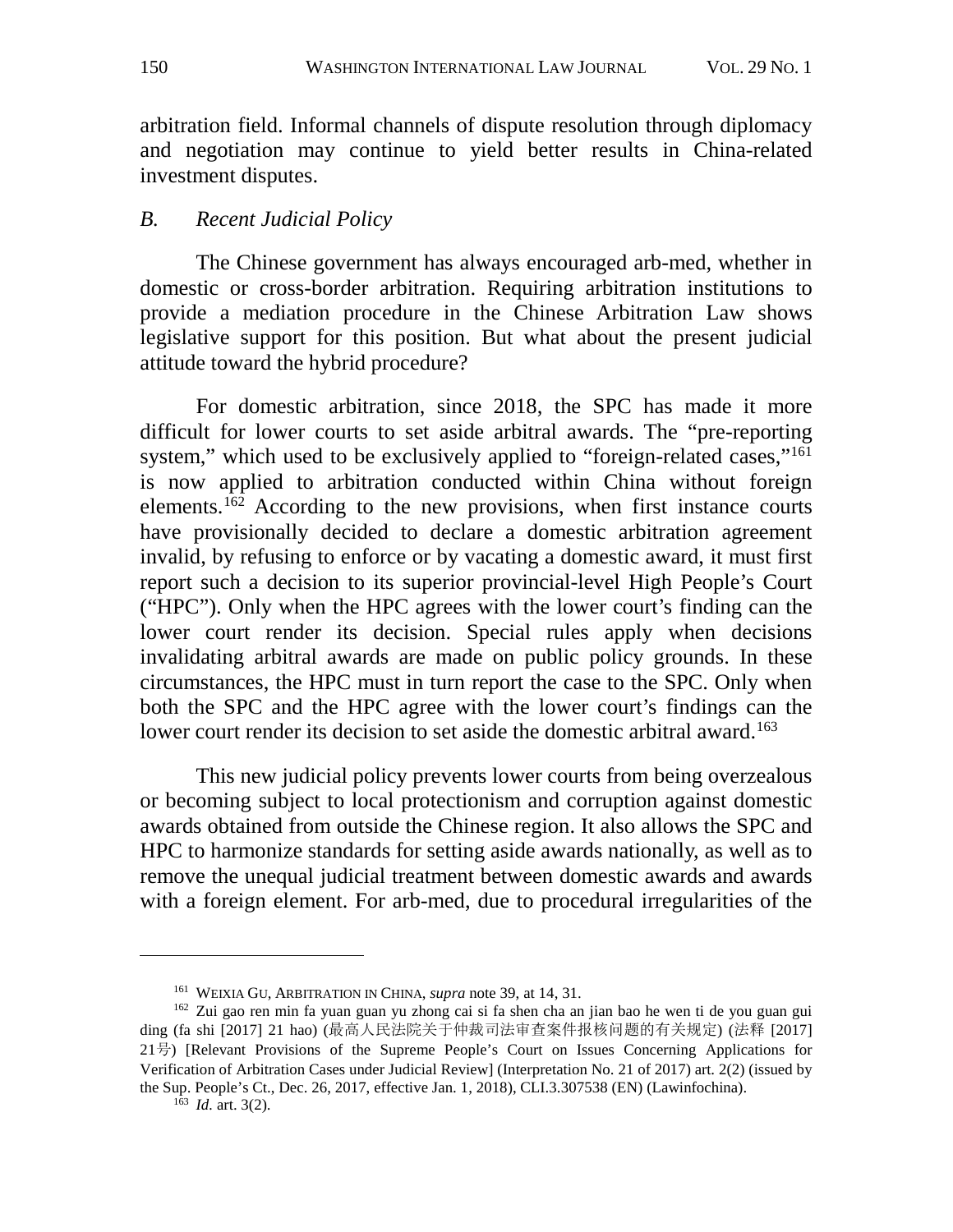arbitration field. Informal channels of dispute resolution through diplomacy and negotiation may continue to yield better results in China-related investment disputes.

### *B. Recent Judicial Policy*

The Chinese government has always encouraged arb-med, whether in domestic or cross-border arbitration. Requiring arbitration institutions to provide a mediation procedure in the Chinese Arbitration Law shows legislative support for this position. But what about the present judicial attitude toward the hybrid procedure?

For domestic arbitration, since 2018, the SPC has made it more difficult for lower courts to set aside arbitral awards. The "pre-reporting system," which used to be exclusively applied to "foreign-related cases,"[161] is now applied to arbitration conducted within China without foreign elements.[162] According to the new provisions, when first instance courts have provisionally decided to declare a domestic arbitration agreement invalid, by refusing to enforce or by vacating a domestic award, it must first report such a decision to its superior provincial-level High People's Court ("HPC"). Only when the HPC agrees with the lower court's finding can the lower court render its decision. Special rules apply when decisions invalidating arbitral awards are made on public policy grounds. In these circumstances, the HPC must in turn report the case to the SPC. Only when both the SPC and the HPC agree with the lower court's findings can the lower court render its decision to set aside the domestic arbitral award.[163]

This new judicial policy prevents lower courts from being overzealous or becoming subject to local protectionism and corruption against domestic awards obtained from outside the Chinese region. It also allows the SPC and HPC to harmonize standards for setting aside awards nationally, as well as to remove the unequal judicial treatment between domestic awards and awards with a foreign element. For arb-med, due to procedural irregularities of the

---

[161] WEIXIA GU, ARBITRATION IN CHINA, *supra* note 39, at 14, 31.

[162] Zui gao ren min fa yuan guan yu zhong cai si fa shen cha an jian bao he wen ti de you guan gui ding (fa shi [2017] 21 hao) (最高人民法院关于仲裁司法审查案件报核问题的有关规定) (法释 [2017] 21号) [Relevant Provisions of the Supreme People's Court on Issues Concerning Applications for Verification of Arbitration Cases under Judicial Review] (Interpretation No. 21 of 2017) art. 2(2) (issued by the Sup. People's Ct., Dec. 26, 2017, effective Jan. 1, 2018), CLI.3.307538 (EN) (Lawinfochina).

[163] *Id.* art. 3(2).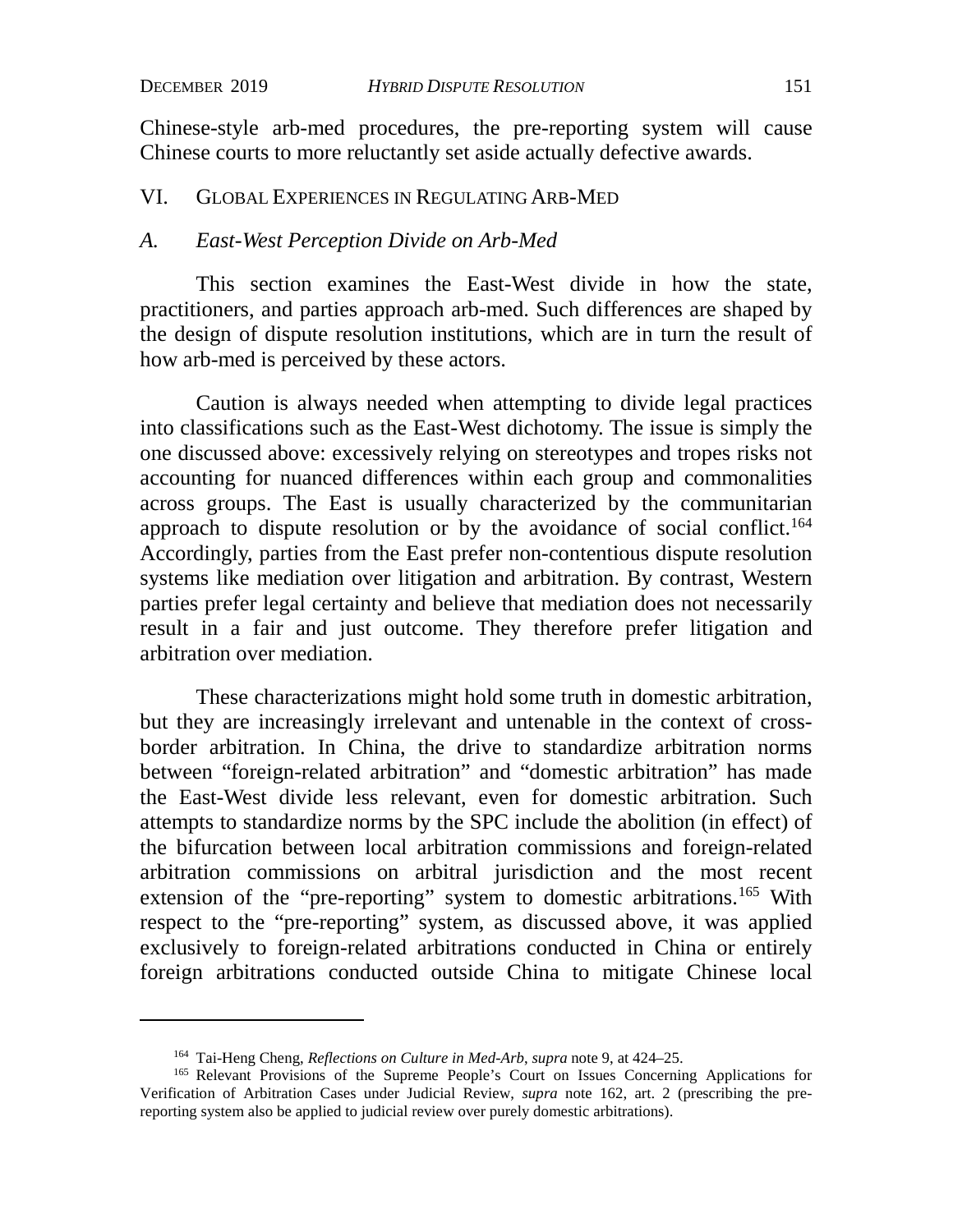Chinese-style arb-med procedures, the pre-reporting system will cause Chinese courts to more reluctantly set aside actually defective awards.

## VI. GLOBAL EXPERIENCES IN REGULATING ARB-MED

### *A. East-West Perception Divide on Arb-Med*

This section examines the East-West divide in how the state, practitioners, and parties approach arb-med. Such differences are shaped by the design of dispute resolution institutions, which are in turn the result of how arb-med is perceived by these actors.

Caution is always needed when attempting to divide legal practices into classifications such as the East-West dichotomy. The issue is simply the one discussed above: excessively relying on stereotypes and tropes risks not accounting for nuanced differences within each group and commonalities across groups. The East is usually characterized by the communitarian approach to dispute resolution or by the avoidance of social conflict.[164] Accordingly, parties from the East prefer non-contentious dispute resolution systems like mediation over litigation and arbitration. By contrast, Western parties prefer legal certainty and believe that mediation does not necessarily result in a fair and just outcome. They therefore prefer litigation and arbitration over mediation.

These characterizations might hold some truth in domestic arbitration, but they are increasingly irrelevant and untenable in the context of cross-border arbitration. In China, the drive to standardize arbitration norms between "foreign-related arbitration" and "domestic arbitration" has made the East-West divide less relevant, even for domestic arbitration. Such attempts to standardize norms by the SPC include the abolition (in effect) of the bifurcation between local arbitration commissions and foreign-related arbitration commissions on arbitral jurisdiction and the most recent extension of the "pre-reporting" system to domestic arbitrations.[165] With respect to the "pre-reporting" system, as discussed above, it was applied exclusively to foreign-related arbitrations conducted in China or entirely foreign arbitrations conducted outside China to mitigate Chinese local

---

[164] Tai-Heng Cheng, *Reflections on Culture in Med-Arb*, *supra* note 9, at 424–25.

[165] Relevant Provisions of the Supreme People's Court on Issues Concerning Applications for Verification of Arbitration Cases under Judicial Review, *supra* note 162, art. 2 (prescribing the pre-reporting system also be applied to judicial review over purely domestic arbitrations).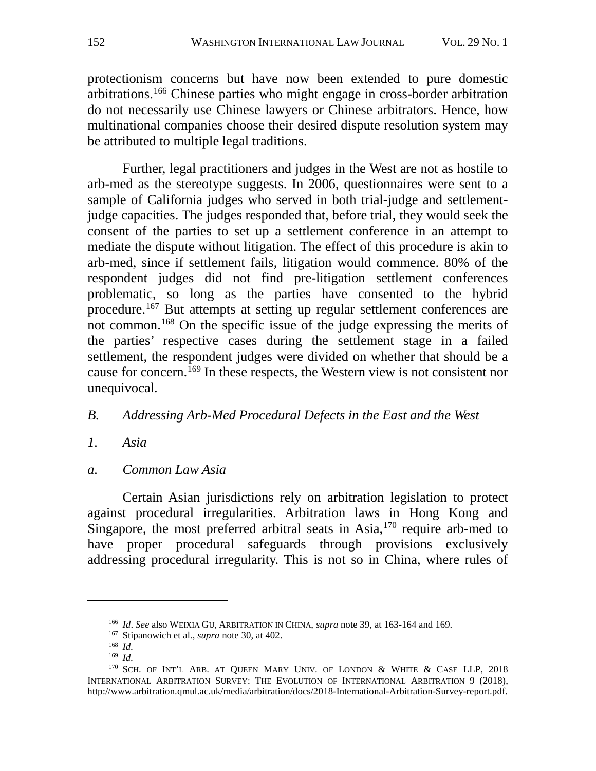protectionism concerns but have now been extended to pure domestic arbitrations.[166] Chinese parties who might engage in cross-border arbitration do not necessarily use Chinese lawyers or Chinese arbitrators. Hence, how multinational companies choose their desired dispute resolution system may be attributed to multiple legal traditions.

Further, legal practitioners and judges in the West are not as hostile to arb-med as the stereotype suggests. In 2006, questionnaires were sent to a sample of California judges who served in both trial-judge and settlement-judge capacities. The judges responded that, before trial, they would seek the consent of the parties to set up a settlement conference in an attempt to mediate the dispute without litigation. The effect of this procedure is akin to arb-med, since if settlement fails, litigation would commence. 80% of the respondent judges did not find pre-litigation settlement conferences problematic, so long as the parties have consented to the hybrid procedure.[167] But attempts at setting up regular settlement conferences are not common.[168] On the specific issue of the judge expressing the merits of the parties' respective cases during the settlement stage in a failed settlement, the respondent judges were divided on whether that should be a cause for concern.[169] In these respects, the Western view is not consistent nor unequivocal.

## *B. Addressing Arb-Med Procedural Defects in the East and the West*

### *1. Asia*

#### *a. Common Law Asia*

Certain Asian jurisdictions rely on arbitration legislation to protect against procedural irregularities. Arbitration laws in Hong Kong and Singapore, the most preferred arbitral seats in Asia,[170] require arb-med to have proper procedural safeguards through provisions exclusively addressing procedural irregularity. This is not so in China, where rules of

---

[166] *Id*. *See* also WEIXIA GU, ARBITRATION IN CHINA, *supra* note 39, at 163-164 and 169.

[167] Stipanowich et al., *supra* note 30, at 402.

[168] *Id.*

[169] *Id.*

[170] SCH. OF INT'L ARB. AT QUEEN MARY UNIV. OF LONDON & WHITE & CASE LLP, 2018 INTERNATIONAL ARBITRATION SURVEY: THE EVOLUTION OF INTERNATIONAL ARBITRATION 9 (2018), http://www.arbitration.qmul.ac.uk/media/arbitration/docs/2018-International-Arbitration-Survey-report.pdf.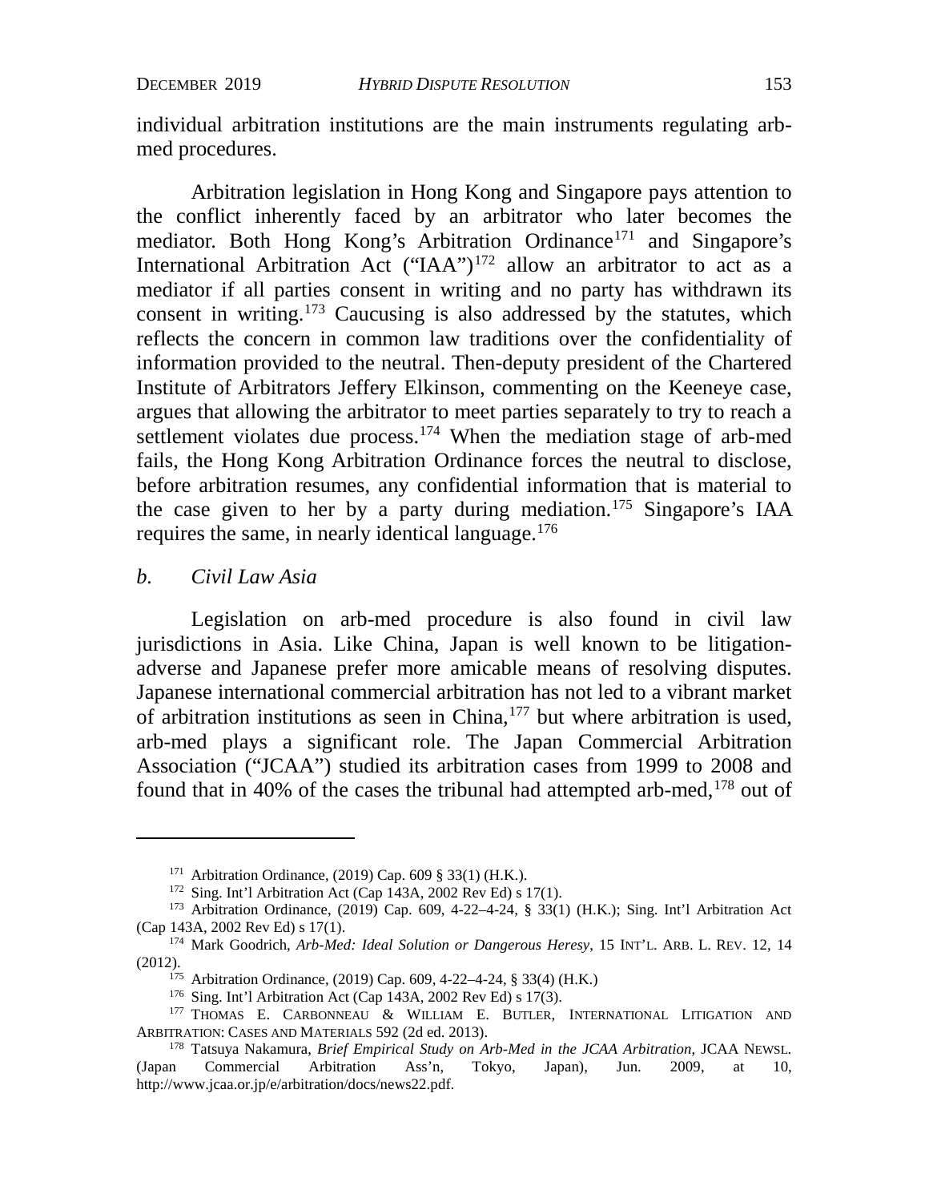individual arbitration institutions are the main instruments regulating arb-med procedures.

Arbitration legislation in Hong Kong and Singapore pays attention to the conflict inherently faced by an arbitrator who later becomes the mediator. Both Hong Kong's Arbitration Ordinance[171] and Singapore's International Arbitration Act ("IAA")[172] allow an arbitrator to act as a mediator if all parties consent in writing and no party has withdrawn its consent in writing.[173] Caucusing is also addressed by the statutes, which reflects the concern in common law traditions over the confidentiality of information provided to the neutral. Then-deputy president of the Chartered Institute of Arbitrators Jeffery Elkinson, commenting on the Keeneye case, argues that allowing the arbitrator to meet parties separately to try to reach a settlement violates due process.[174] When the mediation stage of arb-med fails, the Hong Kong Arbitration Ordinance forces the neutral to disclose, before arbitration resumes, any confidential information that is material to the case given to her by a party during mediation.[175] Singapore's IAA requires the same, in nearly identical language.[176]

### *b. Civil Law Asia*

Legislation on arb-med procedure is also found in civil law jurisdictions in Asia. Like China, Japan is well known to be litigation-adverse and Japanese prefer more amicable means of resolving disputes. Japanese international commercial arbitration has not led to a vibrant market of arbitration institutions as seen in China,[177] but where arbitration is used, arb-med plays a significant role. The Japan Commercial Arbitration Association ("JCAA") studied its arbitration cases from 1999 to 2008 and found that in 40% of the cases the tribunal had attempted arb-med,[178] out of

---

[171] Arbitration Ordinance, (2019) Cap. 609 § 33(1) (H.K.).

[172] Sing. Int'l Arbitration Act (Cap 143A, 2002 Rev Ed) s 17(1).

[173] Arbitration Ordinance, (2019) Cap. 609, 4-22–4-24, § 33(1) (H.K.); Sing. Int'l Arbitration Act (Cap 143A, 2002 Rev Ed) s 17(1).

[174] Mark Goodrich, *Arb-Med: Ideal Solution or Dangerous Heresy*, 15 INT'L. ARB. L. REV. 12, 14 (2012).

[175] Arbitration Ordinance, (2019) Cap. 609, 4-22–4-24, § 33(4) (H.K.)

[176] Sing. Int'l Arbitration Act (Cap 143A, 2002 Rev Ed) s 17(3).

[177] THOMAS E. CARBONNEAU & WILLIAM E. BUTLER, INTERNATIONAL LITIGATION AND ARBITRATION: CASES AND MATERIALS 592 (2d ed. 2013).

[178] Tatsuya Nakamura, *Brief Empirical Study on Arb-Med in the JCAA Arbitration*, JCAA NEWSL. (Japan Commercial Arbitration Ass'n, Tokyo, Japan), Jun. 2009, at 10, http://www.jcaa.or.jp/e/arbitration/docs/news22.pdf.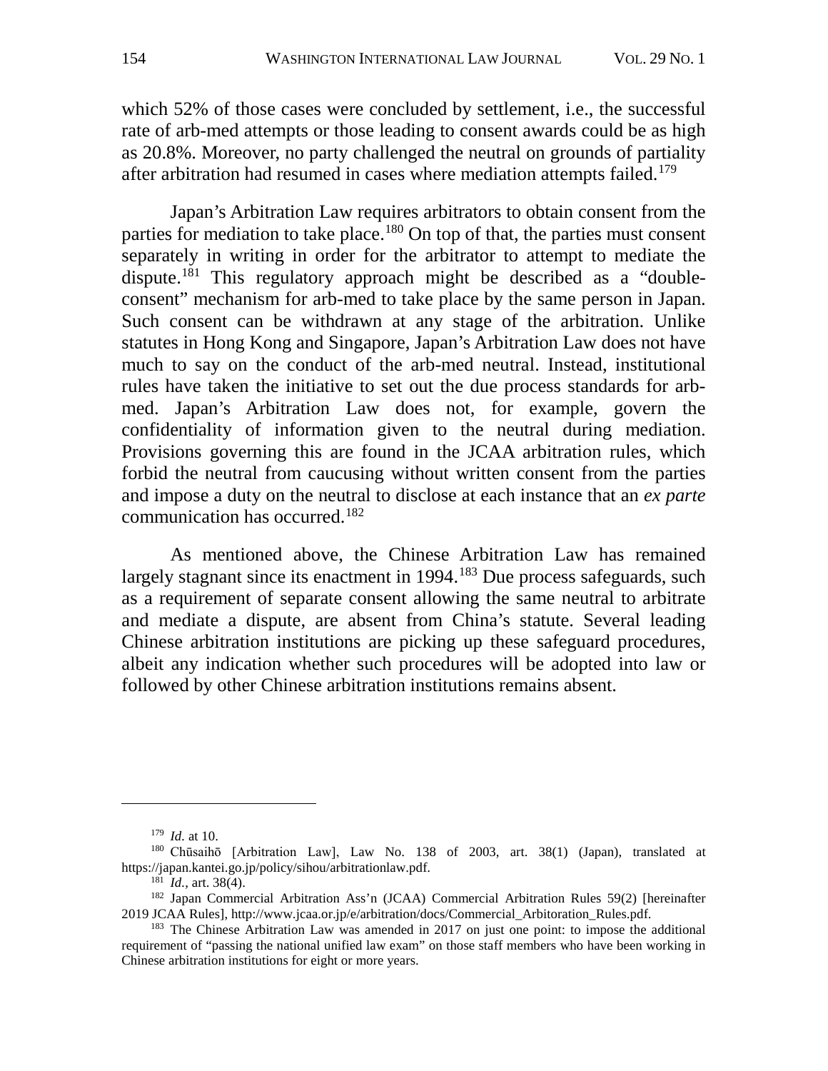which 52% of those cases were concluded by settlement, i.e., the successful rate of arb-med attempts or those leading to consent awards could be as high as 20.8%. Moreover, no party challenged the neutral on grounds of partiality after arbitration had resumed in cases where mediation attempts failed.[179]

Japan's Arbitration Law requires arbitrators to obtain consent from the parties for mediation to take place.[180] On top of that, the parties must consent separately in writing in order for the arbitrator to attempt to mediate the dispute.[181] This regulatory approach might be described as a "double-consent" mechanism for arb-med to take place by the same person in Japan. Such consent can be withdrawn at any stage of the arbitration. Unlike statutes in Hong Kong and Singapore, Japan's Arbitration Law does not have much to say on the conduct of the arb-med neutral. Instead, institutional rules have taken the initiative to set out the due process standards for arb-med. Japan's Arbitration Law does not, for example, govern the confidentiality of information given to the neutral during mediation. Provisions governing this are found in the JCAA arbitration rules, which forbid the neutral from caucusing without written consent from the parties and impose a duty on the neutral to disclose at each instance that an *ex parte* communication has occurred.[182]

As mentioned above, the Chinese Arbitration Law has remained largely stagnant since its enactment in 1994.[183] Due process safeguards, such as a requirement of separate consent allowing the same neutral to arbitrate and mediate a dispute, are absent from China's statute. Several leading Chinese arbitration institutions are picking up these safeguard procedures, albeit any indication whether such procedures will be adopted into law or followed by other Chinese arbitration institutions remains absent.

---

[179] *Id.* at 10.

[180] Chūsaihō [Arbitration Law], Law No. 138 of 2003, art. 38(1) (Japan), translated at https://japan.kantei.go.jp/policy/sihou/arbitrationlaw.pdf.

[181] *Id.*, art. 38(4).

[182] Japan Commercial Arbitration Ass'n (JCAA) Commercial Arbitration Rules 59(2) [hereinafter 2019 JCAA Rules], http://www.jcaa.or.jp/e/arbitration/docs/Commercial_Arbitoration_Rules.pdf.

[183] The Chinese Arbitration Law was amended in 2017 on just one point: to impose the additional requirement of "passing the national unified law exam" on those staff members who have been working in Chinese arbitration institutions for eight or more years.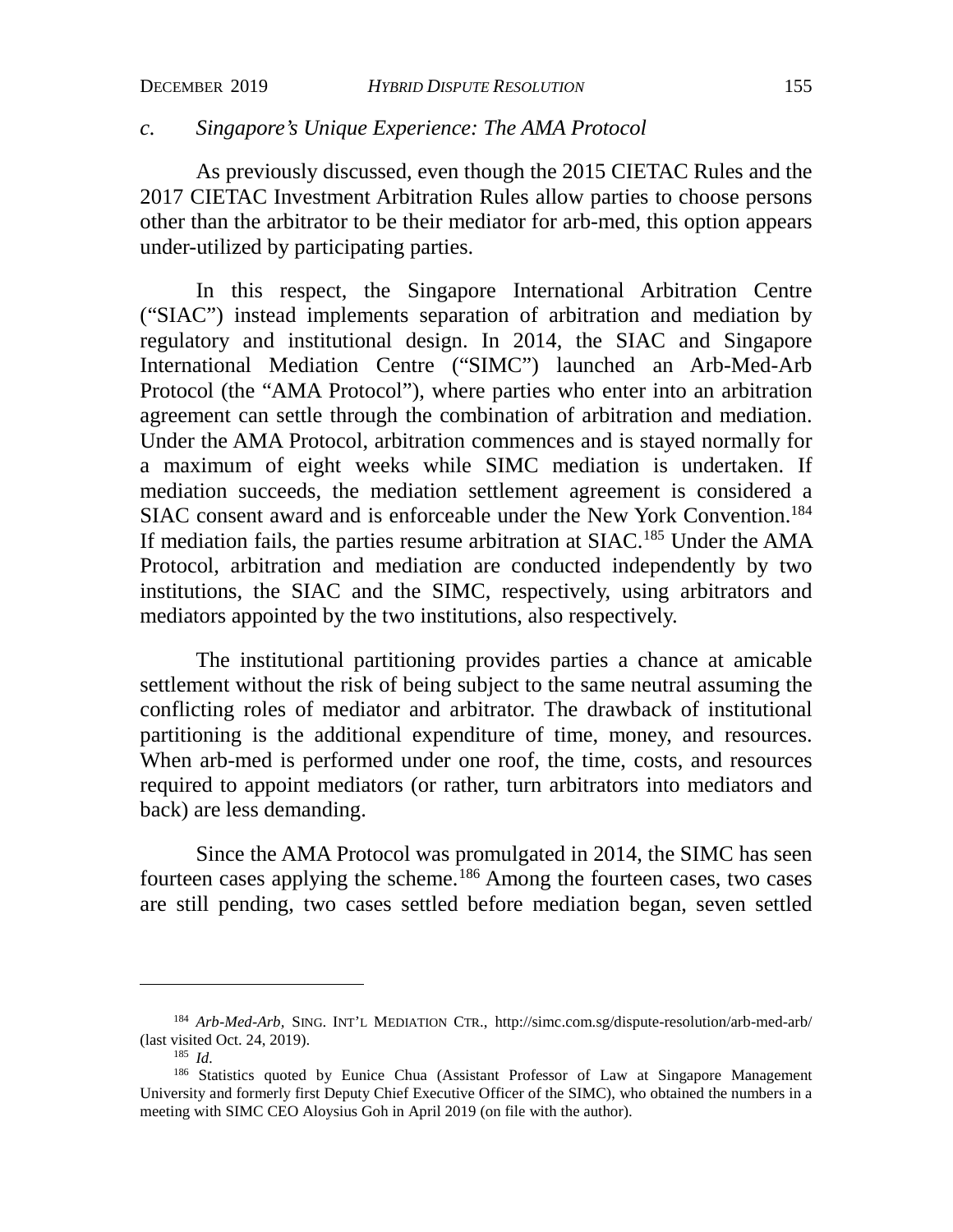### c. *Singapore's Unique Experience: The AMA Protocol*

As previously discussed, even though the 2015 CIETAC Rules and the 2017 CIETAC Investment Arbitration Rules allow parties to choose persons other than the arbitrator to be their mediator for arb-med, this option appears under-utilized by participating parties.

In this respect, the Singapore International Arbitration Centre ("SIAC") instead implements separation of arbitration and mediation by regulatory and institutional design. In 2014, the SIAC and Singapore International Mediation Centre ("SIMC") launched an Arb-Med-Arb Protocol (the "AMA Protocol"), where parties who enter into an arbitration agreement can settle through the combination of arbitration and mediation. Under the AMA Protocol, arbitration commences and is stayed normally for a maximum of eight weeks while SIMC mediation is undertaken. If mediation succeeds, the mediation settlement agreement is considered a SIAC consent award and is enforceable under the New York Convention.[184] If mediation fails, the parties resume arbitration at SIAC.[185] Under the AMA Protocol, arbitration and mediation are conducted independently by two institutions, the SIAC and the SIMC, respectively, using arbitrators and mediators appointed by the two institutions, also respectively.

The institutional partitioning provides parties a chance at amicable settlement without the risk of being subject to the same neutral assuming the conflicting roles of mediator and arbitrator. The drawback of institutional partitioning is the additional expenditure of time, money, and resources. When arb-med is performed under one roof, the time, costs, and resources required to appoint mediators (or rather, turn arbitrators into mediators and back) are less demanding.

Since the AMA Protocol was promulgated in 2014, the SIMC has seen fourteen cases applying the scheme.[186] Among the fourteen cases, two cases are still pending, two cases settled before mediation began, seven settled

---

[184] *Arb-Med-Arb*, SING. INT'L MEDIATION CTR., http://simc.com.sg/dispute-resolution/arb-med-arb/ (last visited Oct. 24, 2019).

[185] *Id.*

[186] Statistics quoted by Eunice Chua (Assistant Professor of Law at Singapore Management University and formerly first Deputy Chief Executive Officer of the SIMC), who obtained the numbers in a meeting with SIMC CEO Aloysius Goh in April 2019 (on file with the author).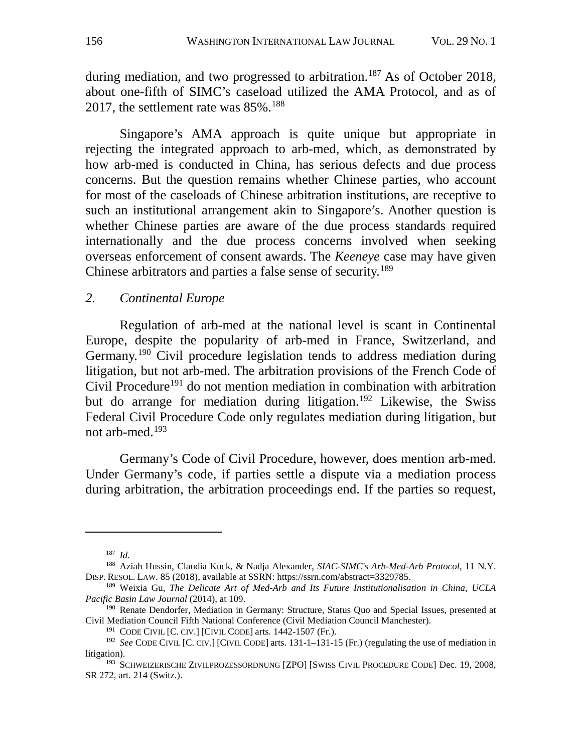during mediation, and two progressed to arbitration.[187] As of October 2018, about one-fifth of SIMC's caseload utilized the AMA Protocol, and as of 2017, the settlement rate was 85%.[188]

Singapore's AMA approach is quite unique but appropriate in rejecting the integrated approach to arb-med, which, as demonstrated by how arb-med is conducted in China, has serious defects and due process concerns. But the question remains whether Chinese parties, who account for most of the caseloads of Chinese arbitration institutions, are receptive to such an institutional arrangement akin to Singapore's. Another question is whether Chinese parties are aware of the due process standards required internationally and the due process concerns involved when seeking overseas enforcement of consent awards. The *Keeneye* case may have given Chinese arbitrators and parties a false sense of security.[189]

*2. Continental Europe*

Regulation of arb-med at the national level is scant in Continental Europe, despite the popularity of arb-med in France, Switzerland, and Germany.[190] Civil procedure legislation tends to address mediation during litigation, but not arb-med. The arbitration provisions of the French Code of Civil Procedure[191] do not mention mediation in combination with arbitration but do arrange for mediation during litigation.[192] Likewise, the Swiss Federal Civil Procedure Code only regulates mediation during litigation, but not arb-med.[193]

Germany's Code of Civil Procedure, however, does mention arb-med. Under Germany's code, if parties settle a dispute via a mediation process during arbitration, the arbitration proceedings end. If the parties so request,

---

[187] *Id.*

[188] Aziah Hussin, Claudia Kuck, & Nadja Alexander, *SIAC-SIMC's Arb-Med-Arb Protocol*, 11 N.Y. DISP. RESOL. LAW. 85 (2018), available at SSRN: https://ssrn.com/abstract=3329785.

[189] Weixia Gu, *The Delicate Art of Med-Arb and Its Future Institutionalisation in China*, *UCLA Pacific Basin Law Journal* (2014), at 109.

[190] Renate Dendorfer, Mediation in Germany: Structure, Status Quo and Special Issues, presented at Civil Mediation Council Fifth National Conference (Civil Mediation Council Manchester).

[191] CODE CIVIL [C. CIV.] [CIVIL CODE] arts. 1442-1507 (Fr.).

[192] *See* CODE CIVIL [C. CIV.] [CIVIL CODE] arts. 131-1–131-15 (Fr.) (regulating the use of mediation in litigation).

[193] SCHWEIZERISCHE ZIVILPROZESSORDNUNG [ZPO] [SWISS CIVIL PROCEDURE CODE] Dec. 19, 2008, SR 272, art. 214 (Switz.).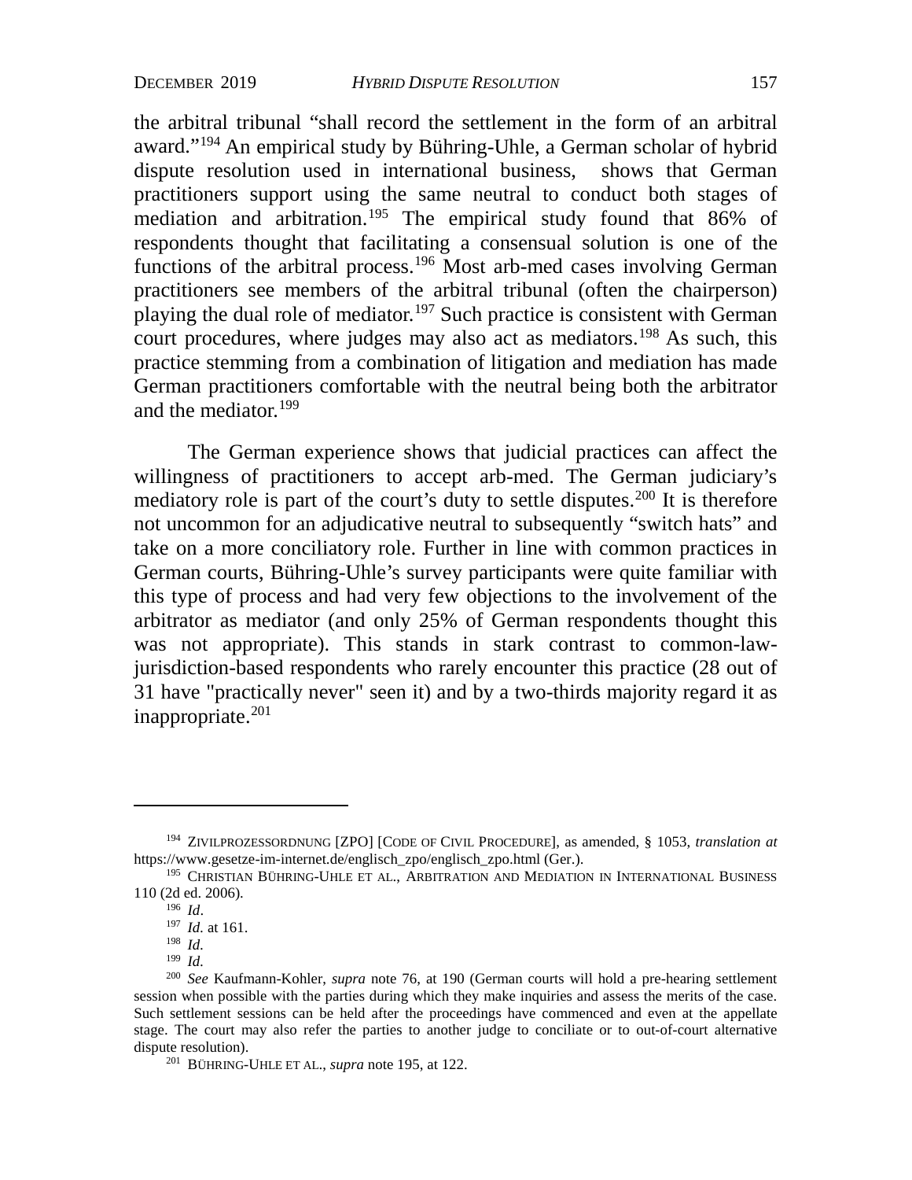the arbitral tribunal "shall record the settlement in the form of an arbitral award."[194] An empirical study by Bühring-Uhle, a German scholar of hybrid dispute resolution used in international business, shows that German practitioners support using the same neutral to conduct both stages of mediation and arbitration.[195] The empirical study found that 86% of respondents thought that facilitating a consensual solution is one of the functions of the arbitral process.[196] Most arb-med cases involving German practitioners see members of the arbitral tribunal (often the chairperson) playing the dual role of mediator.[197] Such practice is consistent with German court procedures, where judges may also act as mediators.[198] As such, this practice stemming from a combination of litigation and mediation has made German practitioners comfortable with the neutral being both the arbitrator and the mediator.[199]

The German experience shows that judicial practices can affect the willingness of practitioners to accept arb-med. The German judiciary's mediatory role is part of the court's duty to settle disputes.[200] It is therefore not uncommon for an adjudicative neutral to subsequently "switch hats" and take on a more conciliatory role. Further in line with common practices in German courts, Bühring-Uhle's survey participants were quite familiar with this type of process and had very few objections to the involvement of the arbitrator as mediator (and only 25% of German respondents thought this was not appropriate). This stands in stark contrast to common-law-jurisdiction-based respondents who rarely encounter this practice (28 out of 31 have "practically never" seen it) and by a two-thirds majority regard it as inappropriate.[201]

---

[194] ZIVILPROZESSORDNUNG [ZPO] [CODE OF CIVIL PROCEDURE], as amended, § 1053, *translation at* https://www.gesetze-im-internet.de/englisch_zpo/englisch_zpo.html (Ger.).

[195] CHRISTIAN BÜHRING-UHLE ET AL., ARBITRATION AND MEDIATION IN INTERNATIONAL BUSINESS 110 (2d ed. 2006).

[196] *Id*.

[197] *Id.* at 161.

[198] *Id.*

[199] *Id.*

[200] *See* Kaufmann-Kohler, *supra* note 76, at 190 (German courts will hold a pre-hearing settlement session when possible with the parties during which they make inquiries and assess the merits of the case. Such settlement sessions can be held after the proceedings have commenced and even at the appellate stage. The court may also refer the parties to another judge to conciliate or to out-of-court alternative dispute resolution).

[201] BÜHRING-UHLE ET AL., *supra* note 195, at 122.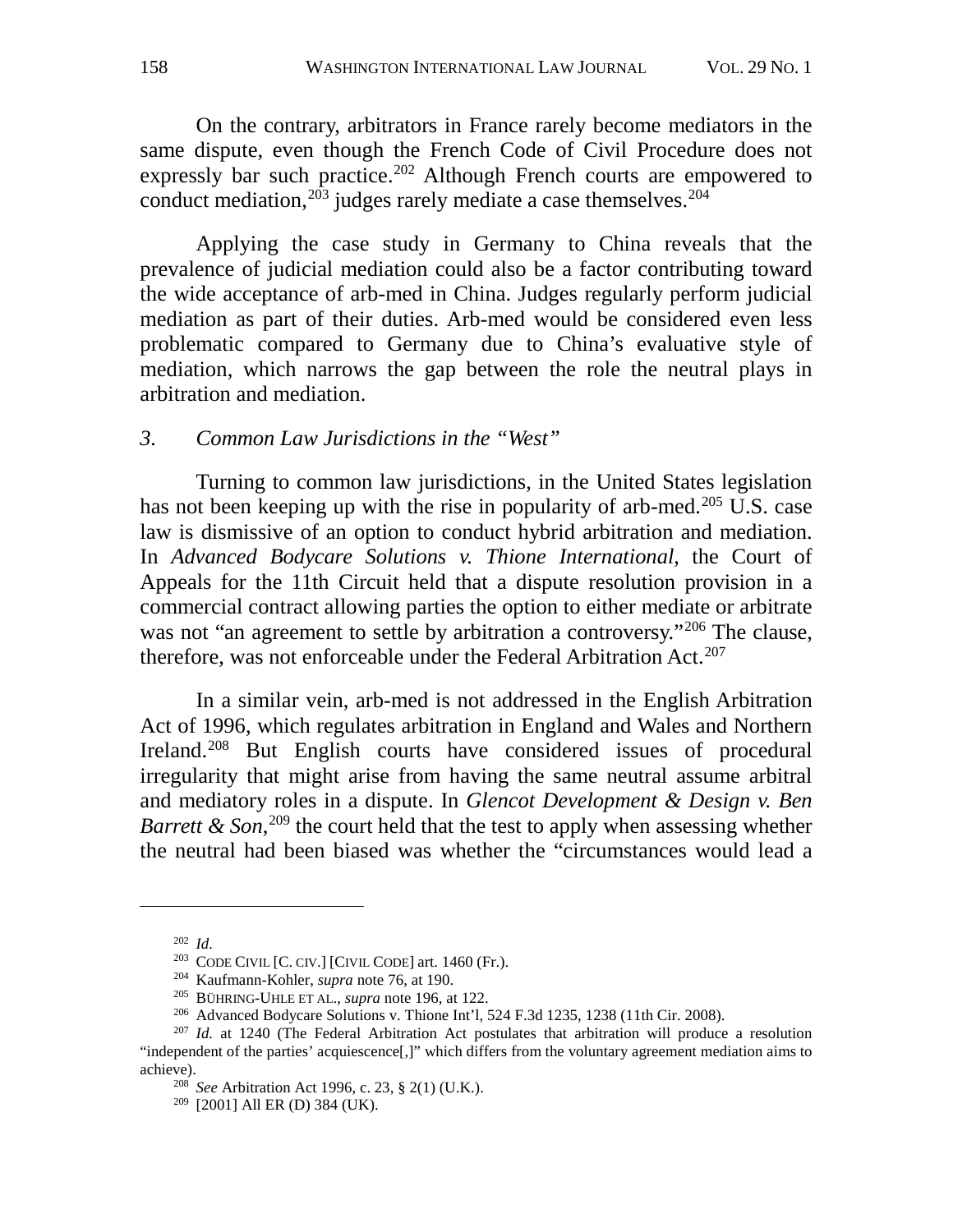On the contrary, arbitrators in France rarely become mediators in the same dispute, even though the French Code of Civil Procedure does not expressly bar such practice.[202] Although French courts are empowered to conduct mediation,[203] judges rarely mediate a case themselves.[204]

Applying the case study in Germany to China reveals that the prevalence of judicial mediation could also be a factor contributing toward the wide acceptance of arb-med in China. Judges regularly perform judicial mediation as part of their duties. Arb-med would be considered even less problematic compared to Germany due to China's evaluative style of mediation, which narrows the gap between the role the neutral plays in arbitration and mediation.

### 3. *Common Law Jurisdictions in the "West"*

Turning to common law jurisdictions, in the United States legislation has not been keeping up with the rise in popularity of arb-med.[205] U.S. case law is dismissive of an option to conduct hybrid arbitration and mediation. In *Advanced Bodycare Solutions v. Thione International*, the Court of Appeals for the 11th Circuit held that a dispute resolution provision in a commercial contract allowing parties the option to either mediate or arbitrate was not "an agreement to settle by arbitration a controversy."[206] The clause, therefore, was not enforceable under the Federal Arbitration Act.[207]

In a similar vein, arb-med is not addressed in the English Arbitration Act of 1996, which regulates arbitration in England and Wales and Northern Ireland.[208] But English courts have considered issues of procedural irregularity that might arise from having the same neutral assume arbitral and mediatory roles in a dispute. In *Glencot Development & Design v. Ben Barrett & Son*,[209] the court held that the test to apply when assessing whether the neutral had been biased was whether the "circumstances would lead a

---

[202] *Id.*

[203] CODE CIVIL [C. CIV.] [CIVIL CODE] art. 1460 (Fr.).

[204] Kaufmann-Kohler, *supra* note 76, at 190.

[205] BÜHRING-UHLE ET AL., *supra* note 196, at 122.

[206] Advanced Bodycare Solutions v. Thione Int'l, 524 F.3d 1235, 1238 (11th Cir. 2008).

[207] *Id.* at 1240 (The Federal Arbitration Act postulates that arbitration will produce a resolution "independent of the parties' acquiescence[,]" which differs from the voluntary agreement mediation aims to achieve).

[208] *See* Arbitration Act 1996, c. 23, § 2(1) (U.K.).

[209] [2001] All ER (D) 384 (UK).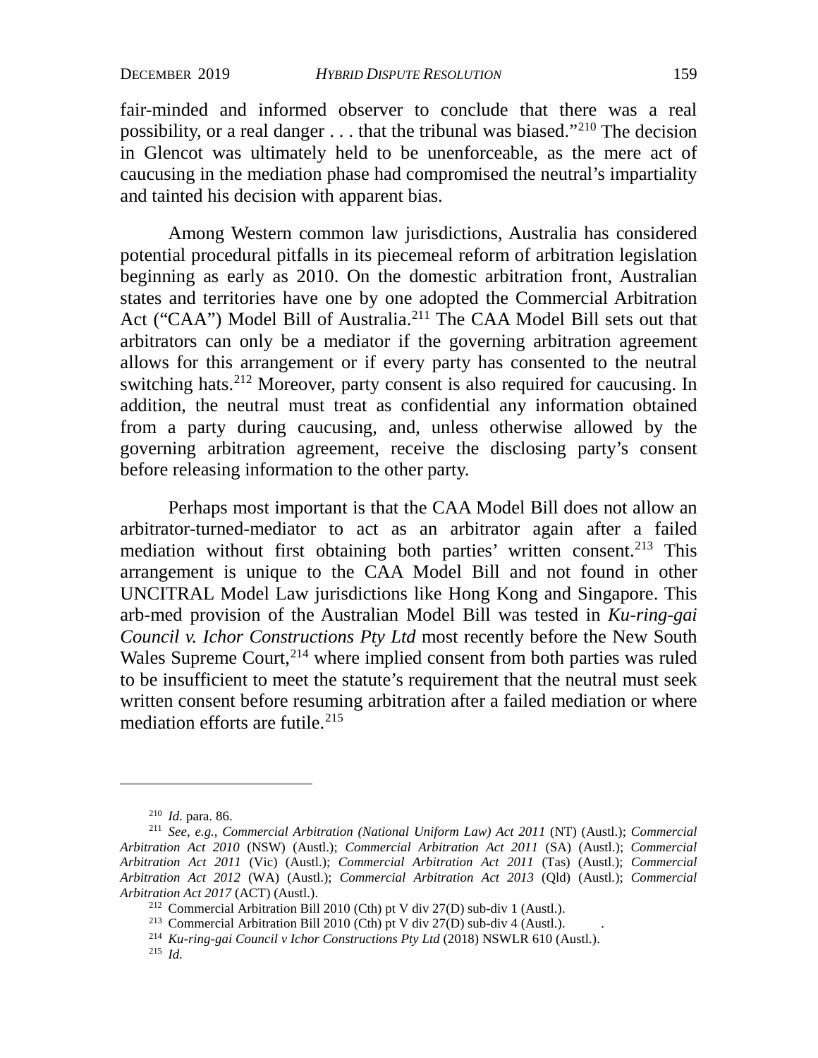fair-minded and informed observer to conclude that there was a real possibility, or a real danger . . . that the tribunal was biased."[210] The decision in Glencot was ultimately held to be unenforceable, as the mere act of caucusing in the mediation phase had compromised the neutral's impartiality and tainted his decision with apparent bias.

Among Western common law jurisdictions, Australia has considered potential procedural pitfalls in its piecemeal reform of arbitration legislation beginning as early as 2010. On the domestic arbitration front, Australian states and territories have one by one adopted the Commercial Arbitration Act ("CAA") Model Bill of Australia.[211] The CAA Model Bill sets out that arbitrators can only be a mediator if the governing arbitration agreement allows for this arrangement or if every party has consented to the neutral switching hats.[212] Moreover, party consent is also required for caucusing. In addition, the neutral must treat as confidential any information obtained from a party during caucusing, and, unless otherwise allowed by the governing arbitration agreement, receive the disclosing party's consent before releasing information to the other party.

Perhaps most important is that the CAA Model Bill does not allow an arbitrator-turned-mediator to act as an arbitrator again after a failed mediation without first obtaining both parties' written consent.[213] This arrangement is unique to the CAA Model Bill and not found in other UNCITRAL Model Law jurisdictions like Hong Kong and Singapore. This arb-med provision of the Australian Model Bill was tested in *Ku-ring-gai Council v. Ichor Constructions Pty Ltd* most recently before the New South Wales Supreme Court,[214] where implied consent from both parties was ruled to be insufficient to meet the statute's requirement that the neutral must seek written consent before resuming arbitration after a failed mediation or where mediation efforts are futile.[215]

---

[210] *Id.* para. 86.

[211] *See, e.g.*, *Commercial Arbitration (National Uniform Law) Act 2011* (NT) (Austl.); *Commercial Arbitration Act 2010* (NSW) (Austl.); *Commercial Arbitration Act 2011* (SA) (Austl.); *Commercial Arbitration Act 2011* (Vic) (Austl.); *Commercial Arbitration Act 2011* (Tas) (Austl.); *Commercial Arbitration Act 2012* (WA) (Austl.); *Commercial Arbitration Act 2013* (Qld) (Austl.); *Commercial Arbitration Act 2017* (ACT) (Austl.).

[212] Commercial Arbitration Bill 2010 (Cth) pt V div 27(D) sub-div 1 (Austl.).

[213] Commercial Arbitration Bill 2010 (Cth) pt V div 27(D) sub-div 4 (Austl.).

[214] *Ku-ring-gai Council v Ichor Constructions Pty Ltd* (2018) NSWLR 610 (Austl.).

[215] *Id.*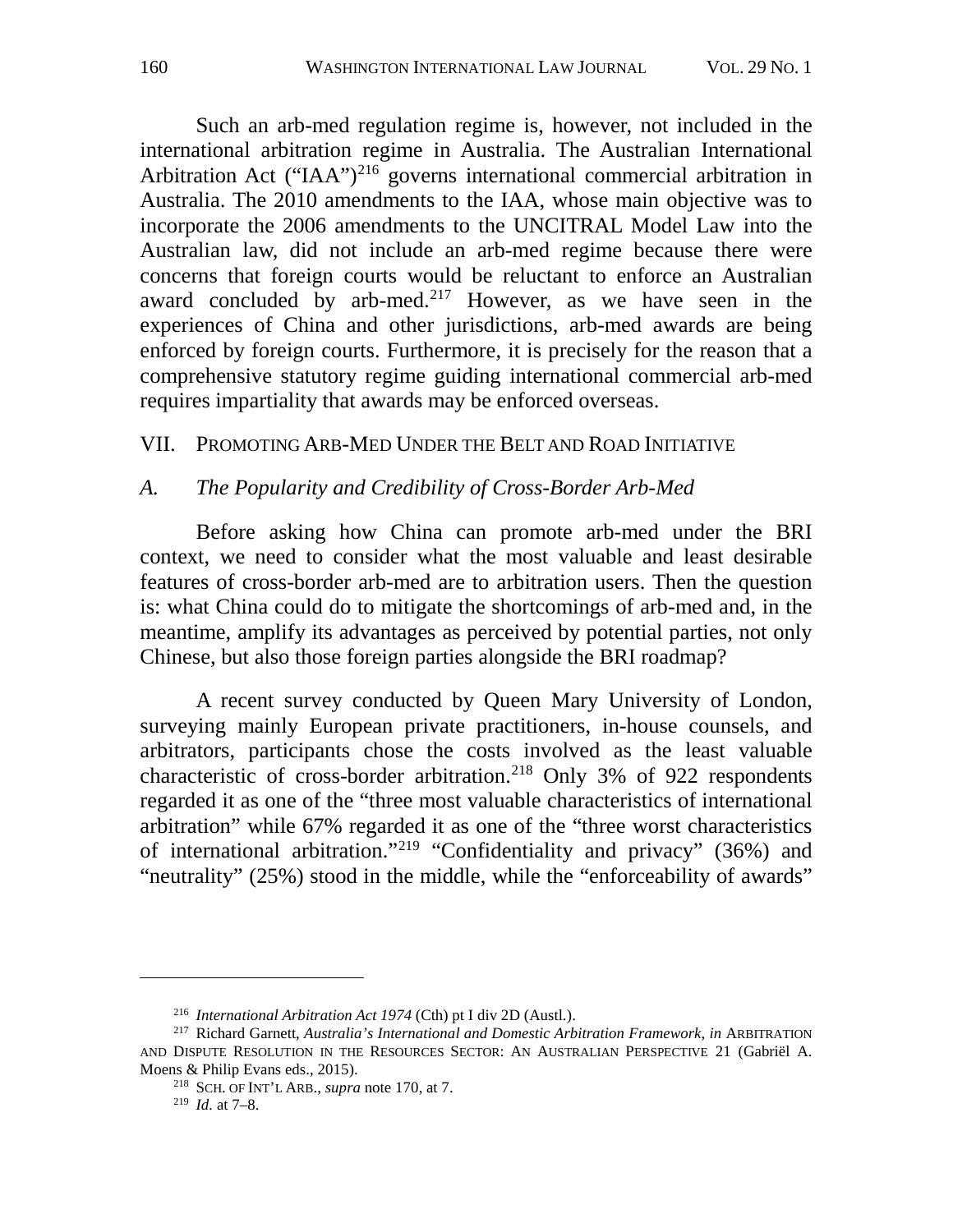Such an arb-med regulation regime is, however, not included in the international arbitration regime in Australia. The Australian International Arbitration Act ("IAA")[216] governs international commercial arbitration in Australia. The 2010 amendments to the IAA, whose main objective was to incorporate the 2006 amendments to the UNCITRAL Model Law into the Australian law, did not include an arb-med regime because there were concerns that foreign courts would be reluctant to enforce an Australian award concluded by arb-med.[217] However, as we have seen in the experiences of China and other jurisdictions, arb-med awards are being enforced by foreign courts. Furthermore, it is precisely for the reason that a comprehensive statutory regime guiding international commercial arb-med requires impartiality that awards may be enforced overseas.

## VII. Promoting Arb-Med Under the Belt and Road Initiative

### A. *The Popularity and Credibility of Cross-Border Arb-Med*

Before asking how China can promote arb-med under the BRI context, we need to consider what the most valuable and least desirable features of cross-border arb-med are to arbitration users. Then the question is: what China could do to mitigate the shortcomings of arb-med and, in the meantime, amplify its advantages as perceived by potential parties, not only Chinese, but also those foreign parties alongside the BRI roadmap?

A recent survey conducted by Queen Mary University of London, surveying mainly European private practitioners, in-house counsels, and arbitrators, participants chose the costs involved as the least valuable characteristic of cross-border arbitration.[218] Only 3% of 922 respondents regarded it as one of the "three most valuable characteristics of international arbitration" while 67% regarded it as one of the "three worst characteristics of international arbitration."[219] "Confidentiality and privacy" (36%) and "neutrality" (25%) stood in the middle, while the "enforceability of awards"

---

[216] *International Arbitration Act 1974* (Cth) pt I div 2D (Austl.).

[217] Richard Garnett, *Australia's International and Domestic Arbitration Framework*, *in* ARBITRATION AND DISPUTE RESOLUTION IN THE RESOURCES SECTOR: AN AUSTRALIAN PERSPECTIVE 21 (Gabriël A. Moens & Philip Evans eds., 2015).

[218] SCH. OF INT'L ARB., *supra* note 170, at 7.

[219] *Id.* at 7–8.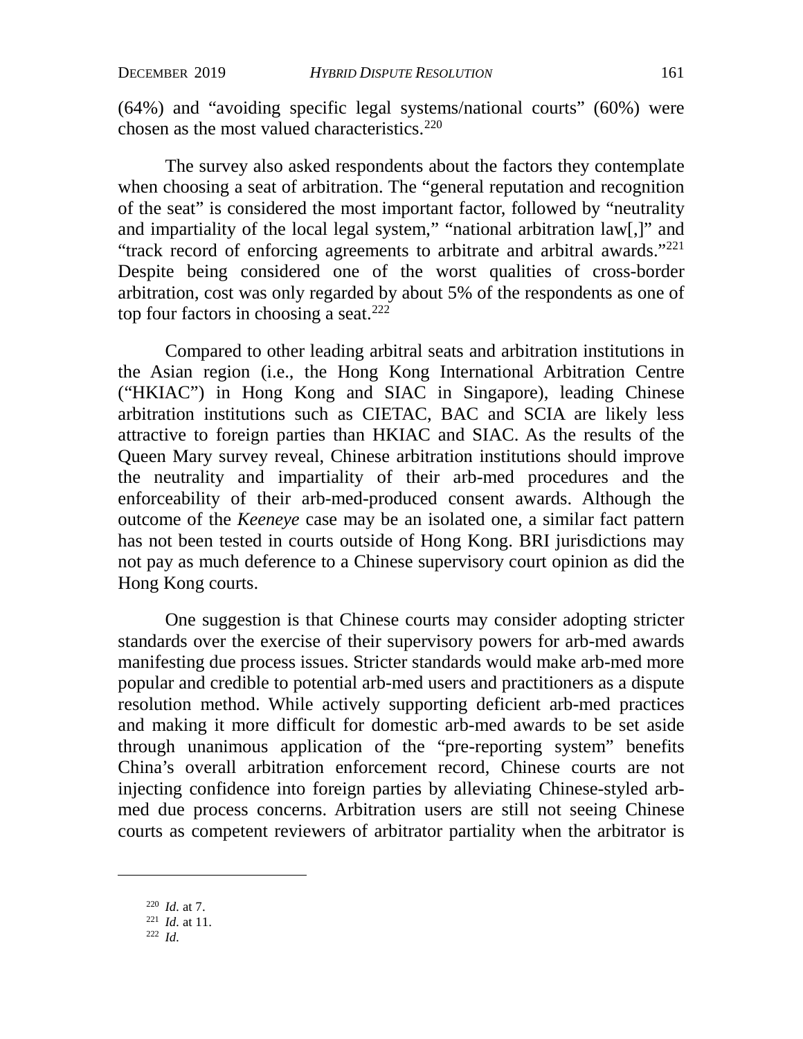(64%) and "avoiding specific legal systems/national courts" (60%) were chosen as the most valued characteristics.[220]

The survey also asked respondents about the factors they contemplate when choosing a seat of arbitration. The "general reputation and recognition of the seat" is considered the most important factor, followed by "neutrality and impartiality of the local legal system," "national arbitration law[,]" and "track record of enforcing agreements to arbitrate and arbitral awards."[221] Despite being considered one of the worst qualities of cross-border arbitration, cost was only regarded by about 5% of the respondents as one of top four factors in choosing a seat.[222]

Compared to other leading arbitral seats and arbitration institutions in the Asian region (i.e., the Hong Kong International Arbitration Centre ("HKIAC") in Hong Kong and SIAC in Singapore), leading Chinese arbitration institutions such as CIETAC, BAC and SCIA are likely less attractive to foreign parties than HKIAC and SIAC. As the results of the Queen Mary survey reveal, Chinese arbitration institutions should improve the neutrality and impartiality of their arb-med procedures and the enforceability of their arb-med-produced consent awards. Although the outcome of the *Keeneye* case may be an isolated one, a similar fact pattern has not been tested in courts outside of Hong Kong. BRI jurisdictions may not pay as much deference to a Chinese supervisory court opinion as did the Hong Kong courts.

One suggestion is that Chinese courts may consider adopting stricter standards over the exercise of their supervisory powers for arb-med awards manifesting due process issues. Stricter standards would make arb-med more popular and credible to potential arb-med users and practitioners as a dispute resolution method. While actively supporting deficient arb-med practices and making it more difficult for domestic arb-med awards to be set aside through unanimous application of the "pre-reporting system" benefits China's overall arbitration enforcement record, Chinese courts are not injecting confidence into foreign parties by alleviating Chinese-styled arb-med due process concerns. Arbitration users are still not seeing Chinese courts as competent reviewers of arbitrator partiality when the arbitrator is

---

[220] *Id.* at 7.

[221] *Id.* at 11.

[222] *Id.*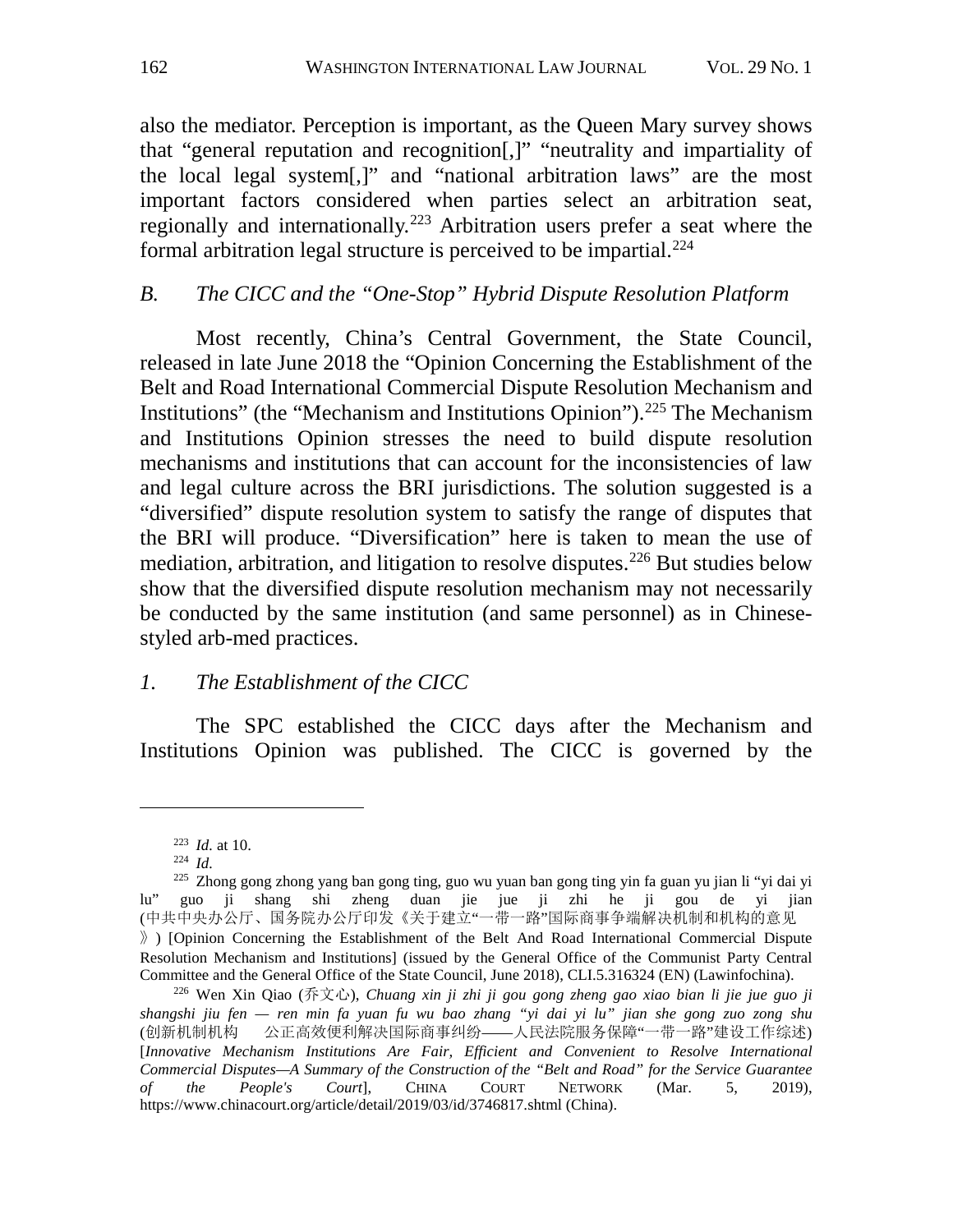also the mediator. Perception is important, as the Queen Mary survey shows that "general reputation and recognition[,]" "neutrality and impartiality of the local legal system[,]" and "national arbitration laws" are the most important factors considered when parties select an arbitration seat, regionally and internationally.[223] Arbitration users prefer a seat where the formal arbitration legal structure is perceived to be impartial.[224]

### *B. The CICC and the "One-Stop" Hybrid Dispute Resolution Platform*

Most recently, China's Central Government, the State Council, released in late June 2018 the "Opinion Concerning the Establishment of the Belt and Road International Commercial Dispute Resolution Mechanism and Institutions" (the "Mechanism and Institutions Opinion").[225] The Mechanism and Institutions Opinion stresses the need to build dispute resolution mechanisms and institutions that can account for the inconsistencies of law and legal culture across the BRI jurisdictions. The solution suggested is a "diversified" dispute resolution system to satisfy the range of disputes that the BRI will produce. "Diversification" here is taken to mean the use of mediation, arbitration, and litigation to resolve disputes.[226] But studies below show that the diversified dispute resolution mechanism may not necessarily be conducted by the same institution (and same personnel) as in Chinese-styled arb-med practices.

#### *1. The Establishment of the CICC*

The SPC established the CICC days after the Mechanism and Institutions Opinion was published. The CICC is governed by the

---

[223] *Id.* at 10.

[224] *Id.*

[225] Zhong gong zhong yang ban gong ting, guo wu yuan ban gong ting yin fa guan yu jian li "yi dai yi lu" guo ji shang shi zheng duan jie jue ji zhi he ji gou de yi jian (中共中央办公厅、国务院办公厅印发《关于建立"一带一路"国际商事争端解决机制和机构的意见》) [Opinion Concerning the Establishment of the Belt And Road International Commercial Dispute Resolution Mechanism and Institutions] (issued by the General Office of the Communist Party Central Committee and the General Office of the State Council, June 2018), CLI.5.316324 (EN) (Lawinfochina).

[226] Wen Xin Qiao (乔文心), *Chuang xin ji zhi ji gou gong zheng gao xiao bian li jie jue guo ji shangshi jiu fen — ren min fa yuan fu wu bao zhang "yi dai yi lu" jian she gong zuo zong shu* (创新机制机构 公正高效便利解决国际商事纠纷——人民法院服务保障"一带一路"建设工作综述) [*Innovative Mechanism Institutions Are Fair, Efficient and Convenient to Resolve International Commercial Disputes—A Summary of the Construction of the "Belt and Road" for the Service Guarantee of the People's Court*], CHINA COURT NETWORK (Mar. 5, 2019), https://www.chinacourt.org/article/detail/2019/03/id/3746817.shtml (China).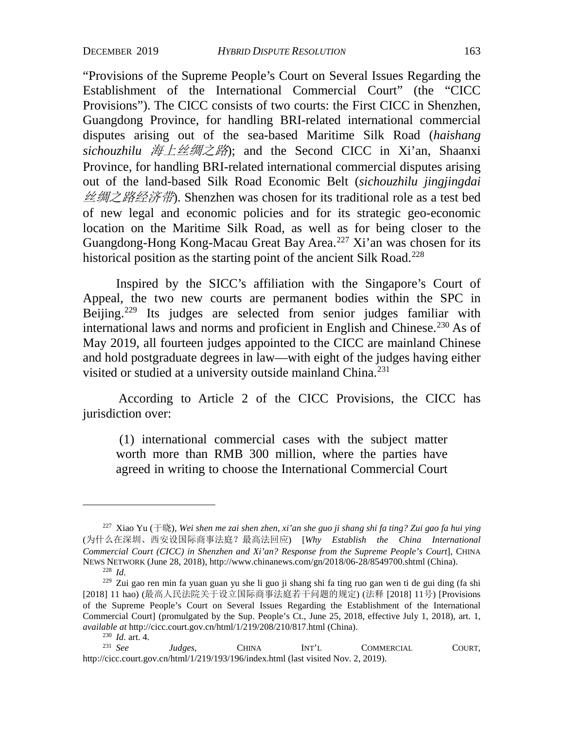"Provisions of the Supreme People's Court on Several Issues Regarding the Establishment of the International Commercial Court" (the "CICC Provisions"). The CICC consists of two courts: the First CICC in Shenzhen, Guangdong Province, for handling BRI-related international commercial disputes arising out of the sea-based Maritime Silk Road (*haishang sichouzhilu 海上丝绸之路*); and the Second CICC in Xi'an, Shaanxi Province, for handling BRI-related international commercial disputes arising out of the land-based Silk Road Economic Belt (*sichouzhilu jingjingdai 丝绸之路经济带*). Shenzhen was chosen for its traditional role as a test bed of new legal and economic policies and for its strategic geo-economic location on the Maritime Silk Road, as well as for being closer to the Guangdong-Hong Kong-Macau Great Bay Area.[227] Xi'an was chosen for its historical position as the starting point of the ancient Silk Road.[228]

Inspired by the SICC's affiliation with the Singapore's Court of Appeal, the two new courts are permanent bodies within the SPC in Beijing.[229] Its judges are selected from senior judges familiar with international laws and norms and proficient in English and Chinese.[230] As of May 2019, all fourteen judges appointed to the CICC are mainland Chinese and hold postgraduate degrees in law—with eight of the judges having either visited or studied at a university outside mainland China.[231]

According to Article 2 of the CICC Provisions, the CICC has jurisdiction over:

> (1) international commercial cases with the subject matter worth more than RMB 300 million, where the parties have agreed in writing to choose the International Commercial Court

---

[227] Xiao Yu (于晓), *Wei shen me zai shen zhen, xi'an she guo ji shang shi fa ting? Zui gao fa hui ying* (为什么在深圳、西安设国际商事法庭？最高法回应) [*Why Establish the China International Commercial Court (CICC) in Shenzhen and Xi'an? Response from the Supreme People's Court*], CHINA NEWS NETWORK (June 28, 2018), http://www.chinanews.com/gn/2018/06-28/8549700.shtml (China).

[228] *Id.*

[229] Zui gao ren min fa yuan guan yu she li guo ji shang shi fa ting ruo gan wen ti de gui ding (fa shi [2018] 11 hao) (最高人民法院关于设立国际商事法庭若干问题的规定) (法释 [2018] 11号) [Provisions of the Supreme People's Court on Several Issues Regarding the Establishment of the International Commercial Court] (promulgated by the Sup. People's Ct., June 25, 2018, effective July 1, 2018), art. 1, *available at* http://cicc.court.gov.cn/html/1/219/208/210/817.html (China).

[230] *Id.* art. 4.

[231] *See Judges*, CHINA INT'L COMMERCIAL COURT, http://cicc.court.gov.cn/html/1/219/193/196/index.html (last visited Nov. 2, 2019).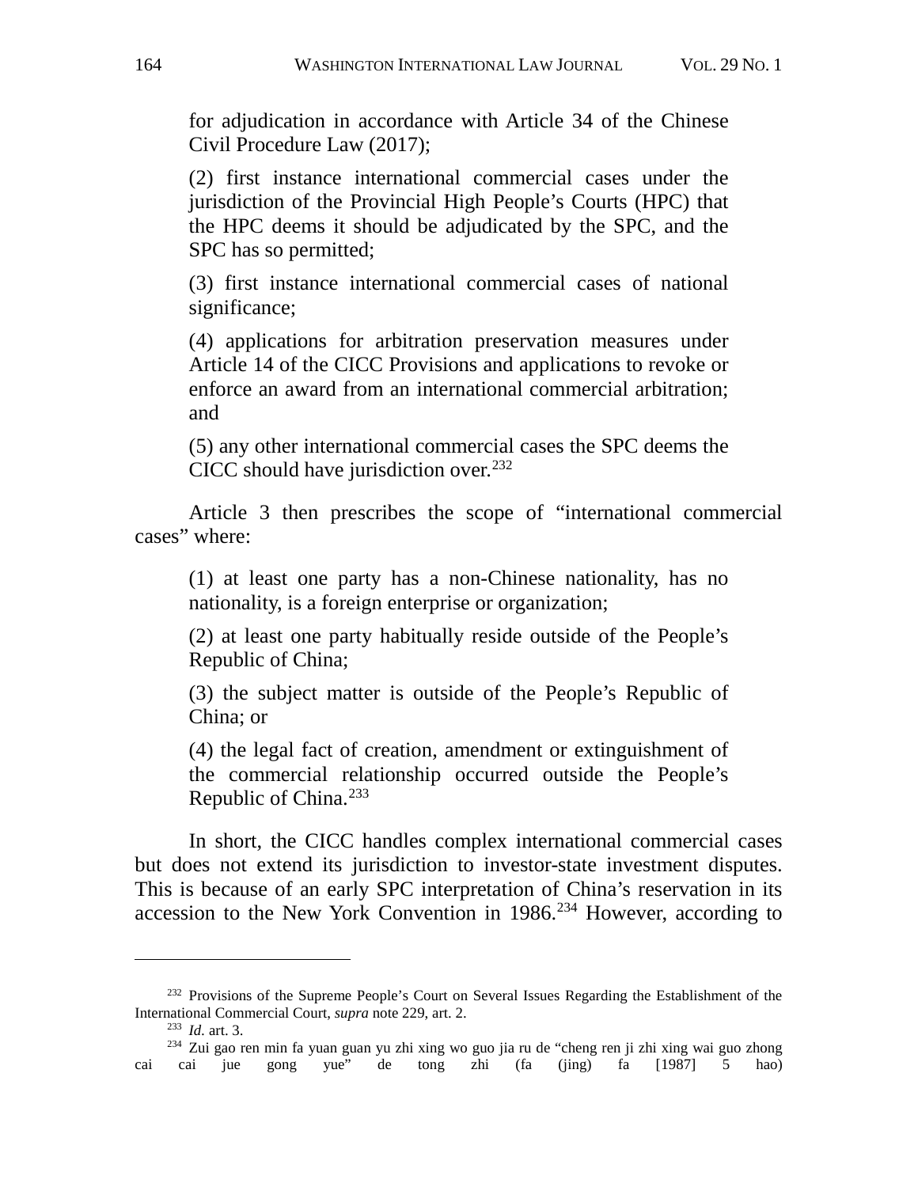for adjudication in accordance with Article 34 of the Chinese Civil Procedure Law (2017);

(2) first instance international commercial cases under the jurisdiction of the Provincial High People's Courts (HPC) that the HPC deems it should be adjudicated by the SPC, and the SPC has so permitted;

(3) first instance international commercial cases of national significance;

(4) applications for arbitration preservation measures under Article 14 of the CICC Provisions and applications to revoke or enforce an award from an international commercial arbitration; and

(5) any other international commercial cases the SPC deems the CICC should have jurisdiction over.[232]

Article 3 then prescribes the scope of "international commercial cases" where:

(1) at least one party has a non-Chinese nationality, has no nationality, is a foreign enterprise or organization;

(2) at least one party habitually reside outside of the People's Republic of China;

(3) the subject matter is outside of the People's Republic of China; or

(4) the legal fact of creation, amendment or extinguishment of the commercial relationship occurred outside the People's Republic of China.[233]

In short, the CICC handles complex international commercial cases but does not extend its jurisdiction to investor-state investment disputes. This is because of an early SPC interpretation of China's reservation in its accession to the New York Convention in 1986.[234] However, according to

---

[232] Provisions of the Supreme People's Court on Several Issues Regarding the Establishment of the International Commercial Court, *supra* note 229, art. 2.

[233] *Id.* art. 3.

[234] Zui gao ren min fa yuan guan yu zhi xing wo guo jia ru de "cheng ren ji zhi xing wai guo zhong cai cai jue gong yue" de tong zhi (fa (jing) fa [1987] 5 hao)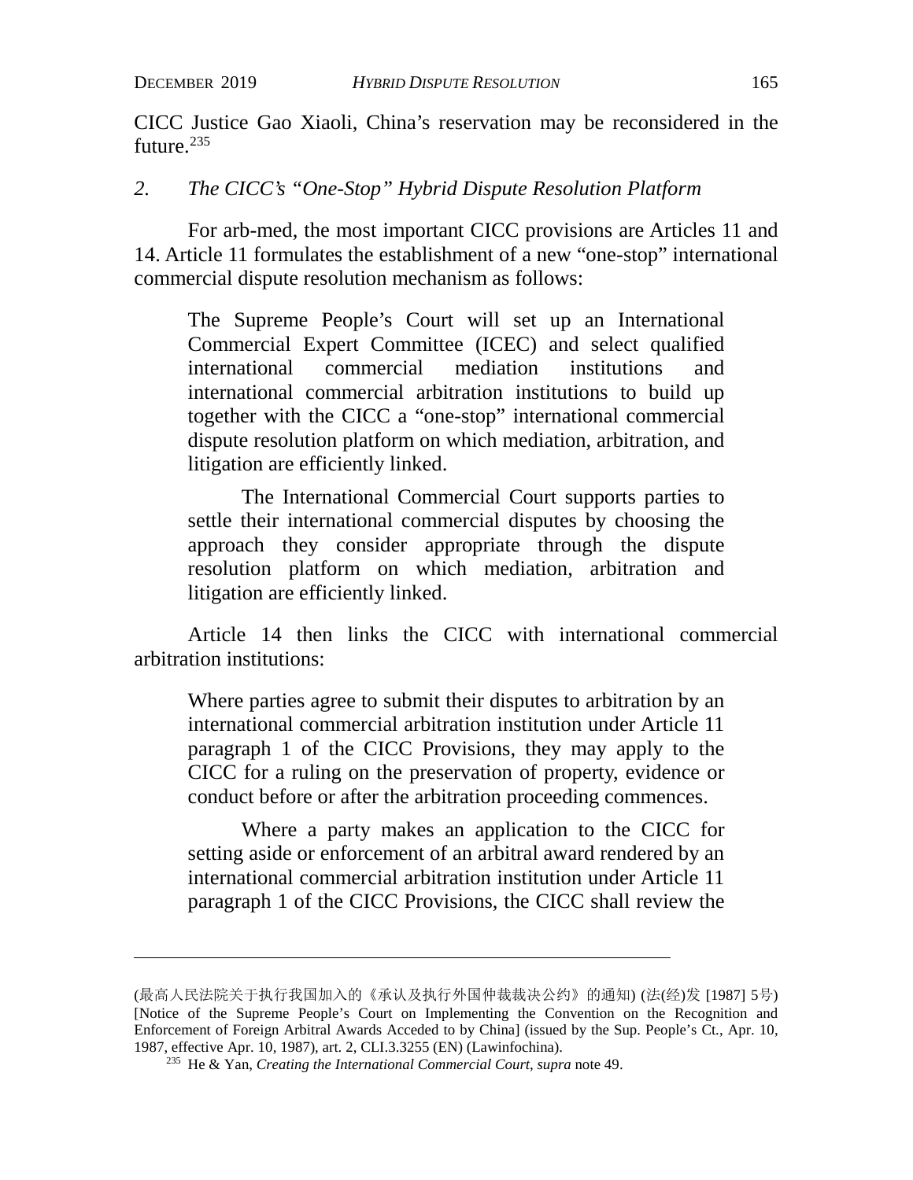CICC Justice Gao Xiaoli, China's reservation may be reconsidered in the future.[235]

### *2. The CICC's "One-Stop" Hybrid Dispute Resolution Platform*

For arb-med, the most important CICC provisions are Articles 11 and 14. Article 11 formulates the establishment of a new "one-stop" international commercial dispute resolution mechanism as follows:

> The Supreme People's Court will set up an International Commercial Expert Committee (ICEC) and select qualified international commercial mediation institutions and international commercial arbitration institutions to build up together with the CICC a "one-stop" international commercial dispute resolution platform on which mediation, arbitration, and litigation are efficiently linked.
>
> The International Commercial Court supports parties to settle their international commercial disputes by choosing the approach they consider appropriate through the dispute resolution platform on which mediation, arbitration and litigation are efficiently linked.

Article 14 then links the CICC with international commercial arbitration institutions:

> Where parties agree to submit their disputes to arbitration by an international commercial arbitration institution under Article 11 paragraph 1 of the CICC Provisions, they may apply to the CICC for a ruling on the preservation of property, evidence or conduct before or after the arbitration proceeding commences.
>
> Where a party makes an application to the CICC for setting aside or enforcement of an arbitral award rendered by an international commercial arbitration institution under Article 11 paragraph 1 of the CICC Provisions, the CICC shall review the

---

(最高人民法院关于执行我国加入的《承认及执行外国仲裁裁决公约》的通知) (法(经)发 [1987] 5号) [Notice of the Supreme People's Court on Implementing the Convention on the Recognition and Enforcement of Foreign Arbitral Awards Acceded to by China] (issued by the Sup. People's Ct., Apr. 10, 1987, effective Apr. 10, 1987), art. 2, CLI.3.3255 (EN) (Lawinfochina).

[235] He & Yan, *Creating the International Commercial Court*, *supra* note 49.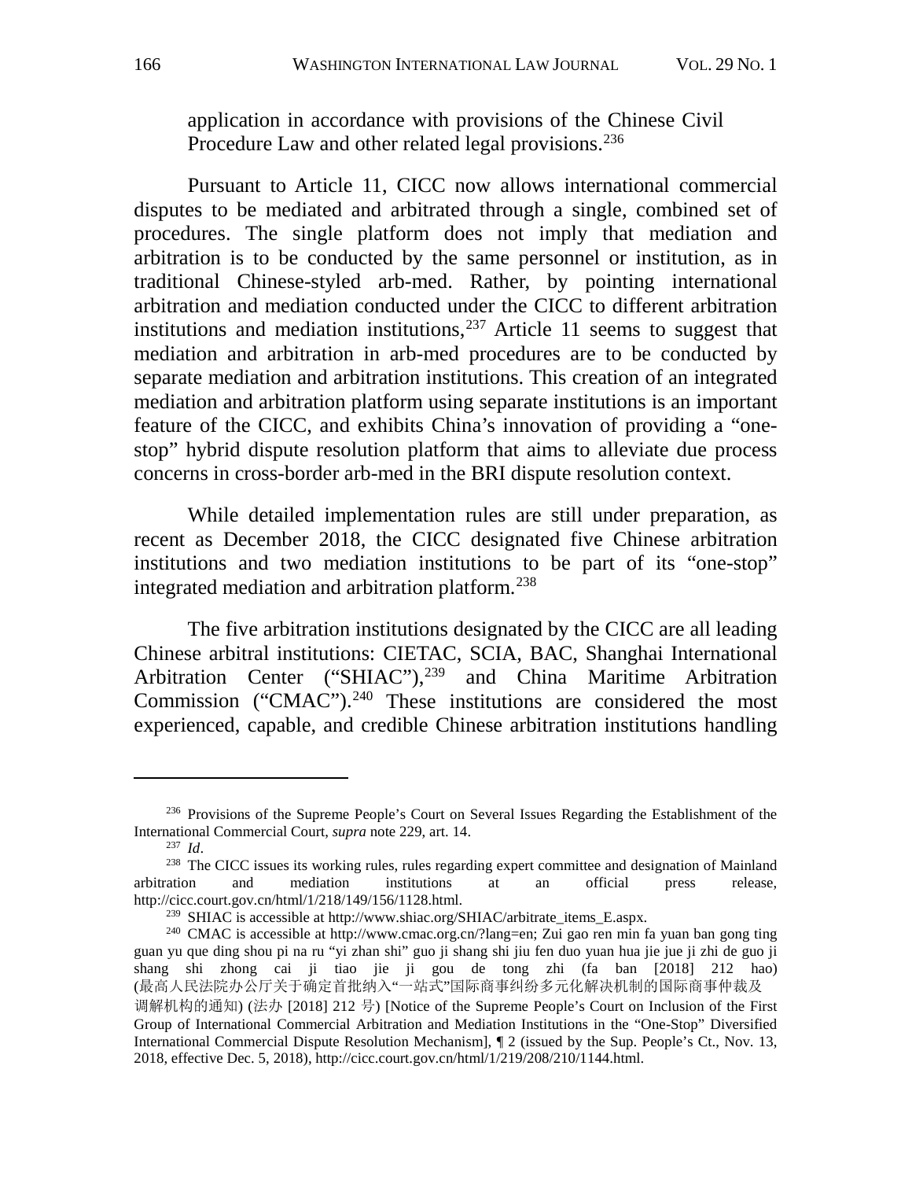application in accordance with provisions of the Chinese Civil Procedure Law and other related legal provisions.[236]

Pursuant to Article 11, CICC now allows international commercial disputes to be mediated and arbitrated through a single, combined set of procedures. The single platform does not imply that mediation and arbitration is to be conducted by the same personnel or institution, as in traditional Chinese-styled arb-med. Rather, by pointing international arbitration and mediation conducted under the CICC to different arbitration institutions and mediation institutions,[237] Article 11 seems to suggest that mediation and arbitration in arb-med procedures are to be conducted by separate mediation and arbitration institutions. This creation of an integrated mediation and arbitration platform using separate institutions is an important feature of the CICC, and exhibits China's innovation of providing a "one-stop" hybrid dispute resolution platform that aims to alleviate due process concerns in cross-border arb-med in the BRI dispute resolution context.

While detailed implementation rules are still under preparation, as recent as December 2018, the CICC designated five Chinese arbitration institutions and two mediation institutions to be part of its "one-stop" integrated mediation and arbitration platform.[238]

The five arbitration institutions designated by the CICC are all leading Chinese arbitral institutions: CIETAC, SCIA, BAC, Shanghai International Arbitration Center ("SHIAC"),[239] and China Maritime Arbitration Commission ("CMAC").[240] These institutions are considered the most experienced, capable, and credible Chinese arbitration institutions handling

---

[236] Provisions of the Supreme People's Court on Several Issues Regarding the Establishment of the International Commercial Court, *supra* note 229, art. 14.

[237] *Id*.

[238] The CICC issues its working rules, rules regarding expert committee and designation of Mainland arbitration and mediation institutions at an official press release, http://cicc.court.gov.cn/html/1/218/149/156/1128.html.

[239] SHIAC is accessible at http://www.shiac.org/SHIAC/arbitrate_items_E.aspx.

[240] CMAC is accessible at http://www.cmac.org.cn/?lang=en; Zui gao ren min fa yuan ban gong ting guan yu que ding shou pi na ru "yi zhan shi" guo ji shang shi jiu fen duo yuan hua jie jue ji zhi de guo ji shang shi zhong cai ji tiao jie ji gou de tong zhi (fa ban [2018] 212 hao) (最高人民法院办公厅关于确定首批纳入"一站式"国际商事纠纷多元化解决机制的国际商事仲裁及调解机构的通知) (法办 [2018] 212 号) [Notice of the Supreme People's Court on Inclusion of the First Group of International Commercial Arbitration and Mediation Institutions in the "One-Stop" Diversified International Commercial Dispute Resolution Mechanism], ¶ 2 (issued by the Sup. People's Ct., Nov. 13, 2018, effective Dec. 5, 2018), http://cicc.court.gov.cn/html/1/219/208/210/1144.html.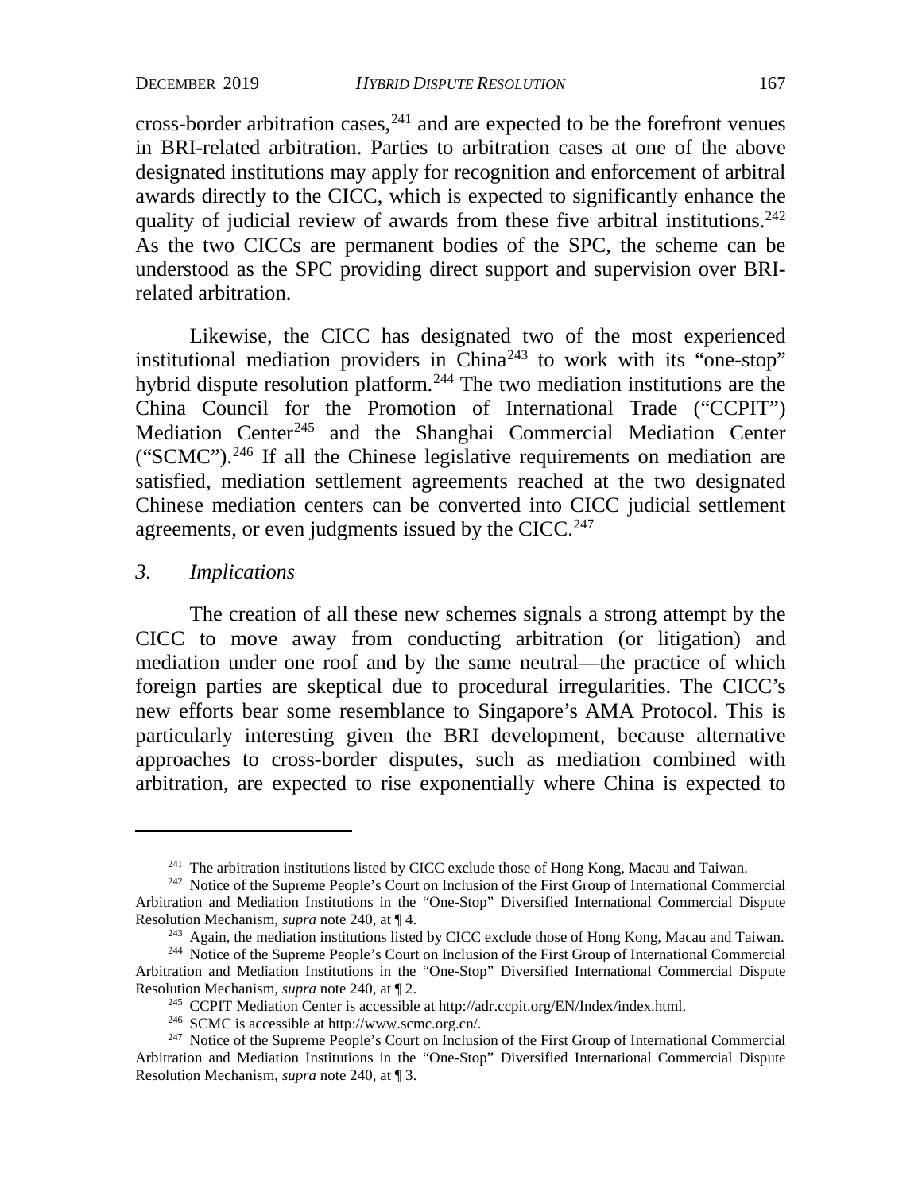cross-border arbitration cases,[241] and are expected to be the forefront venues in BRI-related arbitration. Parties to arbitration cases at one of the above designated institutions may apply for recognition and enforcement of arbitral awards directly to the CICC, which is expected to significantly enhance the quality of judicial review of awards from these five arbitral institutions.[242] As the two CICCs are permanent bodies of the SPC, the scheme can be understood as the SPC providing direct support and supervision over BRI-related arbitration.

Likewise, the CICC has designated two of the most experienced institutional mediation providers in China[243] to work with its "one-stop" hybrid dispute resolution platform.[244] The two mediation institutions are the China Council for the Promotion of International Trade ("CCPIT") Mediation Center[245] and the Shanghai Commercial Mediation Center ("SCMC").[246] If all the Chinese legislative requirements on mediation are satisfied, mediation settlement agreements reached at the two designated Chinese mediation centers can be converted into CICC judicial settlement agreements, or even judgments issued by the CICC.[247]

### *3. Implications*

The creation of all these new schemes signals a strong attempt by the CICC to move away from conducting arbitration (or litigation) and mediation under one roof and by the same neutral—the practice of which foreign parties are skeptical due to procedural irregularities. The CICC's new efforts bear some resemblance to Singapore's AMA Protocol. This is particularly interesting given the BRI development, because alternative approaches to cross-border disputes, such as mediation combined with arbitration, are expected to rise exponentially where China is expected to

---

[241] The arbitration institutions listed by CICC exclude those of Hong Kong, Macau and Taiwan.

[242] Notice of the Supreme People's Court on Inclusion of the First Group of International Commercial Arbitration and Mediation Institutions in the "One-Stop" Diversified International Commercial Dispute Resolution Mechanism, *supra* note 240, at ¶ 4.

[243] Again, the mediation institutions listed by CICC exclude those of Hong Kong, Macau and Taiwan.

[244] Notice of the Supreme People's Court on Inclusion of the First Group of International Commercial Arbitration and Mediation Institutions in the "One-Stop" Diversified International Commercial Dispute Resolution Mechanism, *supra* note 240, at ¶ 2.

[245] CCPIT Mediation Center is accessible at http://adr.ccpit.org/EN/Index/index.html.

[246] SCMC is accessible at http://www.scmc.org.cn/.

[247] Notice of the Supreme People's Court on Inclusion of the First Group of International Commercial Arbitration and Mediation Institutions in the "One-Stop" Diversified International Commercial Dispute Resolution Mechanism, *supra* note 240, at ¶ 3.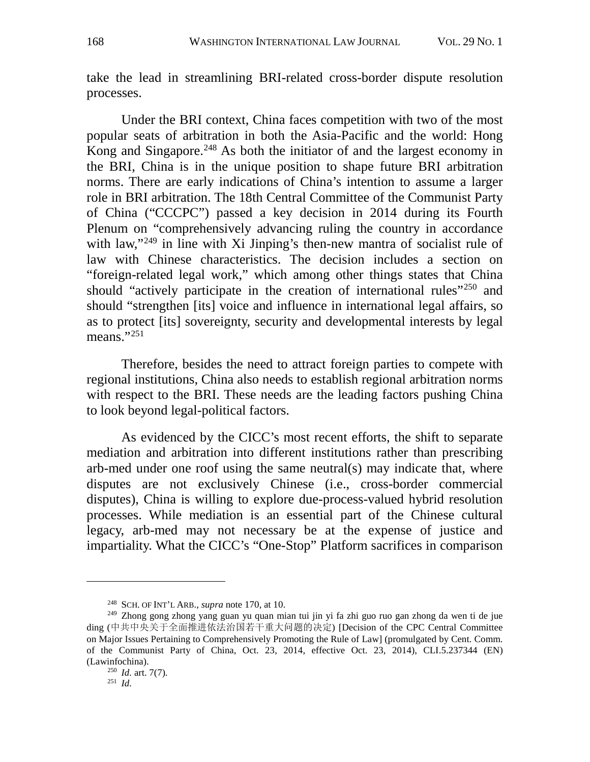take the lead in streamlining BRI-related cross-border dispute resolution processes.

Under the BRI context, China faces competition with two of the most popular seats of arbitration in both the Asia-Pacific and the world: Hong Kong and Singapore.[248] As both the initiator of and the largest economy in the BRI, China is in the unique position to shape future BRI arbitration norms. There are early indications of China's intention to assume a larger role in BRI arbitration. The 18th Central Committee of the Communist Party of China ("CCCPC") passed a key decision in 2014 during its Fourth Plenum on "comprehensively advancing ruling the country in accordance with law,"[249] in line with Xi Jinping's then-new mantra of socialist rule of law with Chinese characteristics. The decision includes a section on "foreign-related legal work," which among other things states that China should "actively participate in the creation of international rules"[250] and should "strengthen [its] voice and influence in international legal affairs, so as to protect [its] sovereignty, security and developmental interests by legal means."[251]

Therefore, besides the need to attract foreign parties to compete with regional institutions, China also needs to establish regional arbitration norms with respect to the BRI. These needs are the leading factors pushing China to look beyond legal-political factors.

As evidenced by the CICC's most recent efforts, the shift to separate mediation and arbitration into different institutions rather than prescribing arb-med under one roof using the same neutral(s) may indicate that, where disputes are not exclusively Chinese (i.e., cross-border commercial disputes), China is willing to explore due-process-valued hybrid resolution processes. While mediation is an essential part of the Chinese cultural legacy, arb-med may not necessary be at the expense of justice and impartiality. What the CICC's "One-Stop" Platform sacrifices in comparison

---

[248] SCH. OF INT'L ARB., *supra* note 170, at 10.

[249] Zhong gong zhong yang guan yu quan mian tui jin yi fa zhi guo ruo gan zhong da wen ti de jue ding (中共中央关于全面推进依法治国若干重大问题的决定) [Decision of the CPC Central Committee on Major Issues Pertaining to Comprehensively Promoting the Rule of Law] (promulgated by Cent. Comm. of the Communist Party of China, Oct. 23, 2014, effective Oct. 23, 2014), CLI.5.237344 (EN) (Lawinfochina).

[250] *Id.* art. 7(7).

[251] *Id.*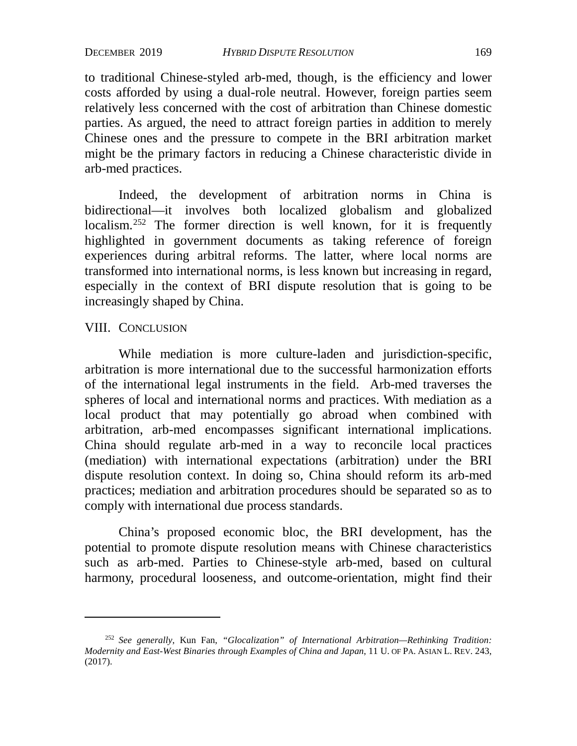to traditional Chinese-styled arb-med, though, is the efficiency and lower costs afforded by using a dual-role neutral. However, foreign parties seem relatively less concerned with the cost of arbitration than Chinese domestic parties. As argued, the need to attract foreign parties in addition to merely Chinese ones and the pressure to compete in the BRI arbitration market might be the primary factors in reducing a Chinese characteristic divide in arb-med practices.

Indeed, the development of arbitration norms in China is bidirectional—it involves both localized globalism and globalized localism.[252] The former direction is well known, for it is frequently highlighted in government documents as taking reference of foreign experiences during arbitral reforms. The latter, where local norms are transformed into international norms, is less known but increasing in regard, especially in the context of BRI dispute resolution that is going to be increasingly shaped by China.

## VIII. CONCLUSION

While mediation is more culture-laden and jurisdiction-specific, arbitration is more international due to the successful harmonization efforts of the international legal instruments in the field. Arb-med traverses the spheres of local and international norms and practices. With mediation as a local product that may potentially go abroad when combined with arbitration, arb-med encompasses significant international implications. China should regulate arb-med in a way to reconcile local practices (mediation) with international expectations (arbitration) under the BRI dispute resolution context. In doing so, China should reform its arb-med practices; mediation and arbitration procedures should be separated so as to comply with international due process standards.

China's proposed economic bloc, the BRI development, has the potential to promote dispute resolution means with Chinese characteristics such as arb-med. Parties to Chinese-style arb-med, based on cultural harmony, procedural looseness, and outcome-orientation, might find their

---

[252] *See generally*, Kun Fan, *"Glocalization" of International Arbitration—Rethinking Tradition: Modernity and East-West Binaries through Examples of China and Japan*, 11 U. OF PA. ASIAN L. REV. 243, (2017).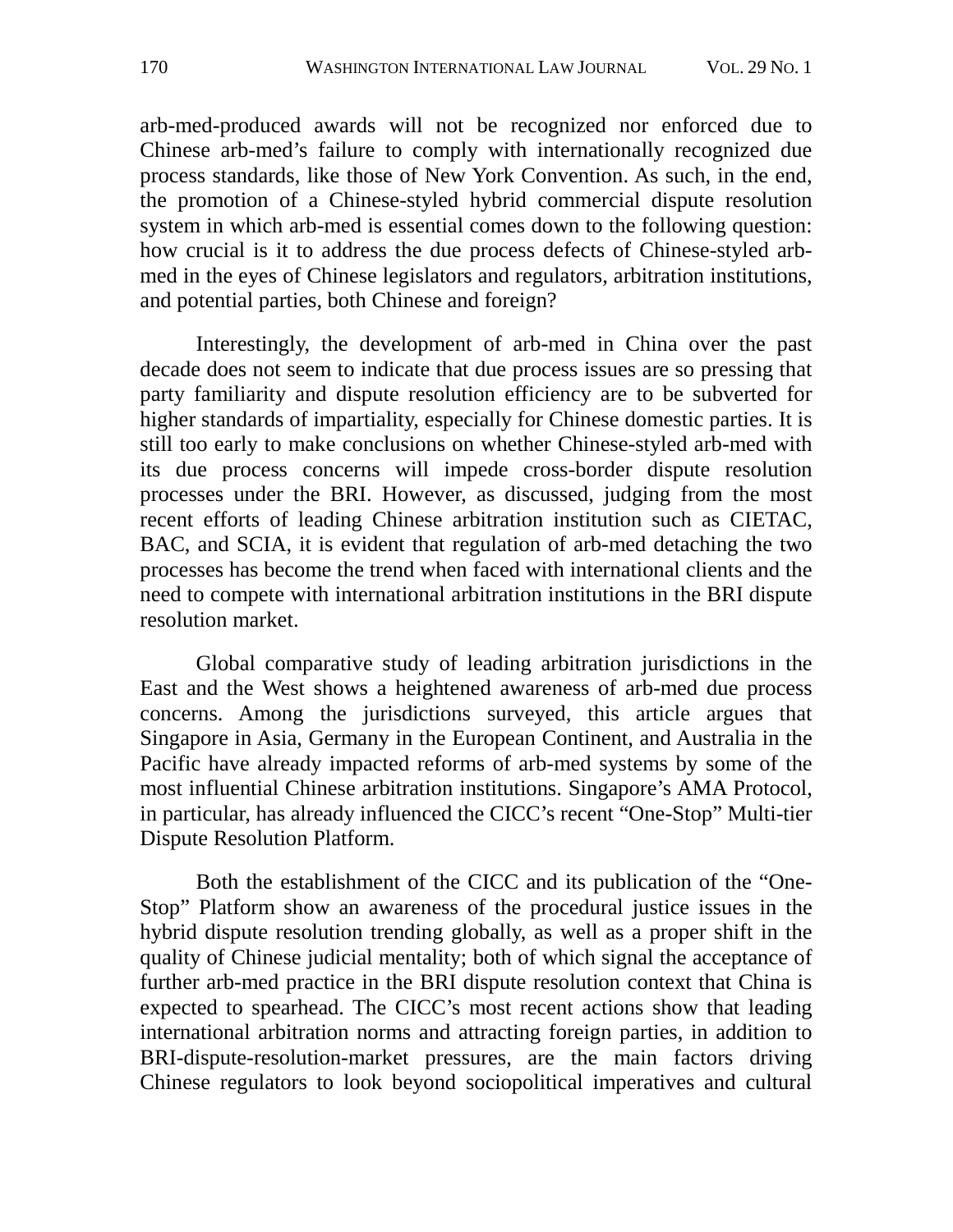arb-med-produced awards will not be recognized nor enforced due to Chinese arb-med's failure to comply with internationally recognized due process standards, like those of New York Convention. As such, in the end, the promotion of a Chinese-styled hybrid commercial dispute resolution system in which arb-med is essential comes down to the following question: how crucial is it to address the due process defects of Chinese-styled arb-med in the eyes of Chinese legislators and regulators, arbitration institutions, and potential parties, both Chinese and foreign?

Interestingly, the development of arb-med in China over the past decade does not seem to indicate that due process issues are so pressing that party familiarity and dispute resolution efficiency are to be subverted for higher standards of impartiality, especially for Chinese domestic parties. It is still too early to make conclusions on whether Chinese-styled arb-med with its due process concerns will impede cross-border dispute resolution processes under the BRI. However, as discussed, judging from the most recent efforts of leading Chinese arbitration institution such as CIETAC, BAC, and SCIA, it is evident that regulation of arb-med detaching the two processes has become the trend when faced with international clients and the need to compete with international arbitration institutions in the BRI dispute resolution market.

Global comparative study of leading arbitration jurisdictions in the East and the West shows a heightened awareness of arb-med due process concerns. Among the jurisdictions surveyed, this article argues that Singapore in Asia, Germany in the European Continent, and Australia in the Pacific have already impacted reforms of arb-med systems by some of the most influential Chinese arbitration institutions. Singapore's AMA Protocol, in particular, has already influenced the CICC's recent "One-Stop" Multi-tier Dispute Resolution Platform.

Both the establishment of the CICC and its publication of the "One-Stop" Platform show an awareness of the procedural justice issues in the hybrid dispute resolution trending globally, as well as a proper shift in the quality of Chinese judicial mentality; both of which signal the acceptance of further arb-med practice in the BRI dispute resolution context that China is expected to spearhead. The CICC's most recent actions show that leading international arbitration norms and attracting foreign parties, in addition to BRI-dispute-resolution-market pressures, are the main factors driving Chinese regulators to look beyond sociopolitical imperatives and cultural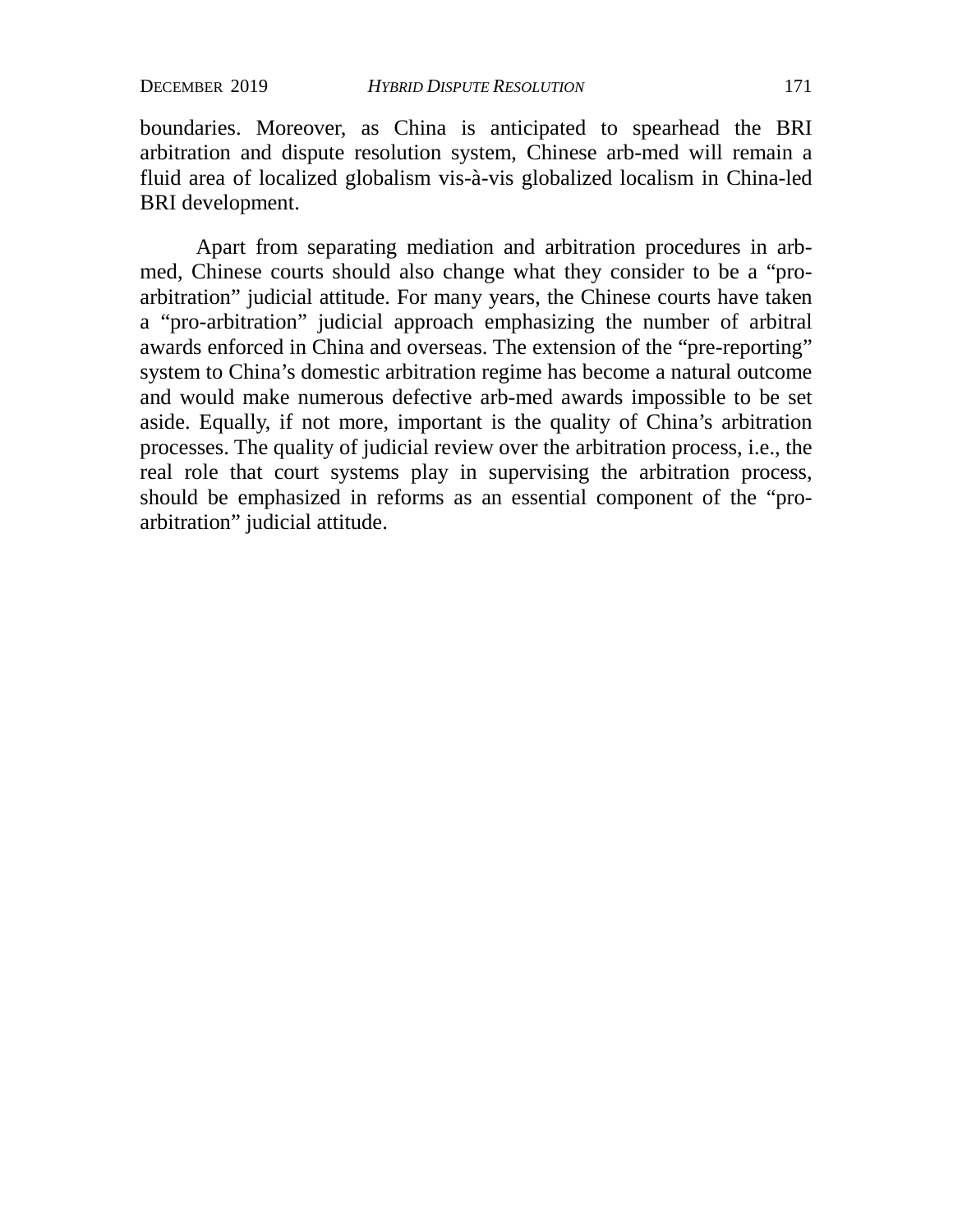boundaries. Moreover, as China is anticipated to spearhead the BRI arbitration and dispute resolution system, Chinese arb-med will remain a fluid area of localized globalism vis-à-vis globalized localism in China-led BRI development.

Apart from separating mediation and arbitration procedures in arb-med, Chinese courts should also change what they consider to be a "pro-arbitration" judicial attitude. For many years, the Chinese courts have taken a "pro-arbitration" judicial approach emphasizing the number of arbitral awards enforced in China and overseas. The extension of the "pre-reporting" system to China's domestic arbitration regime has become a natural outcome and would make numerous defective arb-med awards impossible to be set aside. Equally, if not more, important is the quality of China's arbitration processes. The quality of judicial review over the arbitration process, i.e., the real role that court systems play in supervising the arbitration process, should be emphasized in reforms as an essential component of the "pro-arbitration" judicial attitude.